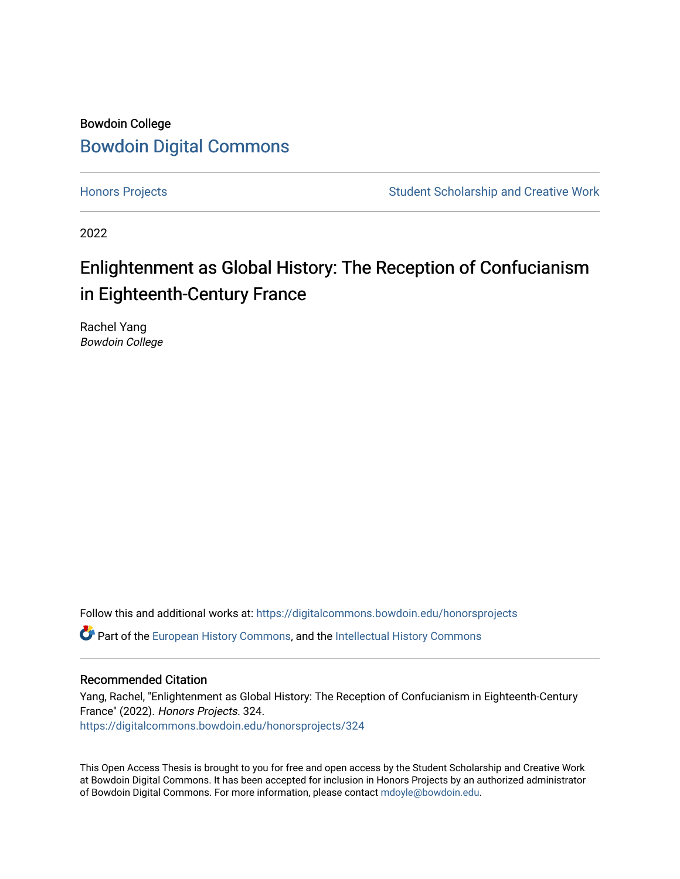Bowdoin College

# Bowdoin Digital Commons

Honors Projects | Student Scholarship and Creative Work

2022

## Enlightenment as Global History: The Reception of Confucianism in Eighteenth-Century France

Rachel Yang
*Bowdoin College*

Follow this and additional works at: https://digitalcommons.bowdoin.edu/honorsprojects

Part of the European History Commons, and the Intellectual History Commons

### Recommended Citation

Yang, Rachel, "Enlightenment as Global History: The Reception of Confucianism in Eighteenth-Century France" (2022). *Honors Projects*. 324.
https://digitalcommons.bowdoin.edu/honorsprojects/324

This Open Access Thesis is brought to you for free and open access by the Student Scholarship and Creative Work at Bowdoin Digital Commons. It has been accepted for inclusion in Honors Projects by an authorized administrator of Bowdoin Digital Commons. For more information, please contact mdoyle@bowdoin.edu.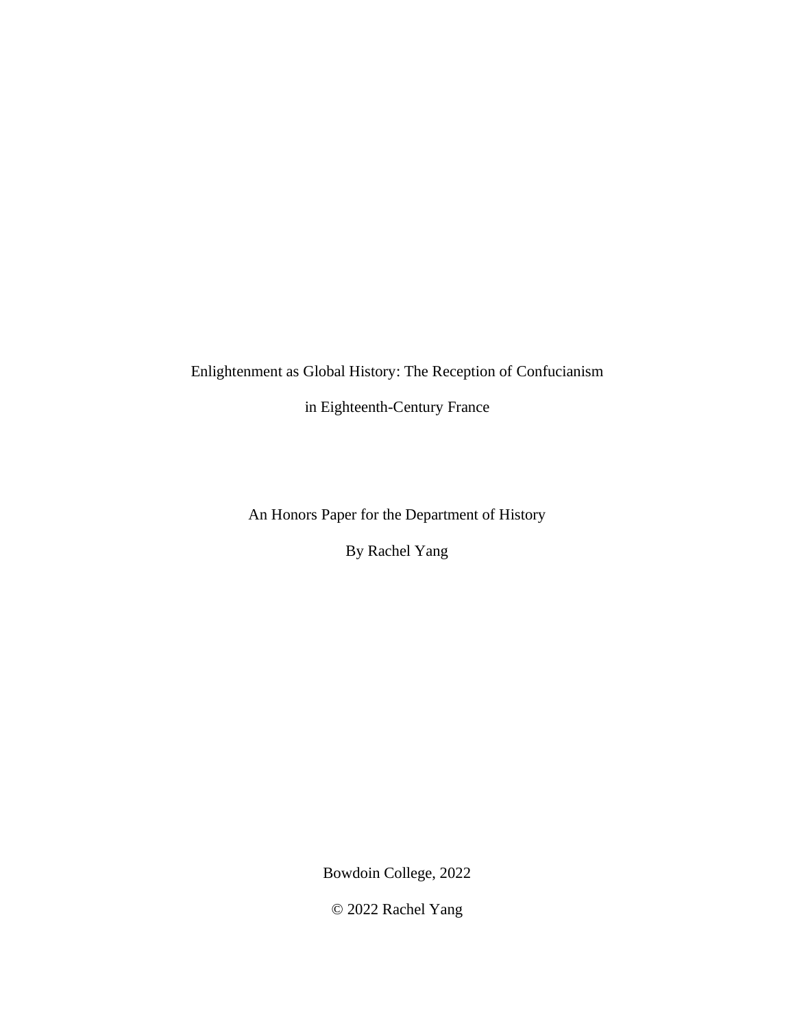Enlightenment as Global History: The Reception of Confucianism

in Eighteenth-Century France

An Honors Paper for the Department of History

By Rachel Yang

Bowdoin College, 2022

© 2022 Rachel Yang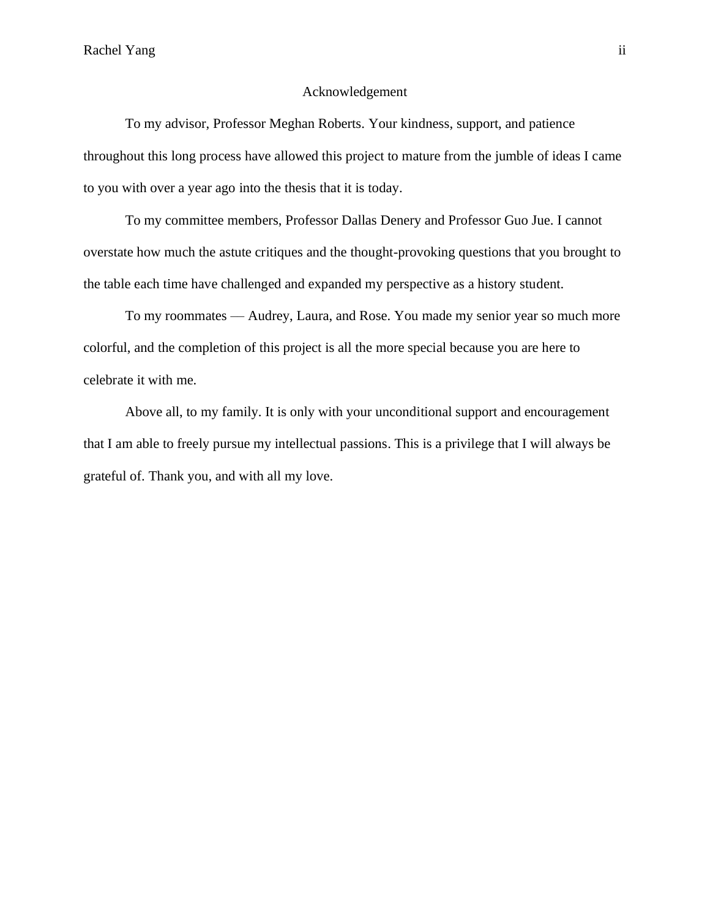# Acknowledgement

To my advisor, Professor Meghan Roberts. Your kindness, support, and patience throughout this long process have allowed this project to mature from the jumble of ideas I came to you with over a year ago into the thesis that it is today.

To my committee members, Professor Dallas Denery and Professor Guo Jue. I cannot overstate how much the astute critiques and the thought-provoking questions that you brought to the table each time have challenged and expanded my perspective as a history student.

To my roommates — Audrey, Laura, and Rose. You made my senior year so much more colorful, and the completion of this project is all the more special because you are here to celebrate it with me.

Above all, to my family. It is only with your unconditional support and encouragement that I am able to freely pursue my intellectual passions. This is a privilege that I will always be grateful of. Thank you, and with all my love.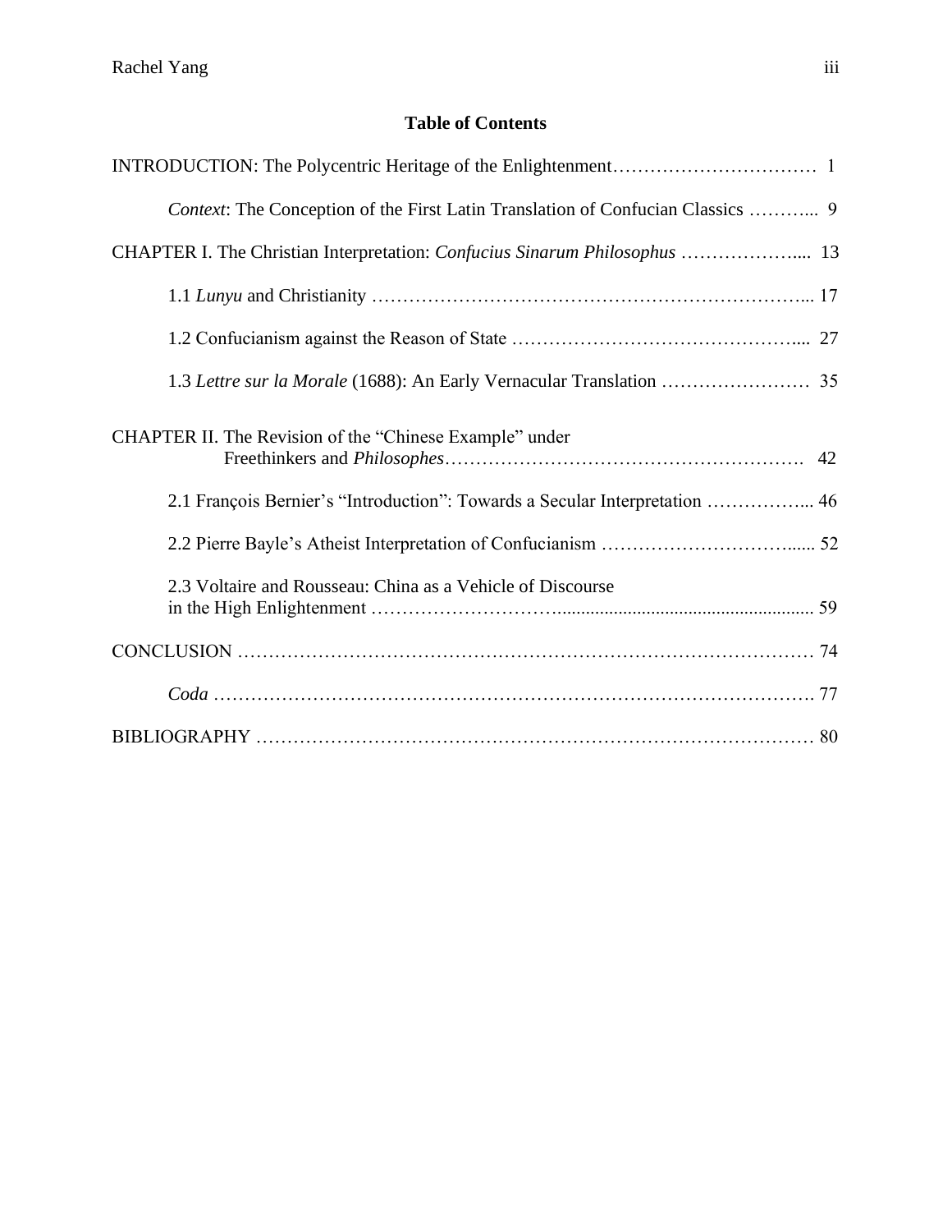## Table of Contents

INTRODUCTION: The Polycentric Heritage of the Enlightenment ................................ 1

*Context*: The Conception of the First Latin Translation of Confucian Classics ............ 9

CHAPTER I. The Christian Interpretation: *Confucius Sinarum Philosophus* ..................... 13

1.1 *Lunyu* and Christianity ................................................................... 17

1.2 Confucianism against the Reason of State ............................................. 27

1.3 *Lettre sur la Morale* (1688): An Early Vernacular Translation ........................ 35

CHAPTER II. The Revision of the "Chinese Example" under Freethinkers and *Philosophes* .................................................... 42

2.1 François Bernier's "Introduction": Towards a Secular Interpretation ................. 46

2.2 Pierre Bayle's Atheist Interpretation of Confucianism .................................. 52

2.3 Voltaire and Rousseau: China as a Vehicle of Discourse in the High Enlightenment ................................................................ 59

CONCLUSION ........................................................................................ 74

*Coda* ................................................................................................ 77

BIBLIOGRAPHY ...................................................................................... 80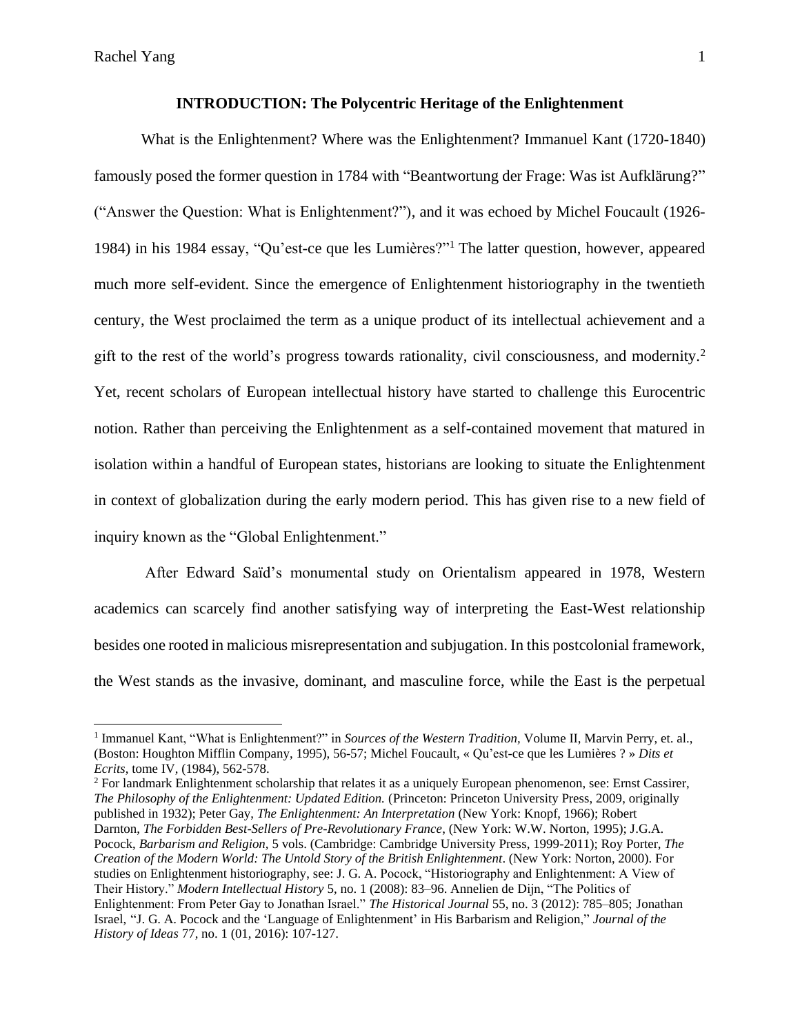## INTRODUCTION: The Polycentric Heritage of the Enlightenment

What is the Enlightenment? Where was the Enlightenment? Immanuel Kant (1720-1840) famously posed the former question in 1784 with "Beantwortung der Frage: Was ist Aufklärung?" ("Answer the Question: What is Enlightenment?"), and it was echoed by Michel Foucault (1926-1984) in his 1984 essay, "Qu'est-ce que les Lumières?"[1] The latter question, however, appeared much more self-evident. Since the emergence of Enlightenment historiography in the twentieth century, the West proclaimed the term as a unique product of its intellectual achievement and a gift to the rest of the world's progress towards rationality, civil consciousness, and modernity.[2] Yet, recent scholars of European intellectual history have started to challenge this Eurocentric notion. Rather than perceiving the Enlightenment as a self-contained movement that matured in isolation within a handful of European states, historians are looking to situate the Enlightenment in context of globalization during the early modern period. This has given rise to a new field of inquiry known as the "Global Enlightenment."

After Edward Saïd's monumental study on Orientalism appeared in 1978, Western academics can scarcely find another satisfying way of interpreting the East-West relationship besides one rooted in malicious misrepresentation and subjugation. In this postcolonial framework, the West stands as the invasive, dominant, and masculine force, while the East is the perpetual

---

[1] Immanuel Kant, "What is Enlightenment?" in *Sources of the Western Tradition*, Volume II, Marvin Perry, et. al., (Boston: Houghton Mifflin Company, 1995), 56-57; Michel Foucault, « Qu'est-ce que les Lumières ? » *Dits et Ecrits*, tome IV, (1984), 562-578.

[2] For landmark Enlightenment scholarship that relates it as a uniquely European phenomenon, see: Ernst Cassirer, *The Philosophy of the Enlightenment: Updated Edition.* (Princeton: Princeton University Press, 2009, originally published in 1932); Peter Gay, *The Enlightenment: An Interpretation* (New York: Knopf, 1966); Robert Darnton, *The Forbidden Best-Sellers of Pre-Revolutionary France*, (New York: W.W. Norton, 1995); J.G.A. Pocock, *Barbarism and Religion*, 5 vols. (Cambridge: Cambridge University Press, 1999-2011); Roy Porter, *The Creation of the Modern World: The Untold Story of the British Enlightenment*. (New York: Norton, 2000). For studies on Enlightenment historiography, see: J. G. A. Pocock, "Historiography and Enlightenment: A View of Their History." *Modern Intellectual History* 5, no. 1 (2008): 83–96. Annelien de Dijn, "The Politics of Enlightenment: From Peter Gay to Jonathan Israel." *The Historical Journal* 55, no. 3 (2012): 785–805; Jonathan Israel, "J. G. A. Pocock and the 'Language of Enlightenment' in His Barbarism and Religion," *Journal of the History of Ideas* 77, no. 1 (01, 2016): 107-127.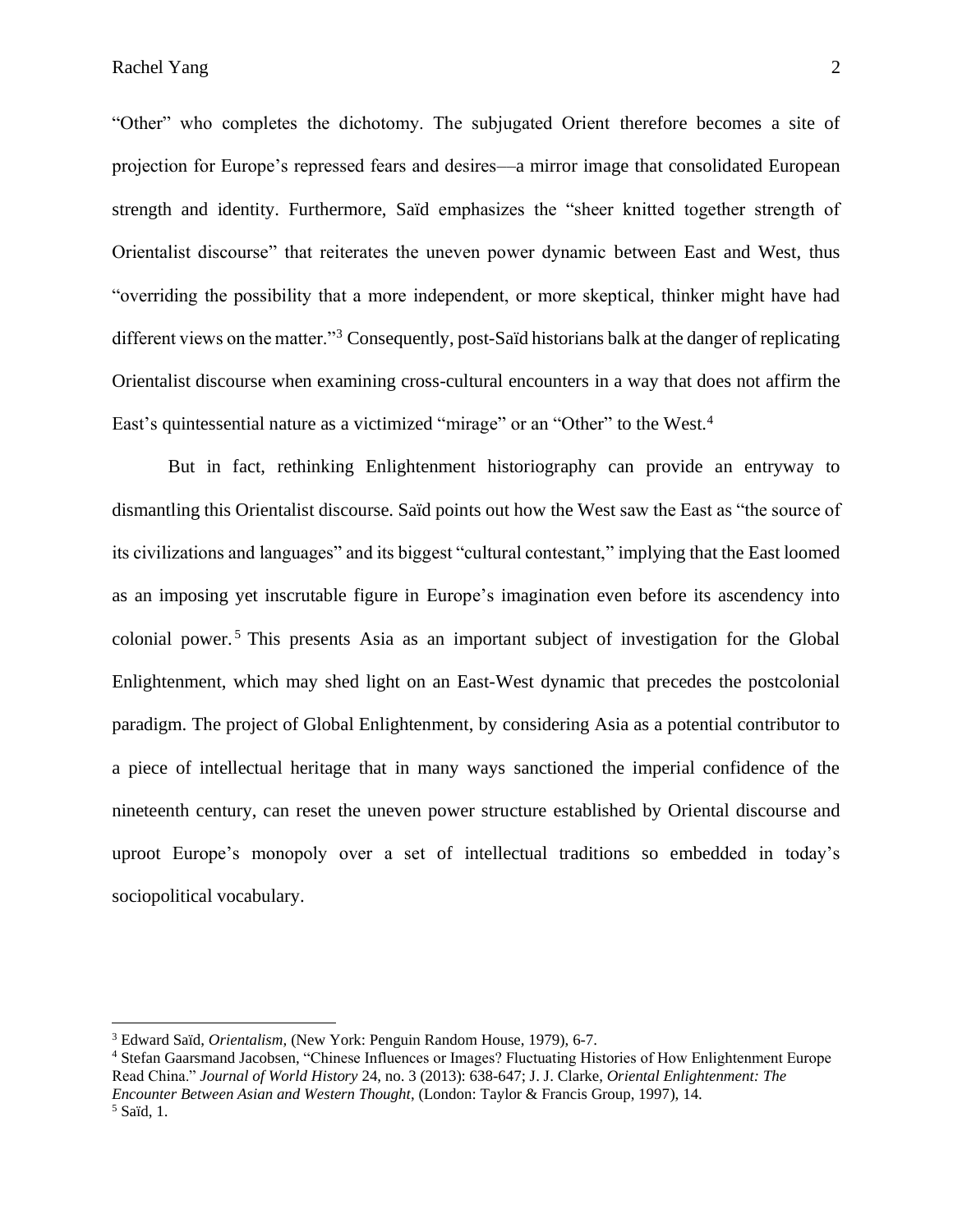"Other" who completes the dichotomy. The subjugated Orient therefore becomes a site of projection for Europe's repressed fears and desires—a mirror image that consolidated European strength and identity. Furthermore, Saïd emphasizes the "sheer knitted together strength of Orientalist discourse" that reiterates the uneven power dynamic between East and West, thus "overriding the possibility that a more independent, or more skeptical, thinker might have had different views on the matter."[3] Consequently, post-Saïd historians balk at the danger of replicating Orientalist discourse when examining cross-cultural encounters in a way that does not affirm the East's quintessential nature as a victimized "mirage" or an "Other" to the West.[4]

But in fact, rethinking Enlightenment historiography can provide an entryway to dismantling this Orientalist discourse. Saïd points out how the West saw the East as "the source of its civilizations and languages" and its biggest "cultural contestant," implying that the East loomed as an imposing yet inscrutable figure in Europe's imagination even before its ascendency into colonial power.[5] This presents Asia as an important subject of investigation for the Global Enlightenment, which may shed light on an East-West dynamic that precedes the postcolonial paradigm. The project of Global Enlightenment, by considering Asia as a potential contributor to a piece of intellectual heritage that in many ways sanctioned the imperial confidence of the nineteenth century, can reset the uneven power structure established by Oriental discourse and uproot Europe's monopoly over a set of intellectual traditions so embedded in today's sociopolitical vocabulary.

---

[3] Edward Saïd, *Orientalism,* (New York: Penguin Random House, 1979), 6-7.

[4] Stefan Gaarsmand Jacobsen, "Chinese Influences or Images? Fluctuating Histories of How Enlightenment Europe Read China." *Journal of World History* 24, no. 3 (2013): 638-647; J. J. Clarke, *Oriental Enlightenment: The Encounter Between Asian and Western Thought,* (London: Taylor & Francis Group, 1997), 14.

[5] Saïd, 1.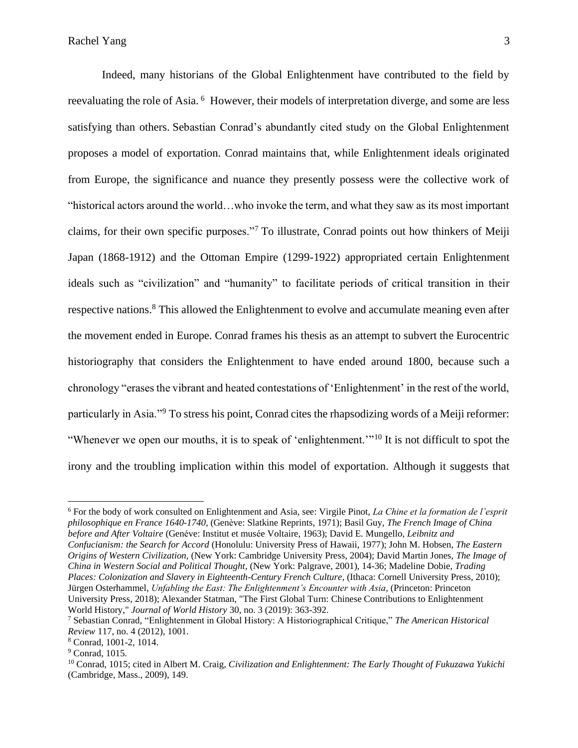Indeed, many historians of the Global Enlightenment have contributed to the field by reevaluating the role of Asia. [6] However, their models of interpretation diverge, and some are less satisfying than others. Sebastian Conrad's abundantly cited study on the Global Enlightenment proposes a model of exportation. Conrad maintains that, while Enlightenment ideals originated from Europe, the significance and nuance they presently possess were the collective work of "historical actors around the world…who invoke the term, and what they saw as its most important claims, for their own specific purposes."[7] To illustrate, Conrad points out how thinkers of Meiji Japan (1868-1912) and the Ottoman Empire (1299-1922) appropriated certain Enlightenment ideals such as "civilization" and "humanity" to facilitate periods of critical transition in their respective nations.[8] This allowed the Enlightenment to evolve and accumulate meaning even after the movement ended in Europe. Conrad frames his thesis as an attempt to subvert the Eurocentric historiography that considers the Enlightenment to have ended around 1800, because such a chronology "erases the vibrant and heated contestations of 'Enlightenment' in the rest of the world, particularly in Asia."[9] To stress his point, Conrad cites the rhapsodizing words of a Meiji reformer: "Whenever we open our mouths, it is to speak of 'enlightenment.'"[10] It is not difficult to spot the irony and the troubling implication within this model of exportation. Although it suggests that

---

[6] For the body of work consulted on Enlightenment and Asia, see: Virgile Pinot, *La Chine et la formation de l'esprit philosophique en France 1640-1740*, (Genève: Slatkine Reprints, 1971); Basil Guy, *The French Image of China before and After Voltaire* (Genéve: Institut et musée Voltaire, 1963); David E. Mungello, *Leibnitz and Confucianism: the Search for Accord* (Honolulu: University Press of Hawaii, 1977); John M. Hobsen, *The Eastern Origins of Western Civilization*, (New York: Cambridge University Press, 2004); David Martin Jones, *The Image of China in Western Social and Political Thought*, (New York: Palgrave, 2001), 14-36; Madeline Dobie, *Trading Places: Colonization and Slavery in Eighteenth-Century French Culture*, (Ithaca: Cornell University Press, 2010); Jürgen Osterhammel, *Unfabling the East: The Enlightenment's Encounter with Asia*, (Princeton: Princeton University Press, 2018); Alexander Statman, "The First Global Turn: Chinese Contributions to Enlightenment World History," *Journal of World History* 30, no. 3 (2019): 363-392.

[7] Sebastian Conrad, "Enlightenment in Global History: A Historiographical Critique," *The American Historical Review* 117, no. 4 (2012), 1001.

[8] Conrad, 1001-2, 1014.

[9] Conrad, 1015.

[10] Conrad, 1015; cited in Albert M. Craig, *Civilization and Enlightenment: The Early Thought of Fukuzawa Yukichi* (Cambridge, Mass., 2009), 149.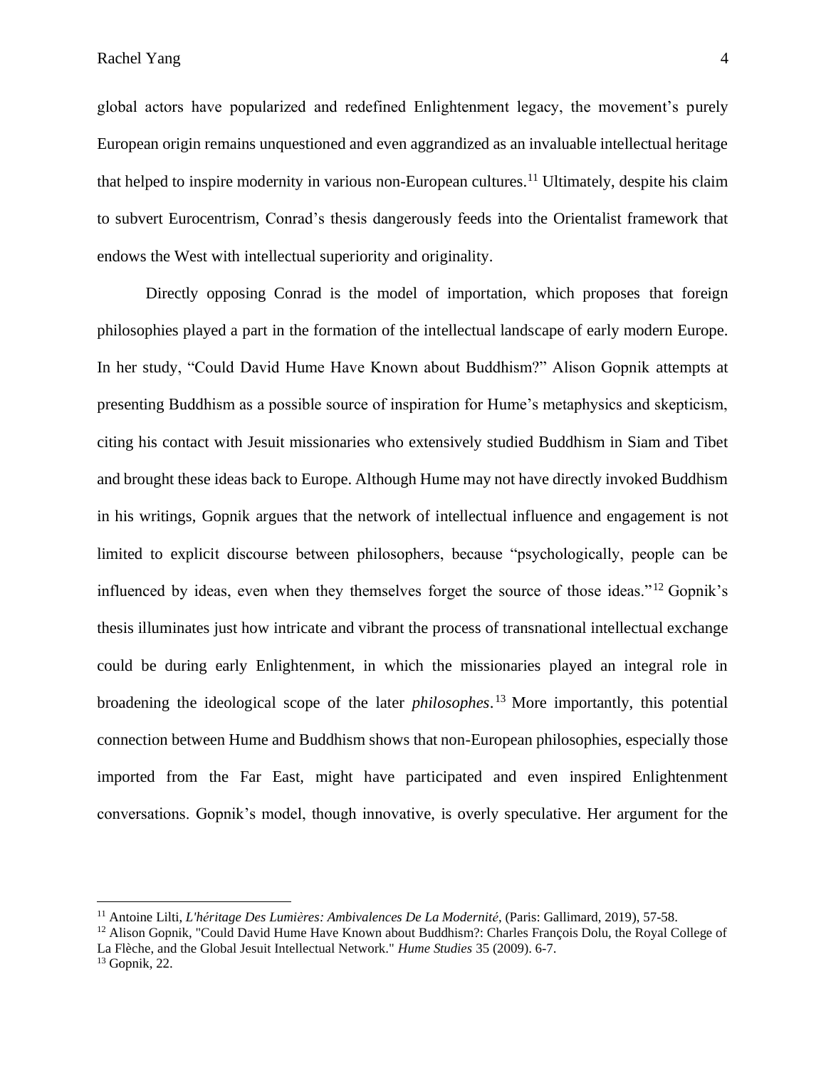global actors have popularized and redefined Enlightenment legacy, the movement's purely European origin remains unquestioned and even aggrandized as an invaluable intellectual heritage that helped to inspire modernity in various non-European cultures.[11] Ultimately, despite his claim to subvert Eurocentrism, Conrad's thesis dangerously feeds into the Orientalist framework that endows the West with intellectual superiority and originality.

Directly opposing Conrad is the model of importation, which proposes that foreign philosophies played a part in the formation of the intellectual landscape of early modern Europe. In her study, "Could David Hume Have Known about Buddhism?" Alison Gopnik attempts at presenting Buddhism as a possible source of inspiration for Hume's metaphysics and skepticism, citing his contact with Jesuit missionaries who extensively studied Buddhism in Siam and Tibet and brought these ideas back to Europe. Although Hume may not have directly invoked Buddhism in his writings, Gopnik argues that the network of intellectual influence and engagement is not limited to explicit discourse between philosophers, because "psychologically, people can be influenced by ideas, even when they themselves forget the source of those ideas."[12] Gopnik's thesis illuminates just how intricate and vibrant the process of transnational intellectual exchange could be during early Enlightenment, in which the missionaries played an integral role in broadening the ideological scope of the later *philosophes*.[13] More importantly, this potential connection between Hume and Buddhism shows that non-European philosophies, especially those imported from the Far East, might have participated and even inspired Enlightenment conversations. Gopnik's model, though innovative, is overly speculative. Her argument for the

---

[11] Antoine Lilti, *L'héritage Des Lumières: Ambivalences De La Modernité*, (Paris: Gallimard, 2019), 57-58.

[12] Alison Gopnik, "Could David Hume Have Known about Buddhism?: Charles François Dolu, the Royal College of La Flèche, and the Global Jesuit Intellectual Network." *Hume Studies* 35 (2009). 6-7.

[13] Gopnik, 22.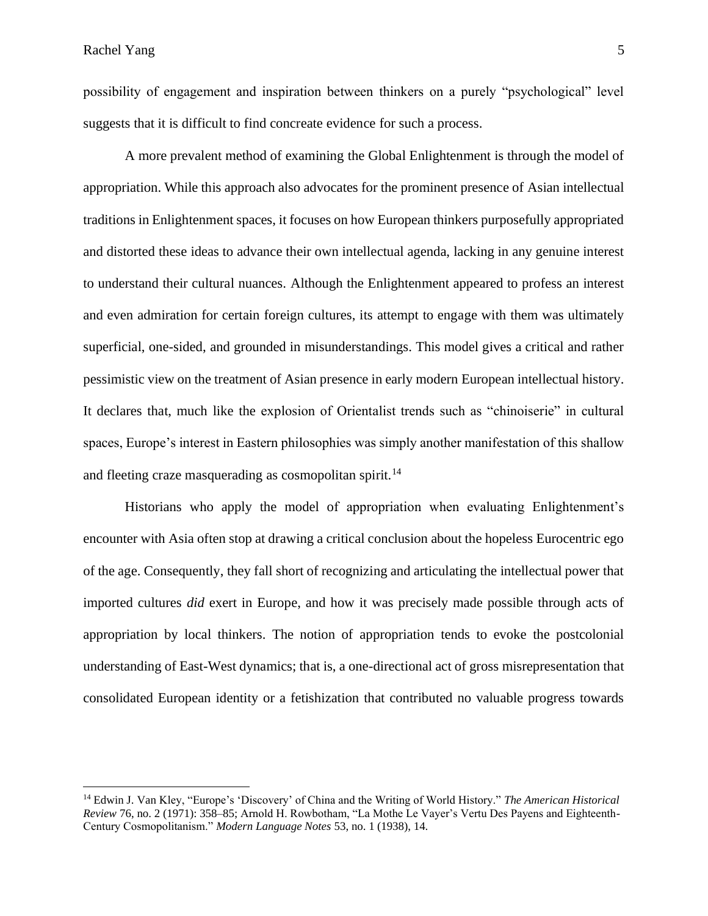possibility of engagement and inspiration between thinkers on a purely "psychological" level suggests that it is difficult to find concreate evidence for such a process.

A more prevalent method of examining the Global Enlightenment is through the model of appropriation. While this approach also advocates for the prominent presence of Asian intellectual traditions in Enlightenment spaces, it focuses on how European thinkers purposefully appropriated and distorted these ideas to advance their own intellectual agenda, lacking in any genuine interest to understand their cultural nuances. Although the Enlightenment appeared to profess an interest and even admiration for certain foreign cultures, its attempt to engage with them was ultimately superficial, one-sided, and grounded in misunderstandings. This model gives a critical and rather pessimistic view on the treatment of Asian presence in early modern European intellectual history. It declares that, much like the explosion of Orientalist trends such as "chinoiserie" in cultural spaces, Europe's interest in Eastern philosophies was simply another manifestation of this shallow and fleeting craze masquerading as cosmopolitan spirit.[14]

Historians who apply the model of appropriation when evaluating Enlightenment's encounter with Asia often stop at drawing a critical conclusion about the hopeless Eurocentric ego of the age. Consequently, they fall short of recognizing and articulating the intellectual power that imported cultures *did* exert in Europe, and how it was precisely made possible through acts of appropriation by local thinkers. The notion of appropriation tends to evoke the postcolonial understanding of East-West dynamics; that is, a one-directional act of gross misrepresentation that consolidated European identity or a fetishization that contributed no valuable progress towards

---

[14] Edwin J. Van Kley, "Europe's 'Discovery' of China and the Writing of World History." *The American Historical Review* 76, no. 2 (1971): 358–85; Arnold H. Rowbotham, "La Mothe Le Vayer's Vertu Des Payens and Eighteenth-Century Cosmopolitanism." *Modern Language Notes* 53, no. 1 (1938), 14.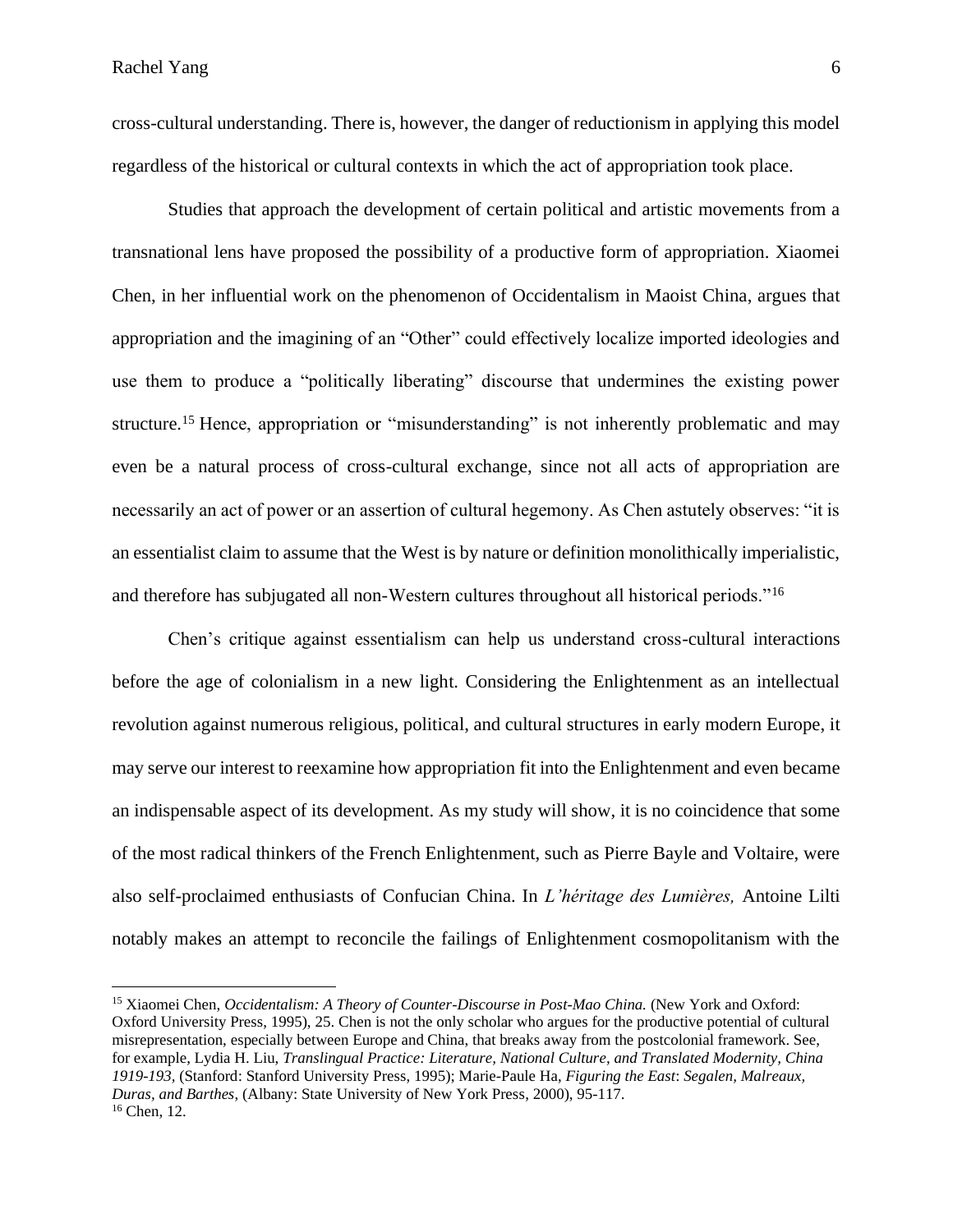cross-cultural understanding. There is, however, the danger of reductionism in applying this model regardless of the historical or cultural contexts in which the act of appropriation took place.

Studies that approach the development of certain political and artistic movements from a transnational lens have proposed the possibility of a productive form of appropriation. Xiaomei Chen, in her influential work on the phenomenon of Occidentalism in Maoist China, argues that appropriation and the imagining of an "Other" could effectively localize imported ideologies and use them to produce a "politically liberating" discourse that undermines the existing power structure.[15] Hence, appropriation or "misunderstanding" is not inherently problematic and may even be a natural process of cross-cultural exchange, since not all acts of appropriation are necessarily an act of power or an assertion of cultural hegemony. As Chen astutely observes: "it is an essentialist claim to assume that the West is by nature or definition monolithically imperialistic, and therefore has subjugated all non-Western cultures throughout all historical periods."[16]

Chen's critique against essentialism can help us understand cross-cultural interactions before the age of colonialism in a new light. Considering the Enlightenment as an intellectual revolution against numerous religious, political, and cultural structures in early modern Europe, it may serve our interest to reexamine how appropriation fit into the Enlightenment and even became an indispensable aspect of its development. As my study will show, it is no coincidence that some of the most radical thinkers of the French Enlightenment, such as Pierre Bayle and Voltaire, were also self-proclaimed enthusiasts of Confucian China. In *L'héritage des Lumières,* Antoine Lilti notably makes an attempt to reconcile the failings of Enlightenment cosmopolitanism with the

---

[15] Xiaomei Chen, *Occidentalism: A Theory of Counter-Discourse in Post-Mao China.* (New York and Oxford: Oxford University Press, 1995), 25. Chen is not the only scholar who argues for the productive potential of cultural misrepresentation, especially between Europe and China, that breaks away from the postcolonial framework. See, for example, Lydia H. Liu, *Translingual Practice: Literature, National Culture, and Translated Modernity, China 1919-193*, (Stanford: Stanford University Press, 1995); Marie-Paule Ha, *Figuring the East*: *Segalen, Malreaux, Duras, and Barthes*, (Albany: State University of New York Press, 2000), 95-117.

[16] Chen, 12.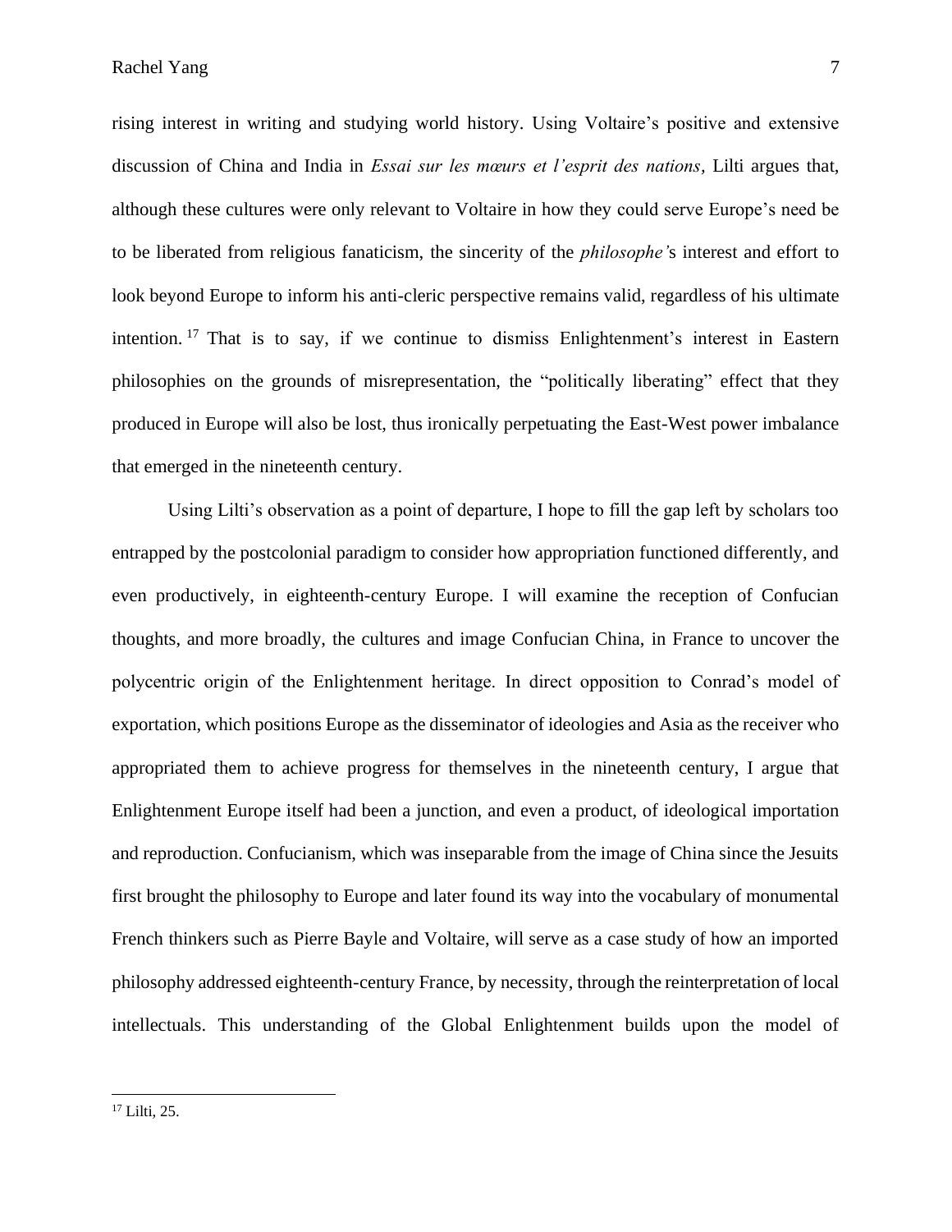rising interest in writing and studying world history. Using Voltaire's positive and extensive discussion of China and India in *Essai sur les mœurs et l'esprit des nations*, Lilti argues that, although these cultures were only relevant to Voltaire in how they could serve Europe's need be to be liberated from religious fanaticism, the sincerity of the *philosophe*'s interest and effort to look beyond Europe to inform his anti-cleric perspective remains valid, regardless of his ultimate intention.[17] That is to say, if we continue to dismiss Enlightenment's interest in Eastern philosophies on the grounds of misrepresentation, the "politically liberating" effect that they produced in Europe will also be lost, thus ironically perpetuating the East-West power imbalance that emerged in the nineteenth century.

Using Lilti's observation as a point of departure, I hope to fill the gap left by scholars too entrapped by the postcolonial paradigm to consider how appropriation functioned differently, and even productively, in eighteenth-century Europe. I will examine the reception of Confucian thoughts, and more broadly, the cultures and image Confucian China, in France to uncover the polycentric origin of the Enlightenment heritage. In direct opposition to Conrad's model of exportation, which positions Europe as the disseminator of ideologies and Asia as the receiver who appropriated them to achieve progress for themselves in the nineteenth century, I argue that Enlightenment Europe itself had been a junction, and even a product, of ideological importation and reproduction. Confucianism, which was inseparable from the image of China since the Jesuits first brought the philosophy to Europe and later found its way into the vocabulary of monumental French thinkers such as Pierre Bayle and Voltaire, will serve as a case study of how an imported philosophy addressed eighteenth-century France, by necessity, through the reinterpretation of local intellectuals. This understanding of the Global Enlightenment builds upon the model of

---

[17] Lilti, 25.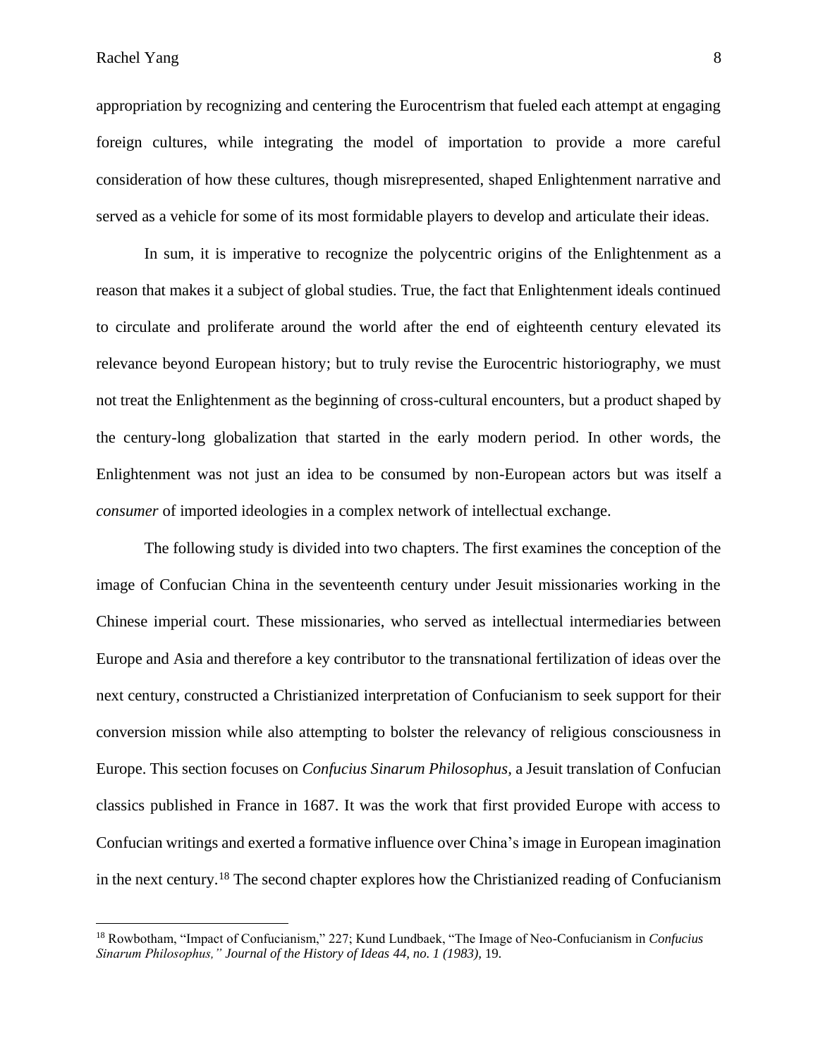appropriation by recognizing and centering the Eurocentrism that fueled each attempt at engaging foreign cultures, while integrating the model of importation to provide a more careful consideration of how these cultures, though misrepresented, shaped Enlightenment narrative and served as a vehicle for some of its most formidable players to develop and articulate their ideas.

In sum, it is imperative to recognize the polycentric origins of the Enlightenment as a reason that makes it a subject of global studies. True, the fact that Enlightenment ideals continued to circulate and proliferate around the world after the end of eighteenth century elevated its relevance beyond European history; but to truly revise the Eurocentric historiography, we must not treat the Enlightenment as the beginning of cross-cultural encounters, but a product shaped by the century-long globalization that started in the early modern period. In other words, the Enlightenment was not just an idea to be consumed by non-European actors but was itself a *consumer* of imported ideologies in a complex network of intellectual exchange.

The following study is divided into two chapters. The first examines the conception of the image of Confucian China in the seventeenth century under Jesuit missionaries working in the Chinese imperial court. These missionaries, who served as intellectual intermediaries between Europe and Asia and therefore a key contributor to the transnational fertilization of ideas over the next century, constructed a Christianized interpretation of Confucianism to seek support for their conversion mission while also attempting to bolster the relevancy of religious consciousness in Europe. This section focuses on *Confucius Sinarum Philosophus,* a Jesuit translation of Confucian classics published in France in 1687. It was the work that first provided Europe with access to Confucian writings and exerted a formative influence over China's image in European imagination in the next century.[18] The second chapter explores how the Christianized reading of Confucianism

---

[18] Rowbotham, "Impact of Confucianism," 227; Kund Lundbaek, "The Image of Neo-Confucianism in *Confucius Sinarum Philosophus," Journal of the History of Ideas 44, no. 1 (1983),* 19.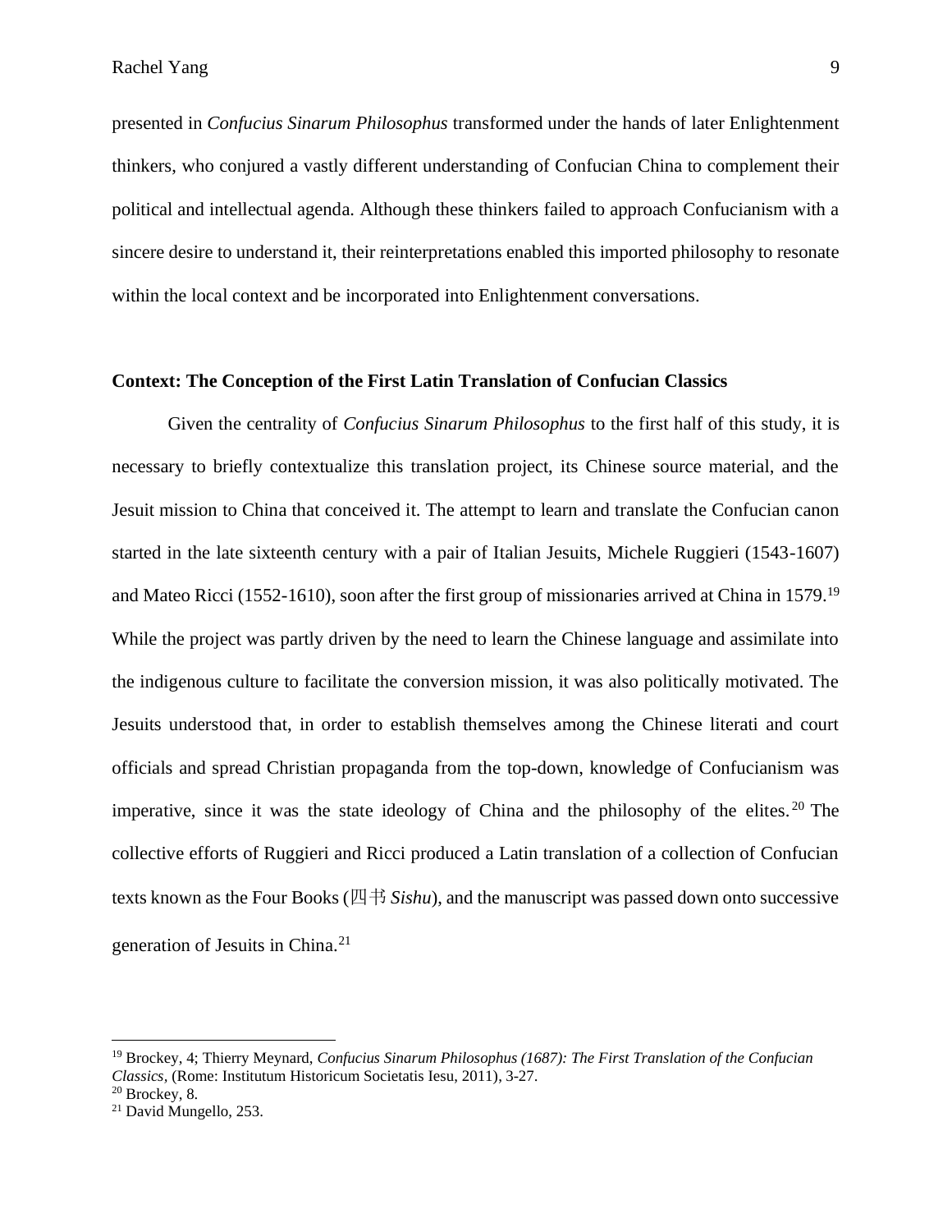presented in *Confucius Sinarum Philosophus* transformed under the hands of later Enlightenment thinkers, who conjured a vastly different understanding of Confucian China to complement their political and intellectual agenda. Although these thinkers failed to approach Confucianism with a sincere desire to understand it, their reinterpretations enabled this imported philosophy to resonate within the local context and be incorporated into Enlightenment conversations.

**Context: The Conception of the First Latin Translation of Confucian Classics**

Given the centrality of *Confucius Sinarum Philosophus* to the first half of this study, it is necessary to briefly contextualize this translation project, its Chinese source material, and the Jesuit mission to China that conceived it. The attempt to learn and translate the Confucian canon started in the late sixteenth century with a pair of Italian Jesuits, Michele Ruggieri (1543-1607) and Mateo Ricci (1552-1610), soon after the first group of missionaries arrived at China in 1579.[19] While the project was partly driven by the need to learn the Chinese language and assimilate into the indigenous culture to facilitate the conversion mission, it was also politically motivated. The Jesuits understood that, in order to establish themselves among the Chinese literati and court officials and spread Christian propaganda from the top-down, knowledge of Confucianism was imperative, since it was the state ideology of China and the philosophy of the elites.[20] The collective efforts of Ruggieri and Ricci produced a Latin translation of a collection of Confucian texts known as the Four Books (四书 *Sishu*), and the manuscript was passed down onto successive generation of Jesuits in China.[21]

---

[19] Brockey, 4; Thierry Meynard, *Confucius Sinarum Philosophus (1687): The First Translation of the Confucian Classics*, (Rome: Institutum Historicum Societatis Iesu, 2011), 3-27.

[20] Brockey, 8.

[21] David Mungello, 253.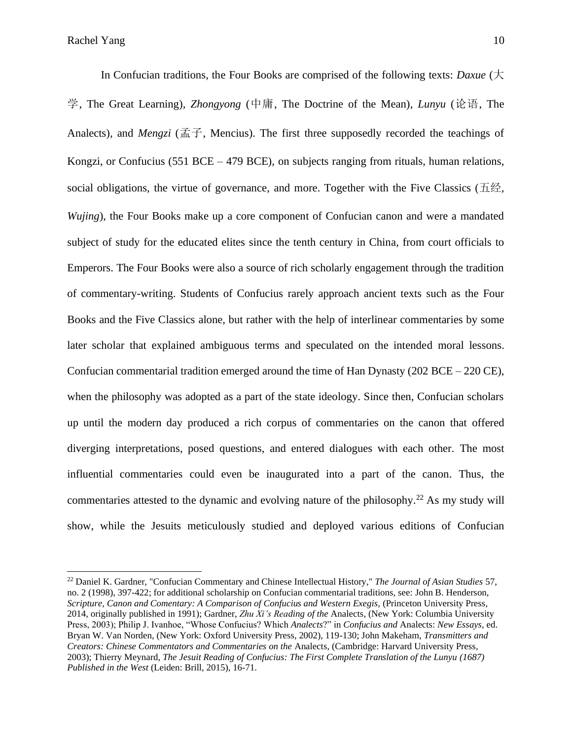In Confucian traditions, the Four Books are comprised of the following texts: *Daxue* (大学, The Great Learning), *Zhongyong* (中庸, The Doctrine of the Mean), *Lunyu* (论语, The Analects), and *Mengzi* (孟子, Mencius). The first three supposedly recorded the teachings of Kongzi, or Confucius (551 BCE – 479 BCE), on subjects ranging from rituals, human relations, social obligations, the virtue of governance, and more. Together with the Five Classics (五经, *Wujing*), the Four Books make up a core component of Confucian canon and were a mandated subject of study for the educated elites since the tenth century in China, from court officials to Emperors. The Four Books were also a source of rich scholarly engagement through the tradition of commentary-writing. Students of Confucius rarely approach ancient texts such as the Four Books and the Five Classics alone, but rather with the help of interlinear commentaries by some later scholar that explained ambiguous terms and speculated on the intended moral lessons. Confucian commentarial tradition emerged around the time of Han Dynasty (202 BCE – 220 CE), when the philosophy was adopted as a part of the state ideology. Since then, Confucian scholars up until the modern day produced a rich corpus of commentaries on the canon that offered diverging interpretations, posed questions, and entered dialogues with each other. The most influential commentaries could even be inaugurated into a part of the canon. Thus, the commentaries attested to the dynamic and evolving nature of the philosophy.[22] As my study will show, while the Jesuits meticulously studied and deployed various editions of Confucian

---

[22] Daniel K. Gardner, "Confucian Commentary and Chinese Intellectual History," *The Journal of Asian Studies* 57, no. 2 (1998), 397-422; for additional scholarship on Confucian commentarial traditions, see: John B. Henderson, *Scripture, Canon and Comentary: A Comparison of Confucius and Western Exegis,* (Princeton University Press, 2014, originally published in 1991); Gardner, *Zhu Xi's Reading of the* Analects, (New York: Columbia University Press, 2003); Philip J. Ivanhoe, "Whose Confucius? Which *Analects*?" in *Confucius and* Analects: *New Essays*, ed. Bryan W. Van Norden, (New York: Oxford University Press, 2002), 119-130; John Makeham, *Transmitters and Creators: Chinese Commentators and Commentaries on the* Analects, (Cambridge: Harvard University Press, 2003); Thierry Meynard, *The Jesuit Reading of Confucius: The First Complete Translation of the Lunyu (1687) Published in the West* (Leiden: Brill, 2015), 16-71.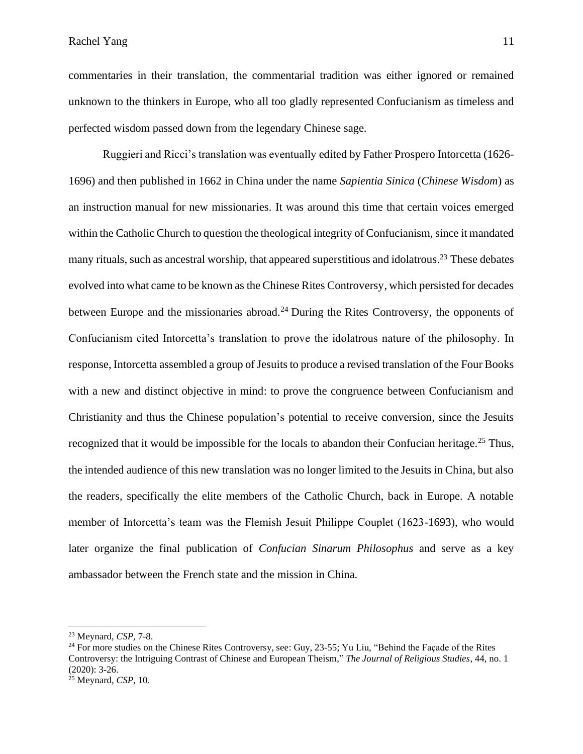commentaries in their translation, the commentarial tradition was either ignored or remained unknown to the thinkers in Europe, who all too gladly represented Confucianism as timeless and perfected wisdom passed down from the legendary Chinese sage.

Ruggieri and Ricci's translation was eventually edited by Father Prospero Intorcetta (1626-1696) and then published in 1662 in China under the name *Sapientia Sinica* (*Chinese Wisdom*) as an instruction manual for new missionaries. It was around this time that certain voices emerged within the Catholic Church to question the theological integrity of Confucianism, since it mandated many rituals, such as ancestral worship, that appeared superstitious and idolatrous.[23] These debates evolved into what came to be known as the Chinese Rites Controversy, which persisted for decades between Europe and the missionaries abroad.[24] During the Rites Controversy, the opponents of Confucianism cited Intorcetta's translation to prove the idolatrous nature of the philosophy. In response, Intorcetta assembled a group of Jesuits to produce a revised translation of the Four Books with a new and distinct objective in mind: to prove the congruence between Confucianism and Christianity and thus the Chinese population's potential to receive conversion, since the Jesuits recognized that it would be impossible for the locals to abandon their Confucian heritage.[25] Thus, the intended audience of this new translation was no longer limited to the Jesuits in China, but also the readers, specifically the elite members of the Catholic Church, back in Europe. A notable member of Intorcetta's team was the Flemish Jesuit Philippe Couplet (1623-1693), who would later organize the final publication of *Confucian Sinarum Philosophus* and serve as a key ambassador between the French state and the mission in China.

---

[23] Meynard, *CSP*, 7-8.

[24] For more studies on the Chinese Rites Controversy, see: Guy, 23-55; Yu Liu, "Behind the Façade of the Rites Controversy: the Intriguing Contrast of Chinese and European Theism," *The Journal of Religious Studies*, 44, no. 1 (2020): 3-26.

[25] Meynard, *CSP*, 10.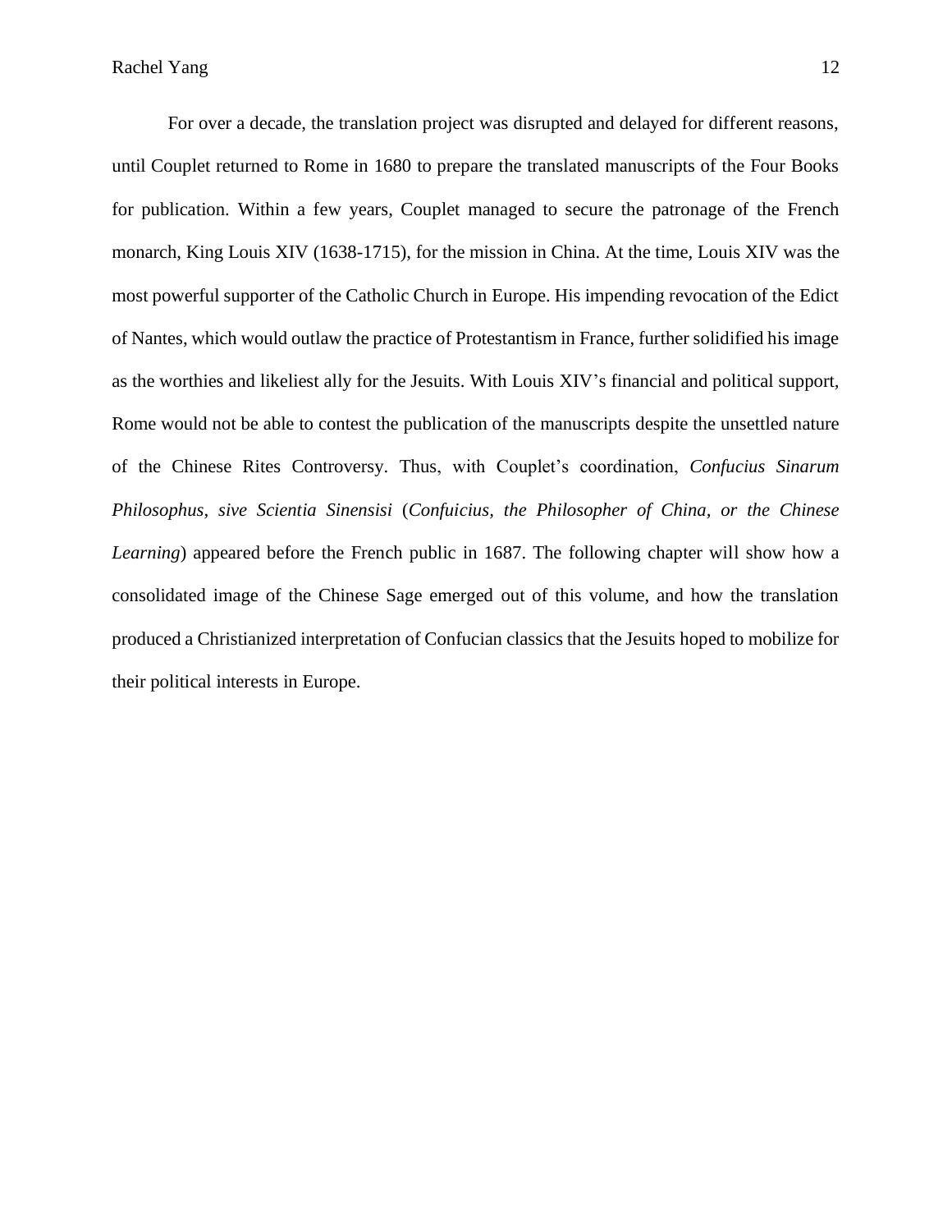For over a decade, the translation project was disrupted and delayed for different reasons, until Couplet returned to Rome in 1680 to prepare the translated manuscripts of the Four Books for publication. Within a few years, Couplet managed to secure the patronage of the French monarch, King Louis XIV (1638-1715), for the mission in China. At the time, Louis XIV was the most powerful supporter of the Catholic Church in Europe. His impending revocation of the Edict of Nantes, which would outlaw the practice of Protestantism in France, further solidified his image as the worthies and likeliest ally for the Jesuits. With Louis XIV's financial and political support, Rome would not be able to contest the publication of the manuscripts despite the unsettled nature of the Chinese Rites Controversy. Thus, with Couplet's coordination, *Confucius Sinarum Philosophus, sive Scientia Sinensisi* (*Confuicius, the Philosopher of China, or the Chinese Learning*) appeared before the French public in 1687. The following chapter will show how a consolidated image of the Chinese Sage emerged out of this volume, and how the translation produced a Christianized interpretation of Confucian classics that the Jesuits hoped to mobilize for their political interests in Europe.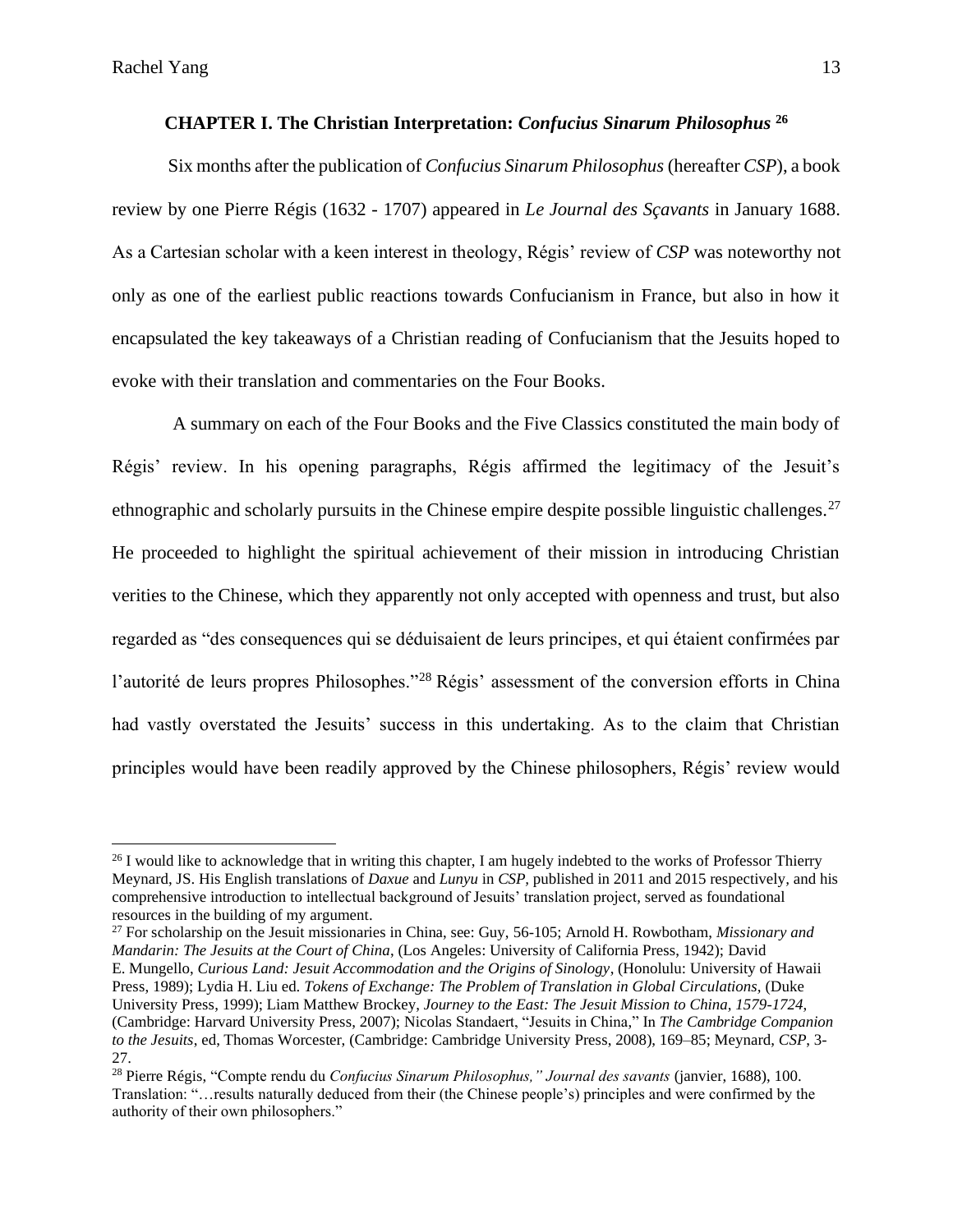## CHAPTER I. The Christian Interpretation: *Confucius Sinarum Philosophus* [26]

Six months after the publication of *Confucius Sinarum Philosophus* (hereafter *CSP*), a book review by one Pierre Régis (1632 - 1707) appeared in *Le Journal des Sçavants* in January 1688. As a Cartesian scholar with a keen interest in theology, Régis' review of *CSP* was noteworthy not only as one of the earliest public reactions towards Confucianism in France, but also in how it encapsulated the key takeaways of a Christian reading of Confucianism that the Jesuits hoped to evoke with their translation and commentaries on the Four Books.

A summary on each of the Four Books and the Five Classics constituted the main body of Régis' review. In his opening paragraphs, Régis affirmed the legitimacy of the Jesuit's ethnographic and scholarly pursuits in the Chinese empire despite possible linguistic challenges.[27] He proceeded to highlight the spiritual achievement of their mission in introducing Christian verities to the Chinese, which they apparently not only accepted with openness and trust, but also regarded as "des consequences qui se déduisaient de leurs principes, et qui étaient confirmées par l'autorité de leurs propres Philosophes."[28] Régis' assessment of the conversion efforts in China had vastly overstated the Jesuits' success in this undertaking. As to the claim that Christian principles would have been readily approved by the Chinese philosophers, Régis' review would

---

[26] I would like to acknowledge that in writing this chapter, I am hugely indebted to the works of Professor Thierry Meynard, JS. His English translations of *Daxue* and *Lunyu* in *CSP*, published in 2011 and 2015 respectively, and his comprehensive introduction to intellectual background of Jesuits' translation project, served as foundational resources in the building of my argument.

[27] For scholarship on the Jesuit missionaries in China, see: Guy, 56-105; Arnold H. Rowbotham, *Missionary and Mandarin: The Jesuits at the Court of China*, (Los Angeles: University of California Press, 1942); David E. Mungello, *Curious Land: Jesuit Accommodation and the Origins of Sinology*, (Honolulu: University of Hawaii Press, 1989); Lydia H. Liu ed. *Tokens of Exchange: The Problem of Translation in Global Circulations,* (Duke University Press, 1999); Liam Matthew Brockey, *Journey to the East: The Jesuit Mission to China, 1579-1724*, (Cambridge: Harvard University Press, 2007); Nicolas Standaert, "Jesuits in China," In *The Cambridge Companion to the Jesuits*, ed, Thomas Worcester, (Cambridge: Cambridge University Press, 2008), 169–85; Meynard, *CSP*, 3-27.

[28] Pierre Régis, "Compte rendu du *Confucius Sinarum Philosophus," Journal des savants* (janvier, 1688), 100. Translation: "…results naturally deduced from their (the Chinese people's) principles and were confirmed by the authority of their own philosophers."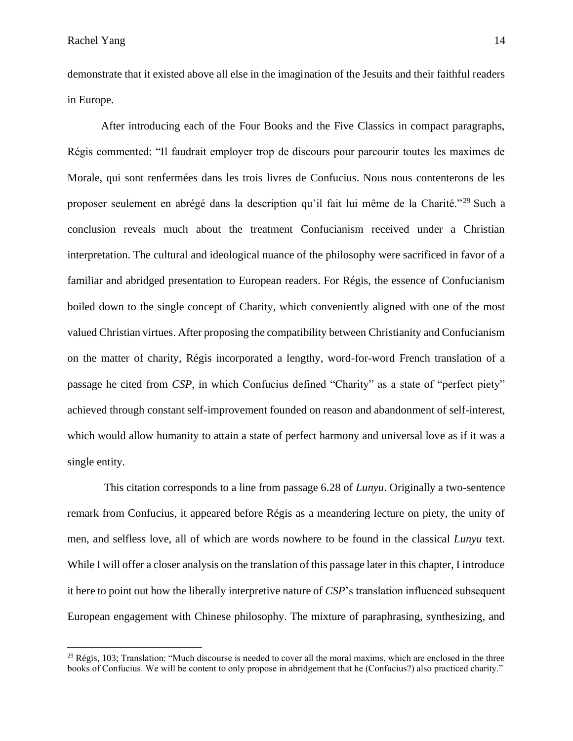demonstrate that it existed above all else in the imagination of the Jesuits and their faithful readers in Europe.

After introducing each of the Four Books and the Five Classics in compact paragraphs, Régis commented: "Il faudrait employer trop de discours pour parcourir toutes les maximes de Morale, qui sont renfermées dans les trois livres de Confucius. Nous nous contenterons de les proposer seulement en abrégé dans la description qu'il fait lui même de la Charité."[29] Such a conclusion reveals much about the treatment Confucianism received under a Christian interpretation. The cultural and ideological nuance of the philosophy were sacrificed in favor of a familiar and abridged presentation to European readers. For Régis, the essence of Confucianism boiled down to the single concept of Charity, which conveniently aligned with one of the most valued Christian virtues. After proposing the compatibility between Christianity and Confucianism on the matter of charity, Régis incorporated a lengthy, word-for-word French translation of a passage he cited from *CSP*, in which Confucius defined "Charity" as a state of "perfect piety" achieved through constant self-improvement founded on reason and abandonment of self-interest, which would allow humanity to attain a state of perfect harmony and universal love as if it was a single entity.

This citation corresponds to a line from passage 6.28 of *Lunyu*. Originally a two-sentence remark from Confucius, it appeared before Régis as a meandering lecture on piety, the unity of men, and selfless love, all of which are words nowhere to be found in the classical *Lunyu* text. While I will offer a closer analysis on the translation of this passage later in this chapter, I introduce it here to point out how the liberally interpretive nature of *CSP*'s translation influenced subsequent European engagement with Chinese philosophy. The mixture of paraphrasing, synthesizing, and

[29] Régis, 103; Translation: "Much discourse is needed to cover all the moral maxims, which are enclosed in the three books of Confucius. We will be content to only propose in abridgement that he (Confucius?) also practiced charity."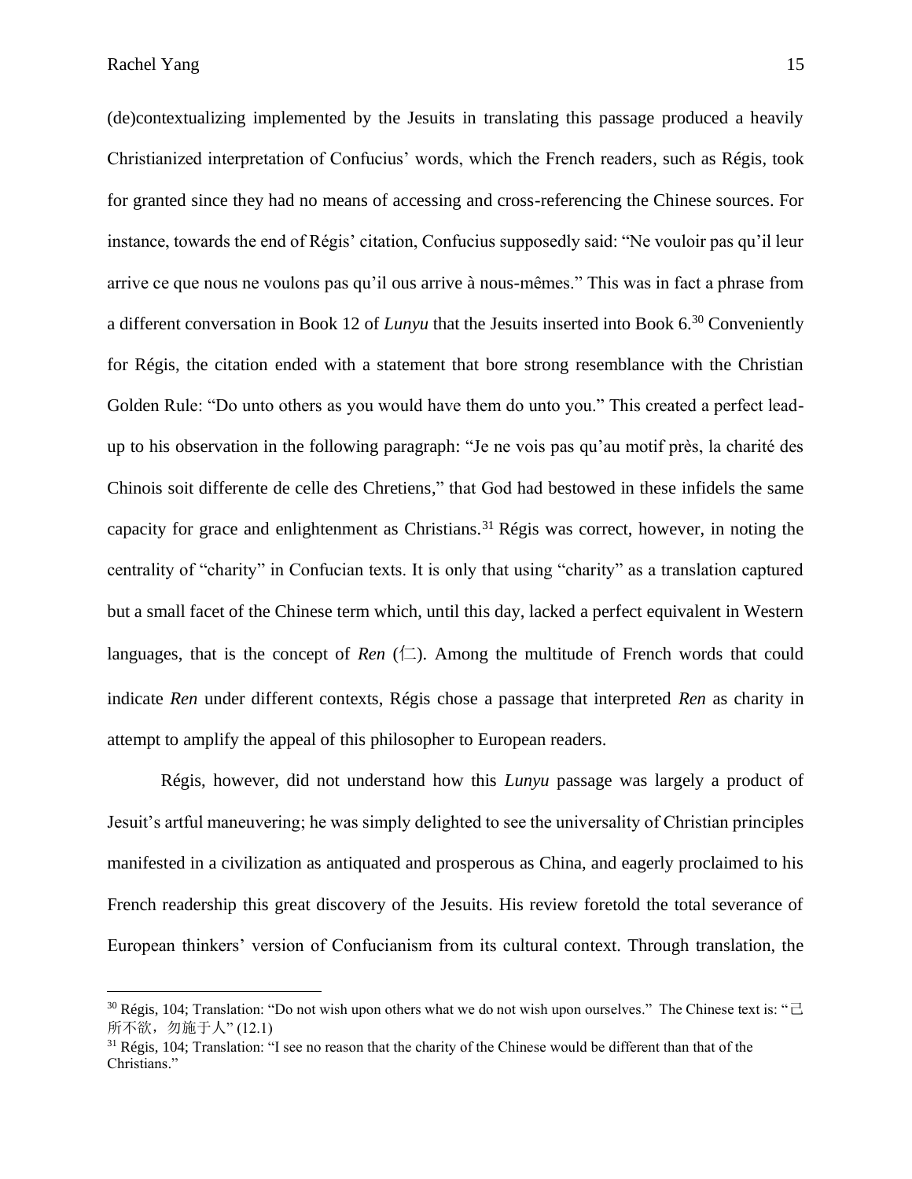(de)contextualizing implemented by the Jesuits in translating this passage produced a heavily Christianized interpretation of Confucius' words, which the French readers, such as Régis, took for granted since they had no means of accessing and cross-referencing the Chinese sources. For instance, towards the end of Régis' citation, Confucius supposedly said: "Ne vouloir pas qu'il leur arrive ce que nous ne voulons pas qu'il ous arrive à nous-mêmes." This was in fact a phrase from a different conversation in Book 12 of *Lunyu* that the Jesuits inserted into Book 6.[30] Conveniently for Régis, the citation ended with a statement that bore strong resemblance with the Christian Golden Rule: "Do unto others as you would have them do unto you." This created a perfect lead-up to his observation in the following paragraph: "Je ne vois pas qu'au motif près, la charité des Chinois soit differente de celle des Chretiens," that God had bestowed in these infidels the same capacity for grace and enlightenment as Christians.[31] Régis was correct, however, in noting the centrality of "charity" in Confucian texts. It is only that using "charity" as a translation captured but a small facet of the Chinese term which, until this day, lacked a perfect equivalent in Western languages, that is the concept of *Ren* (仁). Among the multitude of French words that could indicate *Ren* under different contexts, Régis chose a passage that interpreted *Ren* as charity in attempt to amplify the appeal of this philosopher to European readers.

Régis, however, did not understand how this *Lunyu* passage was largely a product of Jesuit's artful maneuvering; he was simply delighted to see the universality of Christian principles manifested in a civilization as antiquated and prosperous as China, and eagerly proclaimed to his French readership this great discovery of the Jesuits. His review foretold the total severance of European thinkers' version of Confucianism from its cultural context. Through translation, the

---

[30] Régis, 104; Translation: "Do not wish upon others what we do not wish upon ourselves." The Chinese text is: "己所不欲，勿施于人" (12.1)

[31] Régis, 104; Translation: "I see no reason that the charity of the Chinese would be different than that of the Christians."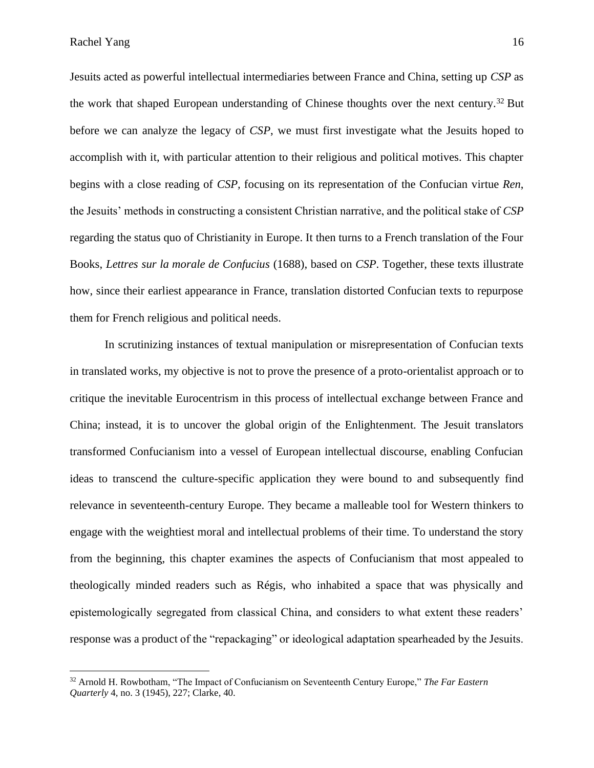Jesuits acted as powerful intellectual intermediaries between France and China, setting up *CSP* as the work that shaped European understanding of Chinese thoughts over the next century.[32] But before we can analyze the legacy of *CSP*, we must first investigate what the Jesuits hoped to accomplish with it, with particular attention to their religious and political motives. This chapter begins with a close reading of *CSP*, focusing on its representation of the Confucian virtue *Ren*, the Jesuits' methods in constructing a consistent Christian narrative, and the political stake of *CSP* regarding the status quo of Christianity in Europe. It then turns to a French translation of the Four Books, *Lettres sur la morale de Confucius* (1688), based on *CSP*. Together, these texts illustrate how, since their earliest appearance in France, translation distorted Confucian texts to repurpose them for French religious and political needs.

In scrutinizing instances of textual manipulation or misrepresentation of Confucian texts in translated works, my objective is not to prove the presence of a proto-orientalist approach or to critique the inevitable Eurocentrism in this process of intellectual exchange between France and China; instead, it is to uncover the global origin of the Enlightenment. The Jesuit translators transformed Confucianism into a vessel of European intellectual discourse, enabling Confucian ideas to transcend the culture-specific application they were bound to and subsequently find relevance in seventeenth-century Europe. They became a malleable tool for Western thinkers to engage with the weightiest moral and intellectual problems of their time. To understand the story from the beginning, this chapter examines the aspects of Confucianism that most appealed to theologically minded readers such as Régis, who inhabited a space that was physically and epistemologically segregated from classical China, and considers to what extent these readers' response was a product of the "repackaging" or ideological adaptation spearheaded by the Jesuits.

[32] Arnold H. Rowbotham, "The Impact of Confucianism on Seventeenth Century Europe," *The Far Eastern Quarterly* 4, no. 3 (1945), 227; Clarke, 40.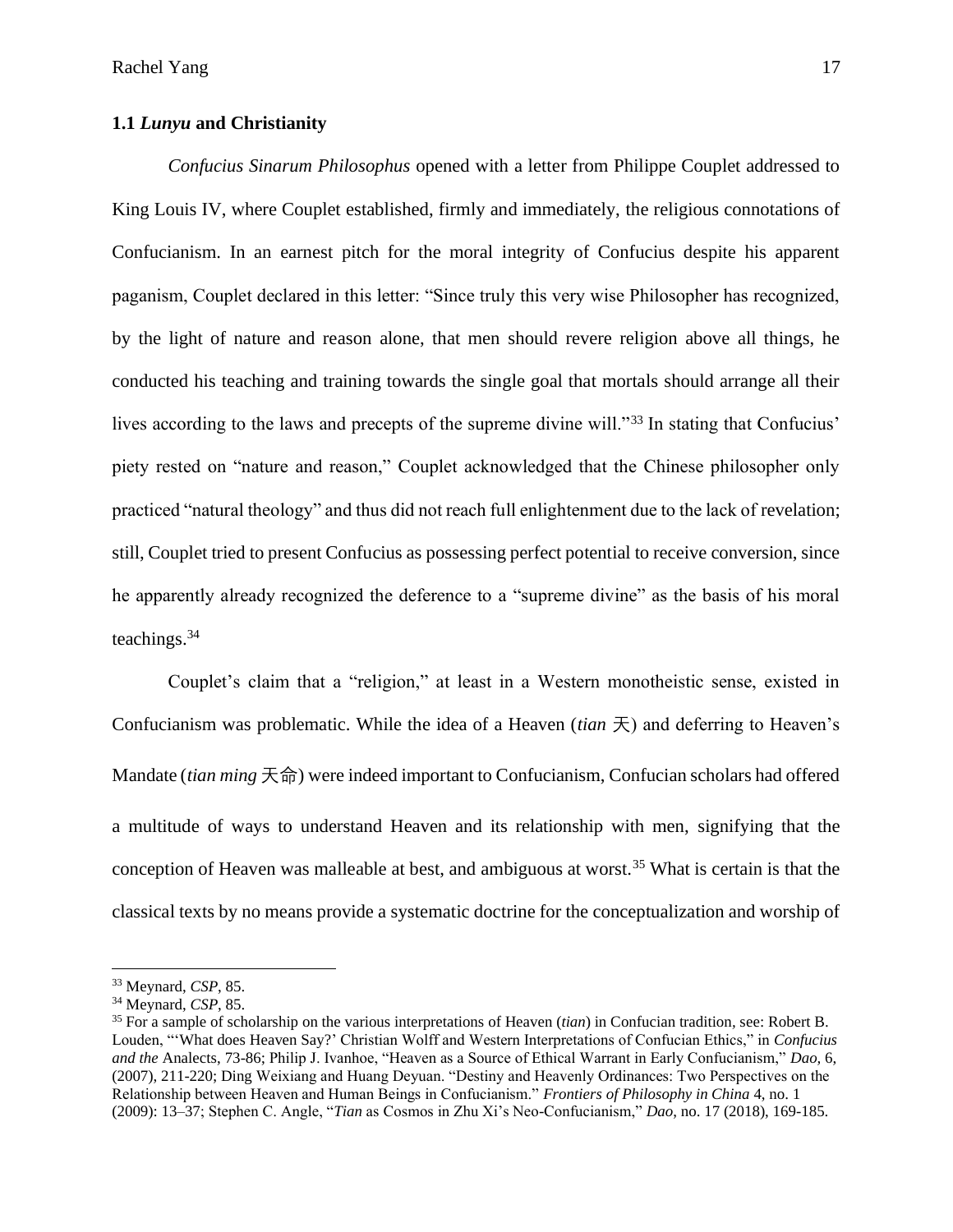### 1.1 *Lunyu* and Christianity

*Confucius Sinarum Philosophus* opened with a letter from Philippe Couplet addressed to King Louis IV, where Couplet established, firmly and immediately, the religious connotations of Confucianism. In an earnest pitch for the moral integrity of Confucius despite his apparent paganism, Couplet declared in this letter: "Since truly this very wise Philosopher has recognized, by the light of nature and reason alone, that men should revere religion above all things, he conducted his teaching and training towards the single goal that mortals should arrange all their lives according to the laws and precepts of the supreme divine will."[33] In stating that Confucius' piety rested on "nature and reason," Couplet acknowledged that the Chinese philosopher only practiced "natural theology" and thus did not reach full enlightenment due to the lack of revelation; still, Couplet tried to present Confucius as possessing perfect potential to receive conversion, since he apparently already recognized the deference to a "supreme divine" as the basis of his moral teachings.[34]

Couplet's claim that a "religion," at least in a Western monotheistic sense, existed in Confucianism was problematic. While the idea of a Heaven (*tian* 天) and deferring to Heaven's Mandate (*tian ming* 天命) were indeed important to Confucianism, Confucian scholars had offered a multitude of ways to understand Heaven and its relationship with men, signifying that the conception of Heaven was malleable at best, and ambiguous at worst.[35] What is certain is that the classical texts by no means provide a systematic doctrine for the conceptualization and worship of

---

[33] Meynard, *CSP*, 85.

[34] Meynard, *CSP*, 85.

[35] For a sample of scholarship on the various interpretations of Heaven (*tian*) in Confucian tradition, see: Robert B. Louden, "'What does Heaven Say?' Christian Wolff and Western Interpretations of Confucian Ethics," in *Confucius and the* Analects, 73-86; Philip J. Ivanhoe, "Heaven as a Source of Ethical Warrant in Early Confucianism," *Dao,* 6, (2007), 211-220; Ding Weixiang and Huang Deyuan. "Destiny and Heavenly Ordinances: Two Perspectives on the Relationship between Heaven and Human Beings in Confucianism." *Frontiers of Philosophy in China* 4, no. 1 (2009): 13–37; Stephen C. Angle, "*Tian* as Cosmos in Zhu Xi's Neo-Confucianism," *Dao*, no. 17 (2018), 169-185.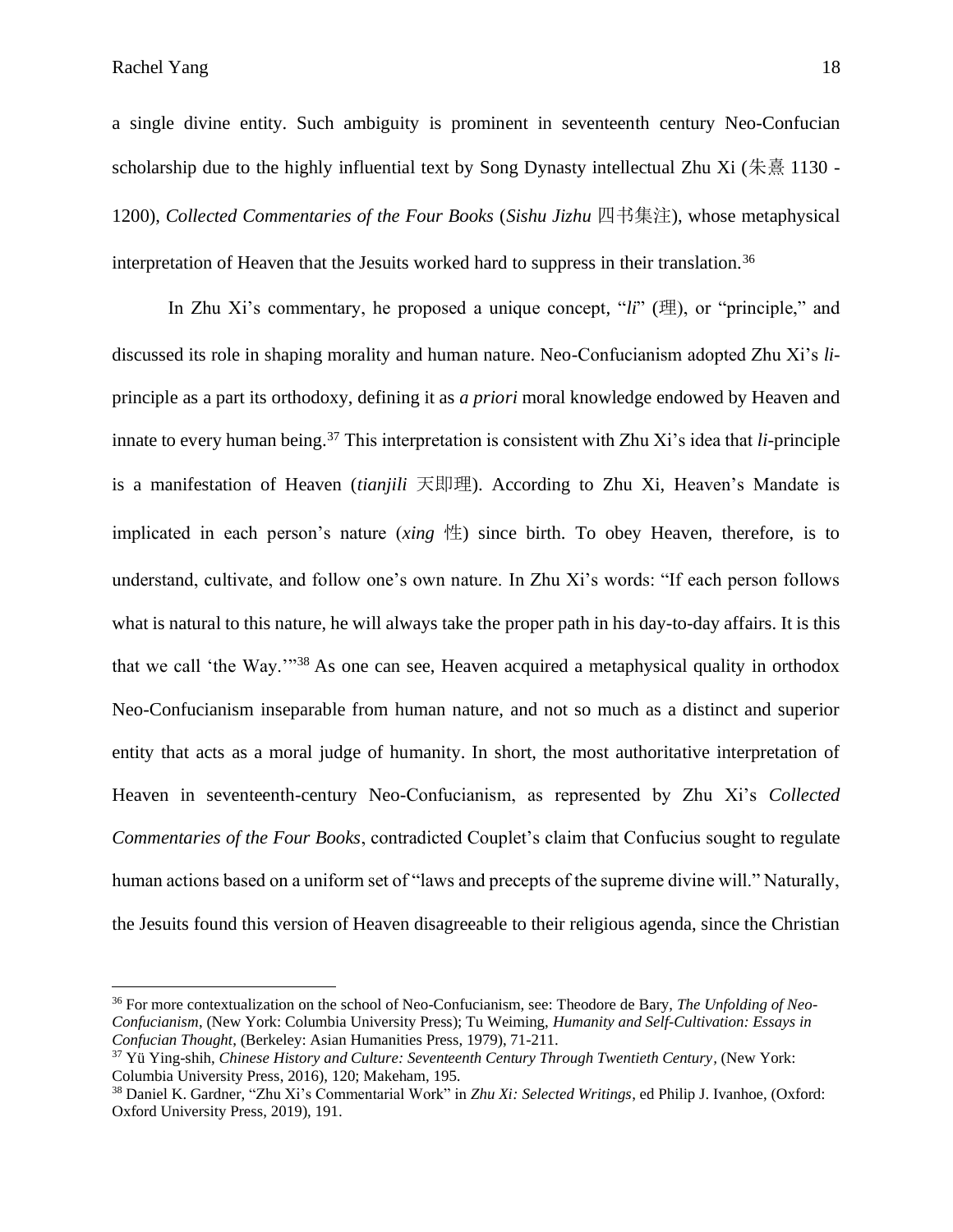a single divine entity. Such ambiguity is prominent in seventeenth century Neo-Confucian scholarship due to the highly influential text by Song Dynasty intellectual Zhu Xi (朱熹 1130 - 1200), *Collected Commentaries of the Four Books* (*Sishu Jizhu* 四书集注), whose metaphysical interpretation of Heaven that the Jesuits worked hard to suppress in their translation.[36]

In Zhu Xi's commentary, he proposed a unique concept, "*li*" (理), or "principle," and discussed its role in shaping morality and human nature. Neo-Confucianism adopted Zhu Xi's *li*-principle as a part its orthodoxy, defining it as *a priori* moral knowledge endowed by Heaven and innate to every human being.[37] This interpretation is consistent with Zhu Xi's idea that *li*-principle is a manifestation of Heaven (*tianjili* 天即理). According to Zhu Xi, Heaven's Mandate is implicated in each person's nature (*xing* 性) since birth. To obey Heaven, therefore, is to understand, cultivate, and follow one's own nature. In Zhu Xi's words: "If each person follows what is natural to this nature, he will always take the proper path in his day-to-day affairs. It is this that we call 'the Way.'"[38] As one can see, Heaven acquired a metaphysical quality in orthodox Neo-Confucianism inseparable from human nature, and not so much as a distinct and superior entity that acts as a moral judge of humanity. In short, the most authoritative interpretation of Heaven in seventeenth-century Neo-Confucianism, as represented by Zhu Xi's *Collected Commentaries of the Four Books*, contradicted Couplet's claim that Confucius sought to regulate human actions based on a uniform set of "laws and precepts of the supreme divine will." Naturally, the Jesuits found this version of Heaven disagreeable to their religious agenda, since the Christian

---

[36] For more contextualization on the school of Neo-Confucianism, see: Theodore de Bary, *The Unfolding of Neo-Confucianism*, (New York: Columbia University Press); Tu Weiming, *Humanity and Self-Cultivation: Essays in Confucian Thought*, (Berkeley: Asian Humanities Press, 1979), 71-211.

[37] Yü Ying-shih, *Chinese History and Culture: Seventeenth Century Through Twentieth Century*, (New York: Columbia University Press, 2016), 120; Makeham, 195.

[38] Daniel K. Gardner, "Zhu Xi's Commentarial Work" in *Zhu Xi: Selected Writings*, ed Philip J. Ivanhoe, (Oxford: Oxford University Press, 2019), 191.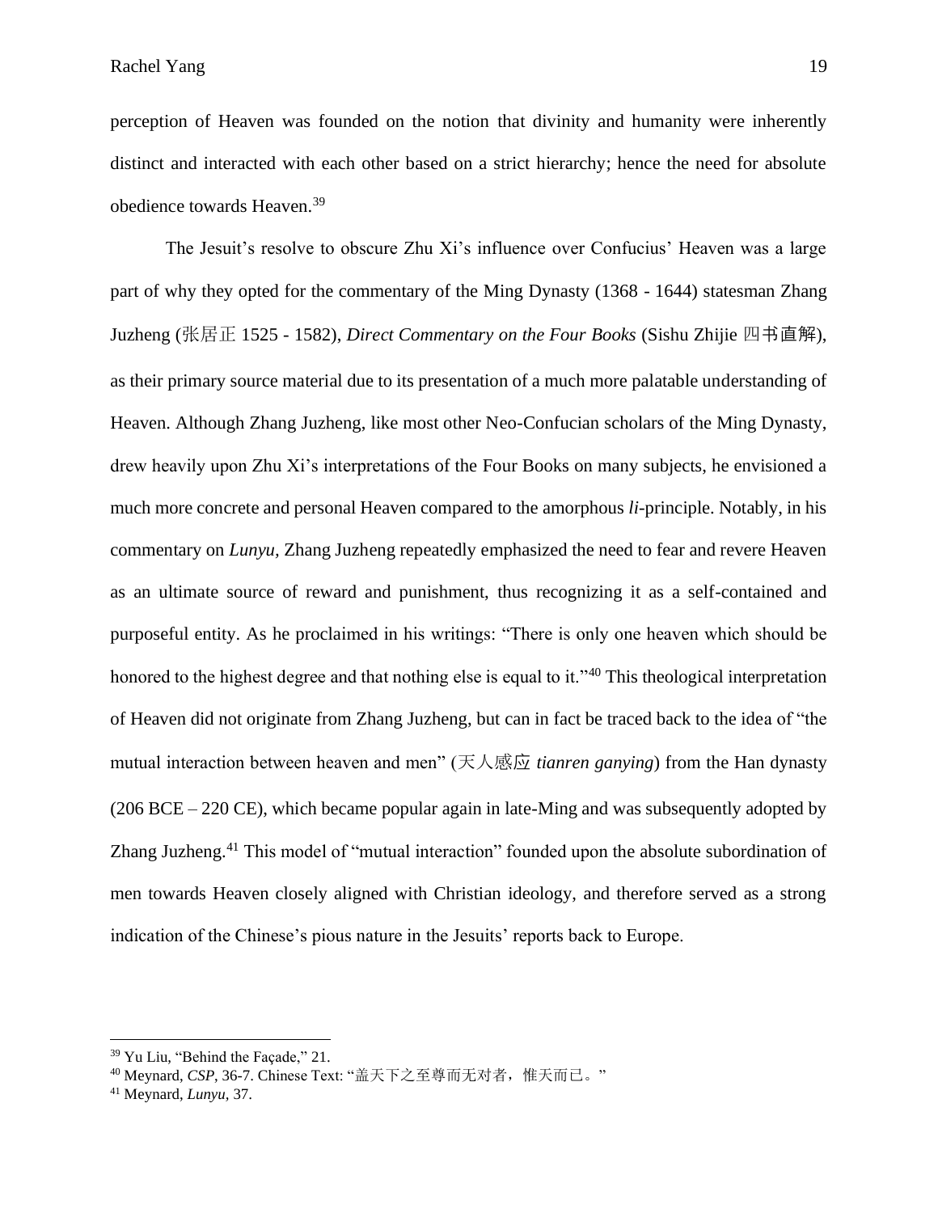perception of Heaven was founded on the notion that divinity and humanity were inherently distinct and interacted with each other based on a strict hierarchy; hence the need for absolute obedience towards Heaven.[39]

The Jesuit's resolve to obscure Zhu Xi's influence over Confucius' Heaven was a large part of why they opted for the commentary of the Ming Dynasty (1368 - 1644) statesman Zhang Juzheng (张居正 1525 - 1582), *Direct Commentary on the Four Books* (Sishu Zhijie 四书直解), as their primary source material due to its presentation of a much more palatable understanding of Heaven. Although Zhang Juzheng, like most other Neo-Confucian scholars of the Ming Dynasty, drew heavily upon Zhu Xi's interpretations of the Four Books on many subjects, he envisioned a much more concrete and personal Heaven compared to the amorphous *li*-principle. Notably, in his commentary on *Lunyu*, Zhang Juzheng repeatedly emphasized the need to fear and revere Heaven as an ultimate source of reward and punishment, thus recognizing it as a self-contained and purposeful entity. As he proclaimed in his writings: "There is only one heaven which should be honored to the highest degree and that nothing else is equal to it."[40] This theological interpretation of Heaven did not originate from Zhang Juzheng, but can in fact be traced back to the idea of "the mutual interaction between heaven and men" (天人感应 *tianren ganying*) from the Han dynasty (206 BCE – 220 CE), which became popular again in late-Ming and was subsequently adopted by Zhang Juzheng.[41] This model of "mutual interaction" founded upon the absolute subordination of men towards Heaven closely aligned with Christian ideology, and therefore served as a strong indication of the Chinese's pious nature in the Jesuits' reports back to Europe.

---

[39] Yu Liu, "Behind the Façade," 21.

[40] Meynard, *CSP*, 36-7. Chinese Text: "盖天下之至尊而无对者，惟天而已。"

[41] Meynard, *Lunyu*, 37.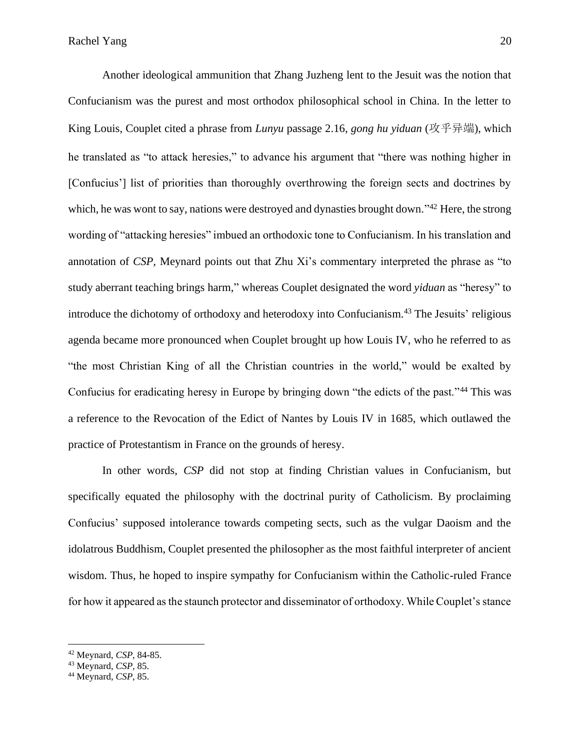Another ideological ammunition that Zhang Juzheng lent to the Jesuit was the notion that Confucianism was the purest and most orthodox philosophical school in China. In the letter to King Louis, Couplet cited a phrase from *Lunyu* passage 2.16, *gong hu yiduan* (攻乎异端), which he translated as "to attack heresies," to advance his argument that "there was nothing higher in [Confucius'] list of priorities than thoroughly overthrowing the foreign sects and doctrines by which, he was wont to say, nations were destroyed and dynasties brought down."[42] Here, the strong wording of "attacking heresies" imbued an orthodoxic tone to Confucianism. In his translation and annotation of *CSP*, Meynard points out that Zhu Xi's commentary interpreted the phrase as "to study aberrant teaching brings harm," whereas Couplet designated the word *yiduan* as "heresy" to introduce the dichotomy of orthodoxy and heterodoxy into Confucianism.[43] The Jesuits' religious agenda became more pronounced when Couplet brought up how Louis IV, who he referred to as "the most Christian King of all the Christian countries in the world," would be exalted by Confucius for eradicating heresy in Europe by bringing down "the edicts of the past."[44] This was a reference to the Revocation of the Edict of Nantes by Louis IV in 1685, which outlawed the practice of Protestantism in France on the grounds of heresy.

In other words, *CSP* did not stop at finding Christian values in Confucianism, but specifically equated the philosophy with the doctrinal purity of Catholicism. By proclaiming Confucius' supposed intolerance towards competing sects, such as the vulgar Daoism and the idolatrous Buddhism, Couplet presented the philosopher as the most faithful interpreter of ancient wisdom. Thus, he hoped to inspire sympathy for Confucianism within the Catholic-ruled France for how it appeared as the staunch protector and disseminator of orthodoxy. While Couplet's stance

---

[42] Meynard, *CSP*, 84-85.

[43] Meynard, *CSP*, 85.

[44] Meynard, *CSP*, 85.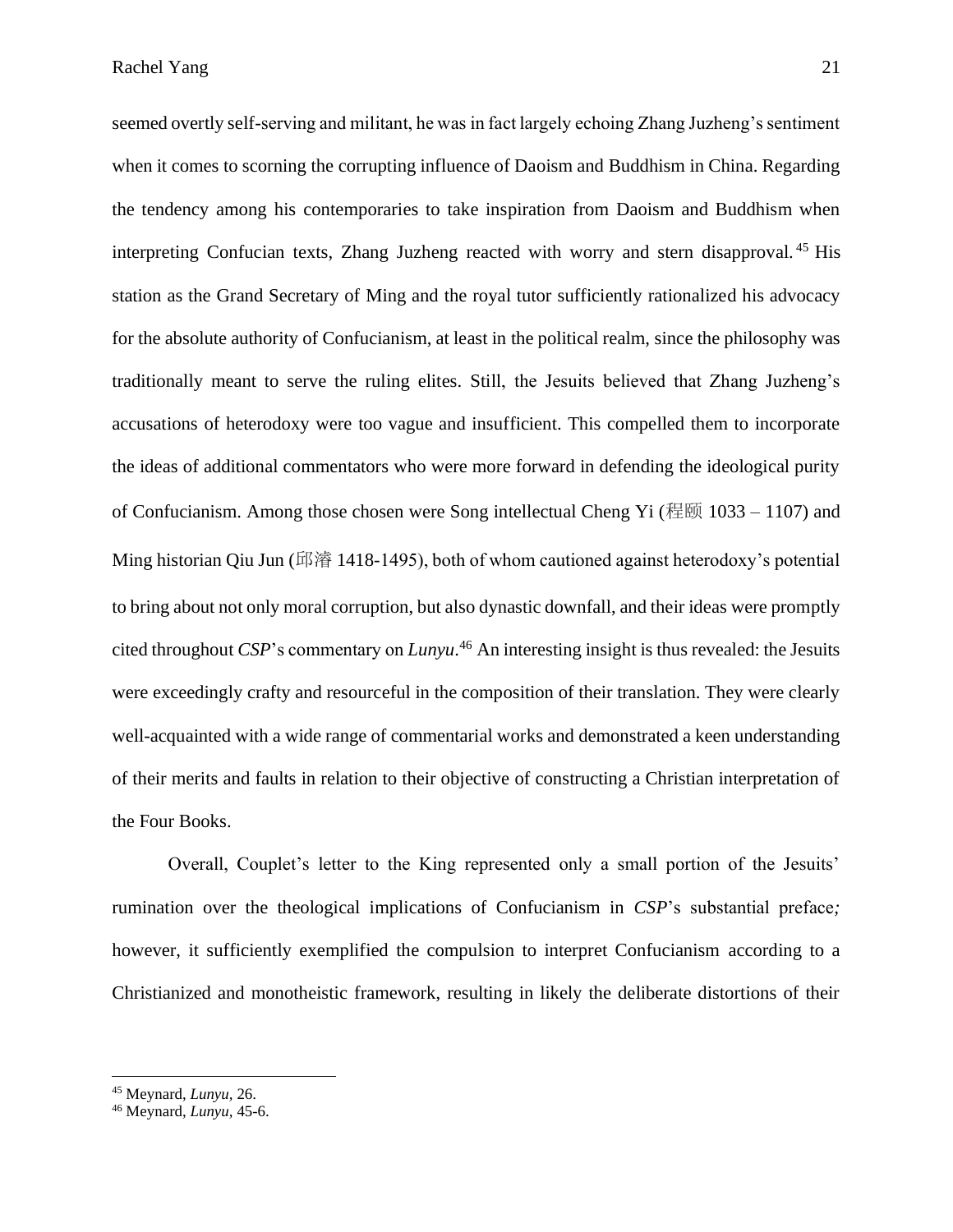seemed overtly self-serving and militant, he was in fact largely echoing Zhang Juzheng's sentiment when it comes to scorning the corrupting influence of Daoism and Buddhism in China. Regarding the tendency among his contemporaries to take inspiration from Daoism and Buddhism when interpreting Confucian texts, Zhang Juzheng reacted with worry and stern disapproval.[45] His station as the Grand Secretary of Ming and the royal tutor sufficiently rationalized his advocacy for the absolute authority of Confucianism, at least in the political realm, since the philosophy was traditionally meant to serve the ruling elites. Still, the Jesuits believed that Zhang Juzheng's accusations of heterodoxy were too vague and insufficient. This compelled them to incorporate the ideas of additional commentators who were more forward in defending the ideological purity of Confucianism. Among those chosen were Song intellectual Cheng Yi (程颐 1033 – 1107) and Ming historian Qiu Jun (邱濬 1418-1495), both of whom cautioned against heterodoxy's potential to bring about not only moral corruption, but also dynastic downfall, and their ideas were promptly cited throughout *CSP*'s commentary on *Lunyu*.[46] An interesting insight is thus revealed: the Jesuits were exceedingly crafty and resourceful in the composition of their translation. They were clearly well-acquainted with a wide range of commentarial works and demonstrated a keen understanding of their merits and faults in relation to their objective of constructing a Christian interpretation of the Four Books.

Overall, Couplet's letter to the King represented only a small portion of the Jesuits' rumination over the theological implications of Confucianism in *CSP*'s substantial preface*;* however, it sufficiently exemplified the compulsion to interpret Confucianism according to a Christianized and monotheistic framework, resulting in likely the deliberate distortions of their

---

[45] Meynard, *Lunyu*, 26.

[46] Meynard, *Lunyu*, 45-6.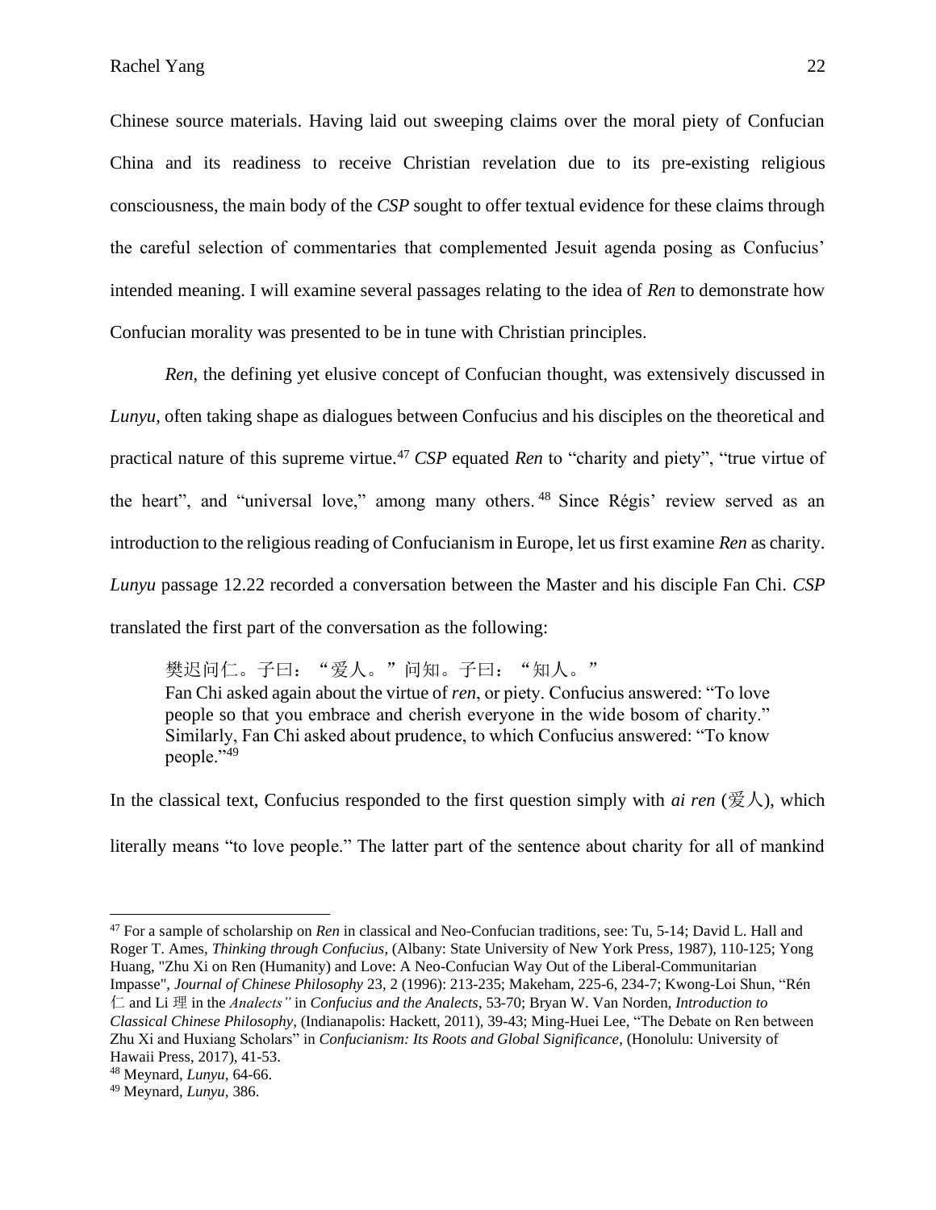Chinese source materials. Having laid out sweeping claims over the moral piety of Confucian China and its readiness to receive Christian revelation due to its pre-existing religious consciousness, the main body of the *CSP* sought to offer textual evidence for these claims through the careful selection of commentaries that complemented Jesuit agenda posing as Confucius' intended meaning. I will examine several passages relating to the idea of *Ren* to demonstrate how Confucian morality was presented to be in tune with Christian principles.

*Ren*, the defining yet elusive concept of Confucian thought, was extensively discussed in *Lunyu*, often taking shape as dialogues between Confucius and his disciples on the theoretical and practical nature of this supreme virtue.[47] *CSP* equated *Ren* to "charity and piety", "true virtue of the heart", and "universal love," among many others.[48] Since Régis' review served as an introduction to the religious reading of Confucianism in Europe, let us first examine *Ren* as charity. *Lunyu* passage 12.22 recorded a conversation between the Master and his disciple Fan Chi. *CSP* translated the first part of the conversation as the following:

> 樊迟问仁。子曰："爱人。"问知。子曰："知人。"
> Fan Chi asked again about the virtue of *ren*, or piety. Confucius answered: "To love people so that you embrace and cherish everyone in the wide bosom of charity." Similarly, Fan Chi asked about prudence, to which Confucius answered: "To know people."[49]

In the classical text, Confucius responded to the first question simply with *ai ren* (爱人), which literally means "to love people." The latter part of the sentence about charity for all of mankind

---

[47] For a sample of scholarship on *Ren* in classical and Neo-Confucian traditions, see: Tu, 5-14; David L. Hall and Roger T. Ames, *Thinking through Confucius*, (Albany: State University of New York Press, 1987), 110-125; Yong Huang, "Zhu Xi on Ren (Humanity) and Love: A Neo-Confucian Way Out of the Liberal-Communitarian Impasse", *Journal of Chinese Philosophy* 23, 2 (1996): 213-235; Makeham, 225-6, 234-7; Kwong-Loi Shun, "Rén 仁 and Li 理 in the *Analects"* in *Confucius and the Analects*, 53-70; Bryan W. Van Norden, *Introduction to Classical Chinese Philosophy*, (Indianapolis: Hackett, 2011), 39-43; Ming-Huei Lee, "The Debate on Ren between Zhu Xi and Huxiang Scholars" in *Confucianism: Its Roots and Global Significance*, (Honolulu: University of Hawaii Press, 2017), 41-53.

[48] Meynard, *Lunyu*, 64-66.

[49] Meynard, *Lunyu*, 386.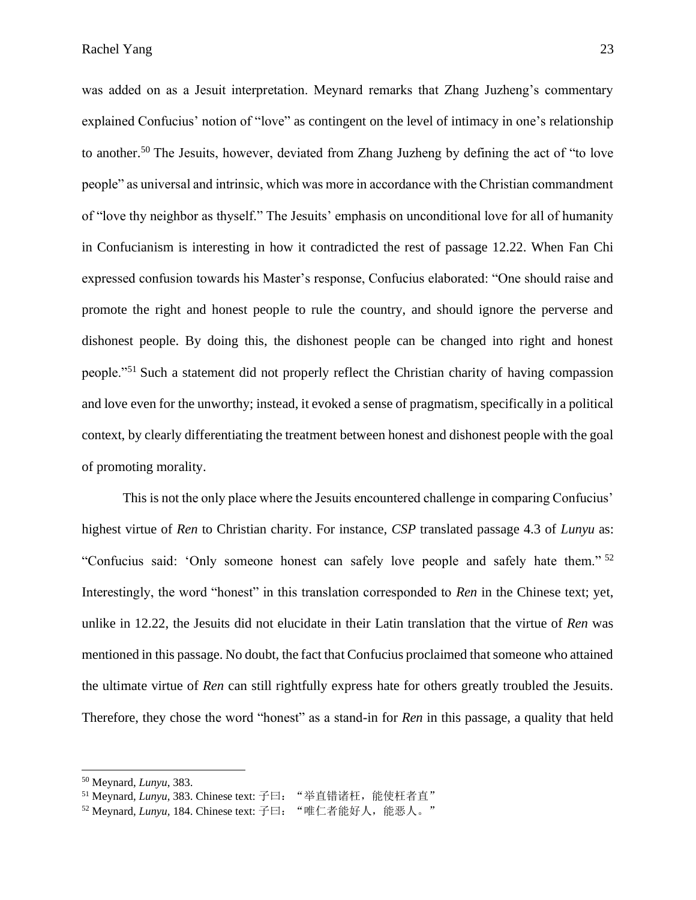was added on as a Jesuit interpretation. Meynard remarks that Zhang Juzheng's commentary explained Confucius' notion of "love" as contingent on the level of intimacy in one's relationship to another.[50] The Jesuits, however, deviated from Zhang Juzheng by defining the act of "to love people" as universal and intrinsic, which was more in accordance with the Christian commandment of "love thy neighbor as thyself." The Jesuits' emphasis on unconditional love for all of humanity in Confucianism is interesting in how it contradicted the rest of passage 12.22. When Fan Chi expressed confusion towards his Master's response, Confucius elaborated: "One should raise and promote the right and honest people to rule the country, and should ignore the perverse and dishonest people. By doing this, the dishonest people can be changed into right and honest people."[51] Such a statement did not properly reflect the Christian charity of having compassion and love even for the unworthy; instead, it evoked a sense of pragmatism, specifically in a political context, by clearly differentiating the treatment between honest and dishonest people with the goal of promoting morality.

This is not the only place where the Jesuits encountered challenge in comparing Confucius' highest virtue of *Ren* to Christian charity. For instance, *CSP* translated passage 4.3 of *Lunyu* as: "Confucius said: 'Only someone honest can safely love people and safely hate them."[52] Interestingly, the word "honest" in this translation corresponded to *Ren* in the Chinese text; yet, unlike in 12.22, the Jesuits did not elucidate in their Latin translation that the virtue of *Ren* was mentioned in this passage. No doubt, the fact that Confucius proclaimed that someone who attained the ultimate virtue of *Ren* can still rightfully express hate for others greatly troubled the Jesuits. Therefore, they chose the word "honest" as a stand-in for *Ren* in this passage, a quality that held

---

[50] Meynard, *Lunyu*, 383.

[51] Meynard, *Lunyu*, 383. Chinese text: 子曰："举直错诸枉，能使枉者直"

[52] Meynard, *Lunyu*, 184. Chinese text: 子曰："唯仁者能好人，能恶人。"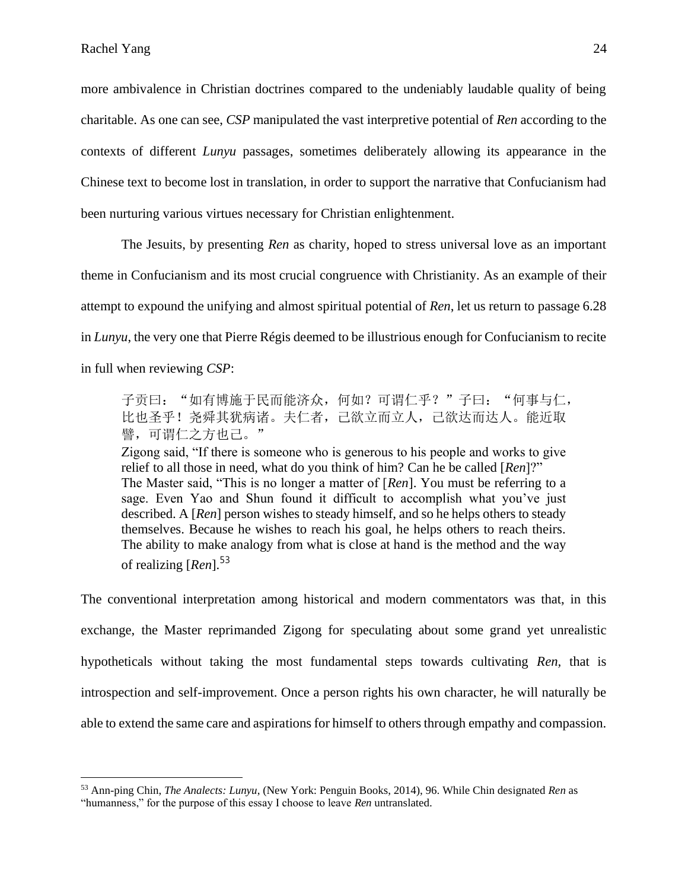more ambivalence in Christian doctrines compared to the undeniably laudable quality of being charitable. As one can see, *CSP* manipulated the vast interpretive potential of *Ren* according to the contexts of different *Lunyu* passages, sometimes deliberately allowing its appearance in the Chinese text to become lost in translation, in order to support the narrative that Confucianism had been nurturing various virtues necessary for Christian enlightenment.

The Jesuits, by presenting *Ren* as charity, hoped to stress universal love as an important theme in Confucianism and its most crucial congruence with Christianity. As an example of their attempt to expound the unifying and almost spiritual potential of *Ren*, let us return to passage 6.28 in *Lunyu*, the very one that Pierre Régis deemed to be illustrious enough for Confucianism to recite in full when reviewing *CSP*:

> 子贡曰："如有博施于民而能济众，何如？可谓仁乎？"子曰："何事与仁，比也圣乎！尧舜其犹病诸。夫仁者，己欲立而立人，己欲达而达人。能近取譬，可谓仁之方也已。"
> Zigong said, "If there is someone who is generous to his people and works to give relief to all those in need, what do you think of him? Can he be called [*Ren*]?" The Master said, "This is no longer a matter of [*Ren*]. You must be referring to a sage. Even Yao and Shun found it difficult to accomplish what you've just described. A [*Ren*] person wishes to steady himself, and so he helps others to steady themselves. Because he wishes to reach his goal, he helps others to reach theirs. The ability to make analogy from what is close at hand is the method and the way of realizing [*Ren*].[53]

The conventional interpretation among historical and modern commentators was that, in this exchange, the Master reprimanded Zigong for speculating about some grand yet unrealistic hypotheticals without taking the most fundamental steps towards cultivating *Ren*, that is introspection and self-improvement. Once a person rights his own character, he will naturally be able to extend the same care and aspirations for himself to others through empathy and compassion.

---

[53] Ann-ping Chin, *The Analects: Lunyu*, (New York: Penguin Books, 2014), 96. While Chin designated *Ren* as "humanness," for the purpose of this essay I choose to leave *Ren* untranslated.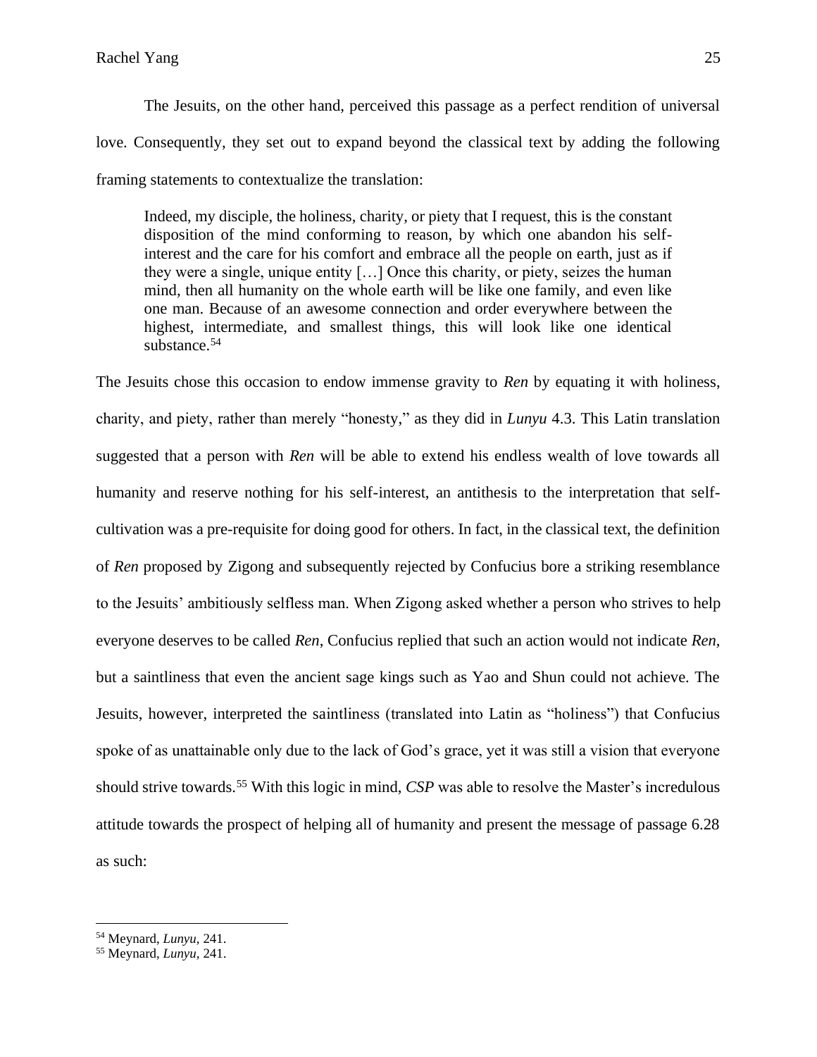The Jesuits, on the other hand, perceived this passage as a perfect rendition of universal love. Consequently, they set out to expand beyond the classical text by adding the following framing statements to contextualize the translation:

> Indeed, my disciple, the holiness, charity, or piety that I request, this is the constant disposition of the mind conforming to reason, by which one abandon his self-interest and the care for his comfort and embrace all the people on earth, just as if they were a single, unique entity […] Once this charity, or piety, seizes the human mind, then all humanity on the whole earth will be like one family, and even like one man. Because of an awesome connection and order everywhere between the highest, intermediate, and smallest things, this will look like one identical substance.[54]

The Jesuits chose this occasion to endow immense gravity to *Ren* by equating it with holiness, charity, and piety, rather than merely "honesty," as they did in *Lunyu* 4.3. This Latin translation suggested that a person with *Ren* will be able to extend his endless wealth of love towards all humanity and reserve nothing for his self-interest, an antithesis to the interpretation that self-cultivation was a pre-requisite for doing good for others. In fact, in the classical text, the definition of *Ren* proposed by Zigong and subsequently rejected by Confucius bore a striking resemblance to the Jesuits' ambitiously selfless man. When Zigong asked whether a person who strives to help everyone deserves to be called *Ren*, Confucius replied that such an action would not indicate *Ren*, but a saintliness that even the ancient sage kings such as Yao and Shun could not achieve. The Jesuits, however, interpreted the saintliness (translated into Latin as "holiness") that Confucius spoke of as unattainable only due to the lack of God's grace, yet it was still a vision that everyone should strive towards.[55] With this logic in mind, *CSP* was able to resolve the Master's incredulous attitude towards the prospect of helping all of humanity and present the message of passage 6.28 as such:

---

[54] Meynard, *Lunyu*, 241.

[55] Meynard, *Lunyu*, 241.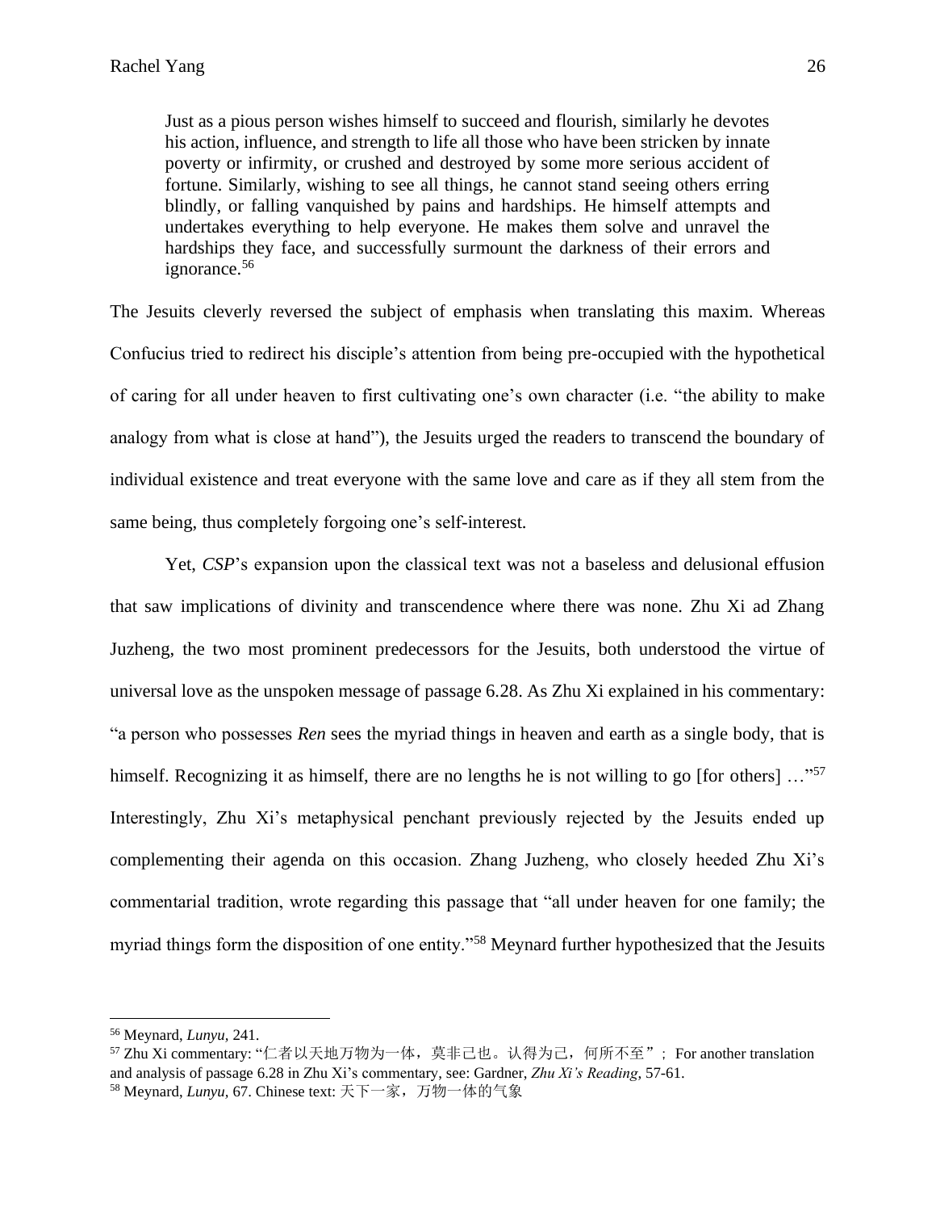> Just as a pious person wishes himself to succeed and flourish, similarly he devotes his action, influence, and strength to life all those who have been stricken by innate poverty or infirmity, or crushed and destroyed by some more serious accident of fortune. Similarly, wishing to see all things, he cannot stand seeing others erring blindly, or falling vanquished by pains and hardships. He himself attempts and undertakes everything to help everyone. He makes them solve and unravel the hardships they face, and successfully surmount the darkness of their errors and ignorance.[56]

The Jesuits cleverly reversed the subject of emphasis when translating this maxim. Whereas Confucius tried to redirect his disciple's attention from being pre-occupied with the hypothetical of caring for all under heaven to first cultivating one's own character (i.e. "the ability to make analogy from what is close at hand"), the Jesuits urged the readers to transcend the boundary of individual existence and treat everyone with the same love and care as if they all stem from the same being, thus completely forgoing one's self-interest.

Yet, *CSP*'s expansion upon the classical text was not a baseless and delusional effusion that saw implications of divinity and transcendence where there was none. Zhu Xi ad Zhang Juzheng, the two most prominent predecessors for the Jesuits, both understood the virtue of universal love as the unspoken message of passage 6.28. As Zhu Xi explained in his commentary: "a person who possesses *Ren* sees the myriad things in heaven and earth as a single body, that is himself. Recognizing it as himself, there are no lengths he is not willing to go [for others] …"[57] Interestingly, Zhu Xi's metaphysical penchant previously rejected by the Jesuits ended up complementing their agenda on this occasion. Zhang Juzheng, who closely heeded Zhu Xi's commentarial tradition, wrote regarding this passage that "all under heaven for one family; the myriad things form the disposition of one entity."[58] Meynard further hypothesized that the Jesuits

---

[56] Meynard, *Lunyu*, 241.

[57] Zhu Xi commentary: "仁者以天地万物为一体，莫非己也。认得为己，何所不至"； For another translation and analysis of passage 6.28 in Zhu Xi's commentary, see: Gardner, *Zhu Xi's Reading*, 57-61.

[58] Meynard, *Lunyu*, 67. Chinese text: 天下一家，万物一体的气象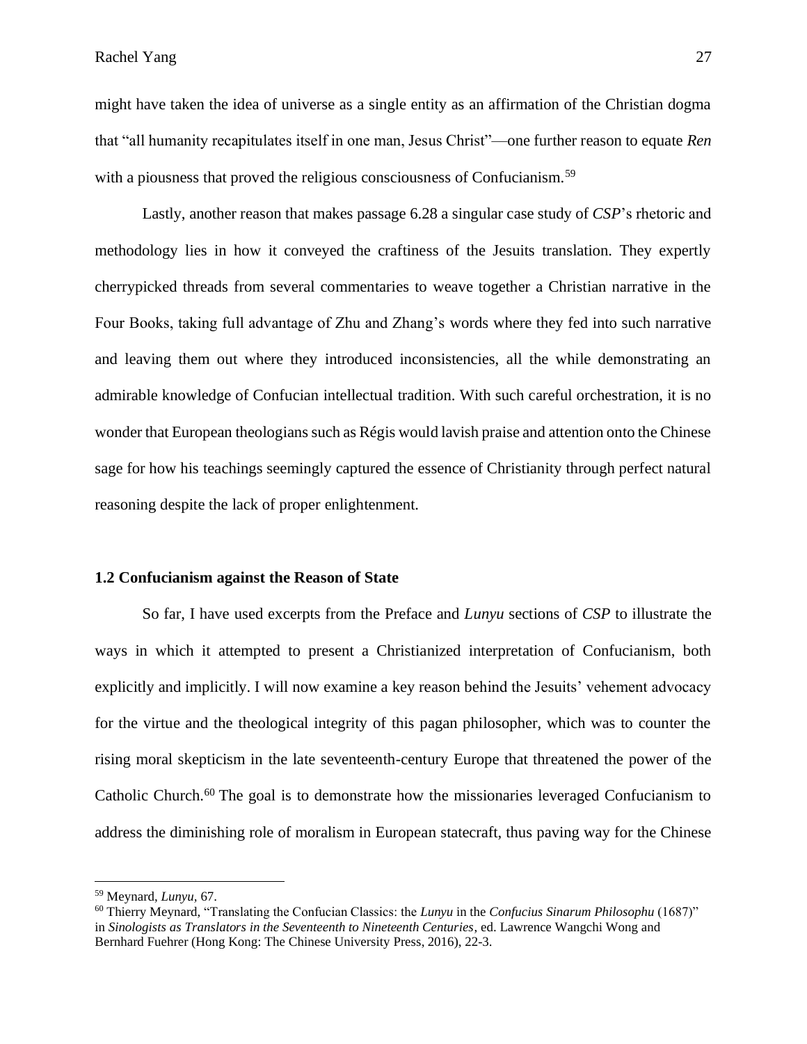might have taken the idea of universe as a single entity as an affirmation of the Christian dogma that "all humanity recapitulates itself in one man, Jesus Christ"—one further reason to equate *Ren* with a piousness that proved the religious consciousness of Confucianism.[59]

Lastly, another reason that makes passage 6.28 a singular case study of *CSP*'s rhetoric and methodology lies in how it conveyed the craftiness of the Jesuits translation. They expertly cherrypicked threads from several commentaries to weave together a Christian narrative in the Four Books, taking full advantage of Zhu and Zhang's words where they fed into such narrative and leaving them out where they introduced inconsistencies, all the while demonstrating an admirable knowledge of Confucian intellectual tradition. With such careful orchestration, it is no wonder that European theologians such as Régis would lavish praise and attention onto the Chinese sage for how his teachings seemingly captured the essence of Christianity through perfect natural reasoning despite the lack of proper enlightenment.

### 1.2 Confucianism against the Reason of State

So far, I have used excerpts from the Preface and *Lunyu* sections of *CSP* to illustrate the ways in which it attempted to present a Christianized interpretation of Confucianism, both explicitly and implicitly. I will now examine a key reason behind the Jesuits' vehement advocacy for the virtue and the theological integrity of this pagan philosopher, which was to counter the rising moral skepticism in the late seventeenth-century Europe that threatened the power of the Catholic Church.[60] The goal is to demonstrate how the missionaries leveraged Confucianism to address the diminishing role of moralism in European statecraft, thus paving way for the Chinese

---

[59] Meynard, *Lunyu*, 67.

[60] Thierry Meynard, "Translating the Confucian Classics: the *Lunyu* in the *Confucius Sinarum Philosophu* (1687)" in *Sinologists as Translators in the Seventeenth to Nineteenth Centuries*, ed. Lawrence Wangchi Wong and Bernhard Fuehrer (Hong Kong: The Chinese University Press, 2016), 22-3.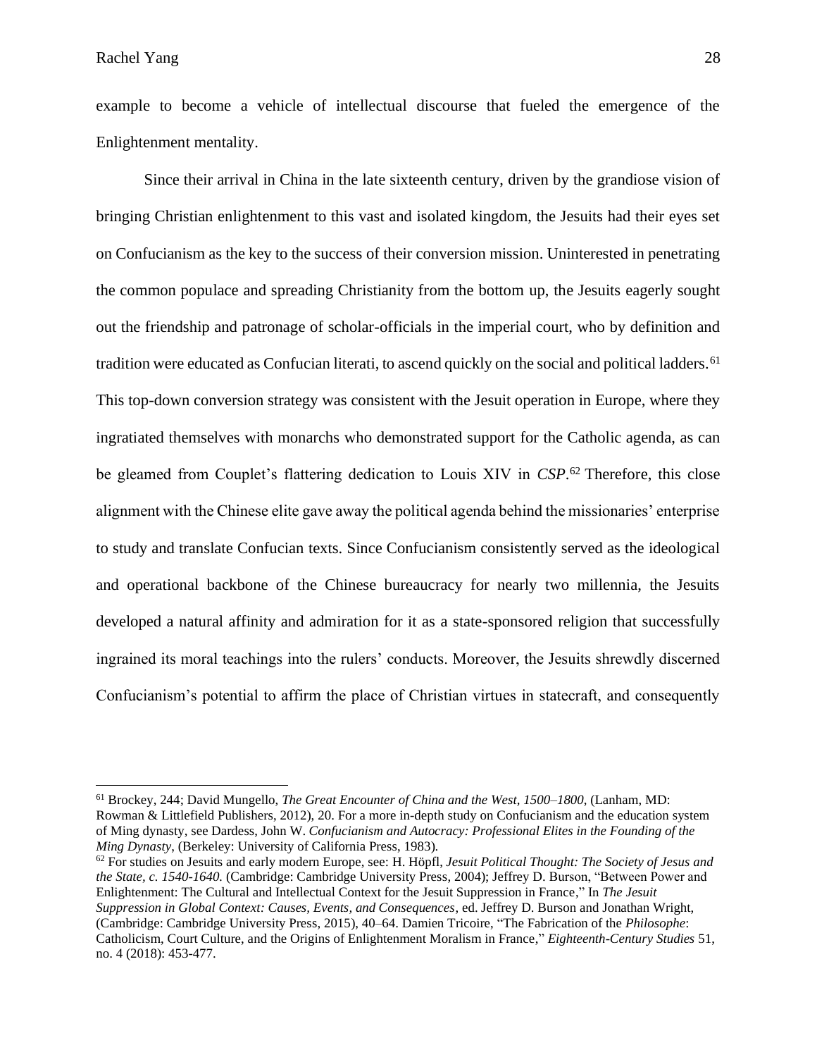example to become a vehicle of intellectual discourse that fueled the emergence of the Enlightenment mentality.

Since their arrival in China in the late sixteenth century, driven by the grandiose vision of bringing Christian enlightenment to this vast and isolated kingdom, the Jesuits had their eyes set on Confucianism as the key to the success of their conversion mission. Uninterested in penetrating the common populace and spreading Christianity from the bottom up, the Jesuits eagerly sought out the friendship and patronage of scholar-officials in the imperial court, who by definition and tradition were educated as Confucian literati, to ascend quickly on the social and political ladders.[61] This top-down conversion strategy was consistent with the Jesuit operation in Europe, where they ingratiated themselves with monarchs who demonstrated support for the Catholic agenda, as can be gleamed from Couplet's flattering dedication to Louis XIV in *CSP*.[62] Therefore, this close alignment with the Chinese elite gave away the political agenda behind the missionaries' enterprise to study and translate Confucian texts. Since Confucianism consistently served as the ideological and operational backbone of the Chinese bureaucracy for nearly two millennia, the Jesuits developed a natural affinity and admiration for it as a state-sponsored religion that successfully ingrained its moral teachings into the rulers' conducts. Moreover, the Jesuits shrewdly discerned Confucianism's potential to affirm the place of Christian virtues in statecraft, and consequently

---

[61] Brockey, 244; David Mungello, *The Great Encounter of China and the West, 1500–1800*, (Lanham, MD: Rowman & Littlefield Publishers, 2012), 20. For a more in-depth study on Confucianism and the education system of Ming dynasty, see Dardess, John W. *Confucianism and Autocracy: Professional Elites in the Founding of the Ming Dynasty*, (Berkeley: University of California Press, 1983).

[62] For studies on Jesuits and early modern Europe, see: H. Höpfl, *Jesuit Political Thought: The Society of Jesus and the State, c. 1540-1640.* (Cambridge: Cambridge University Press, 2004); Jeffrey D. Burson, "Between Power and Enlightenment: The Cultural and Intellectual Context for the Jesuit Suppression in France," In *The Jesuit Suppression in Global Context: Causes, Events, and Consequences*, ed. Jeffrey D. Burson and Jonathan Wright, (Cambridge: Cambridge University Press, 2015), 40–64. Damien Tricoire, "The Fabrication of the *Philosophe*: Catholicism, Court Culture, and the Origins of Enlightenment Moralism in France," *Eighteenth-Century Studies* 51, no. 4 (2018): 453-477.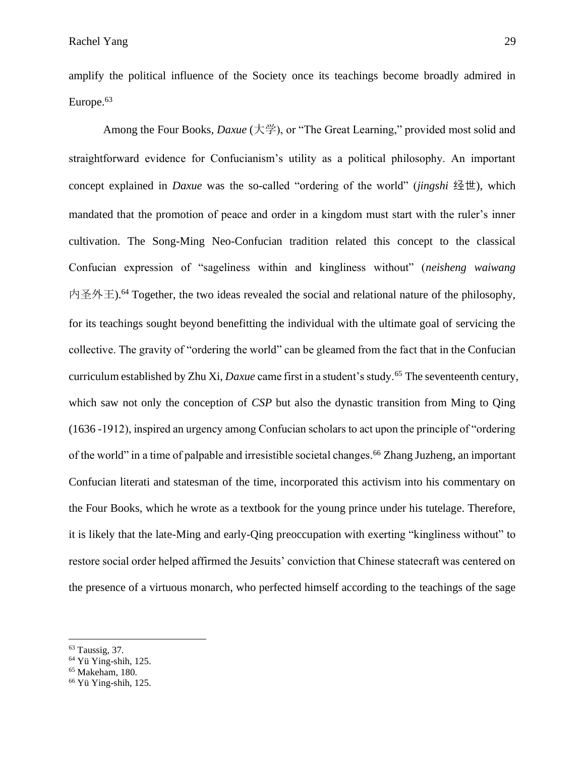amplify the political influence of the Society once its teachings become broadly admired in Europe.[63]

Among the Four Books, *Daxue* (大学), or "The Great Learning," provided most solid and straightforward evidence for Confucianism's utility as a political philosophy. An important concept explained in *Daxue* was the so-called "ordering of the world" (*jingshi* 经世), which mandated that the promotion of peace and order in a kingdom must start with the ruler's inner cultivation. The Song-Ming Neo-Confucian tradition related this concept to the classical Confucian expression of "sageliness within and kingliness without" (*neisheng waiwang* 内圣外王).[64] Together, the two ideas revealed the social and relational nature of the philosophy, for its teachings sought beyond benefitting the individual with the ultimate goal of servicing the collective. The gravity of "ordering the world" can be gleamed from the fact that in the Confucian curriculum established by Zhu Xi, *Daxue* came first in a student's study.[65] The seventeenth century, which saw not only the conception of *CSP* but also the dynastic transition from Ming to Qing (1636 -1912), inspired an urgency among Confucian scholars to act upon the principle of "ordering of the world" in a time of palpable and irresistible societal changes.[66] Zhang Juzheng, an important Confucian literati and statesman of the time, incorporated this activism into his commentary on the Four Books, which he wrote as a textbook for the young prince under his tutelage. Therefore, it is likely that the late-Ming and early-Qing preoccupation with exerting "kingliness without" to restore social order helped affirmed the Jesuits' conviction that Chinese statecraft was centered on the presence of a virtuous monarch, who perfected himself according to the teachings of the sage

---

[63] Taussig, 37.

[64] Yü Ying-shih, 125.

[65] Makeham, 180.

[66] Yü Ying-shih, 125.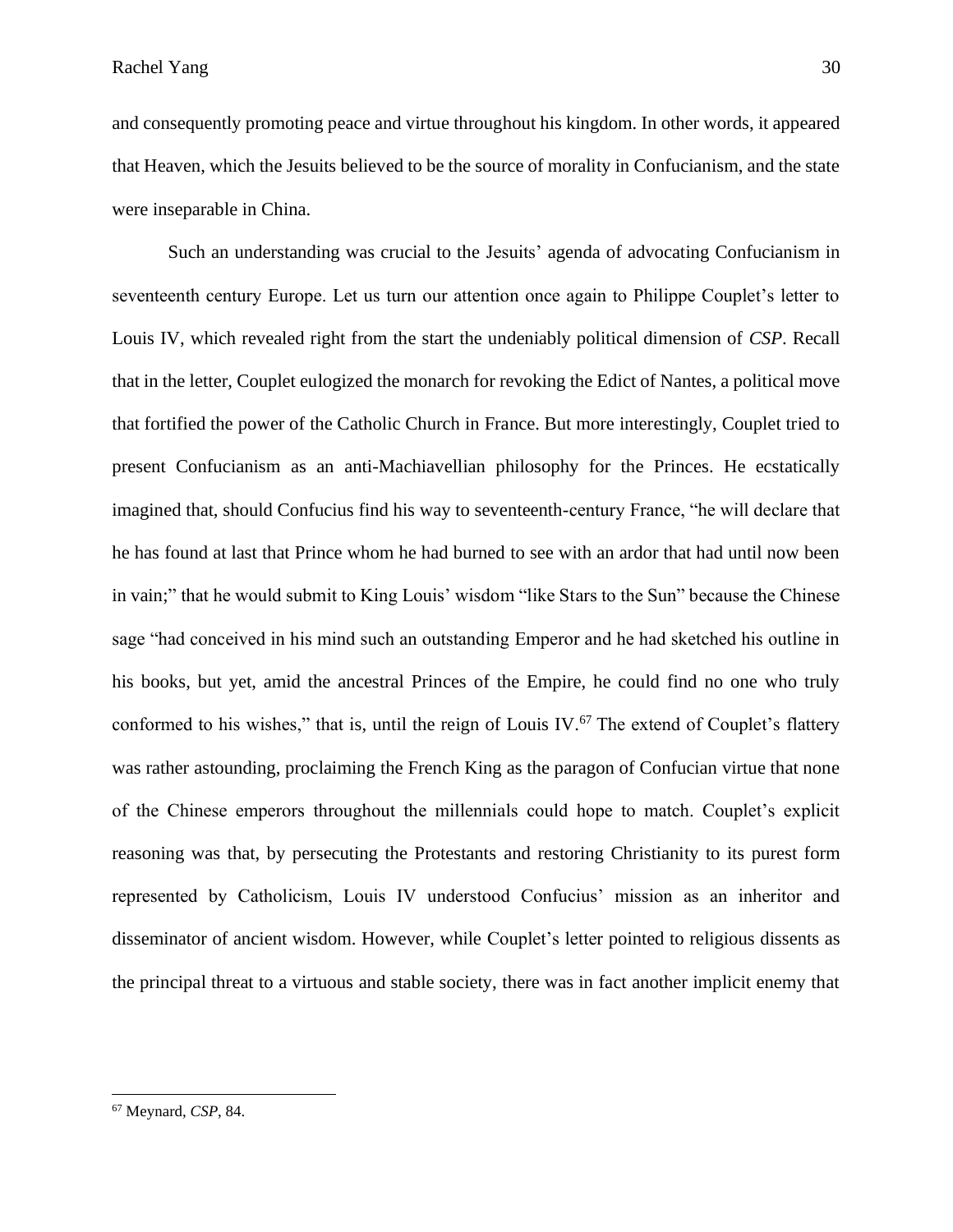and consequently promoting peace and virtue throughout his kingdom. In other words, it appeared that Heaven, which the Jesuits believed to be the source of morality in Confucianism, and the state were inseparable in China.

Such an understanding was crucial to the Jesuits' agenda of advocating Confucianism in seventeenth century Europe. Let us turn our attention once again to Philippe Couplet's letter to Louis IV, which revealed right from the start the undeniably political dimension of *CSP*. Recall that in the letter, Couplet eulogized the monarch for revoking the Edict of Nantes, a political move that fortified the power of the Catholic Church in France. But more interestingly, Couplet tried to present Confucianism as an anti-Machiavellian philosophy for the Princes. He ecstatically imagined that, should Confucius find his way to seventeenth-century France, "he will declare that he has found at last that Prince whom he had burned to see with an ardor that had until now been in vain;" that he would submit to King Louis' wisdom "like Stars to the Sun" because the Chinese sage "had conceived in his mind such an outstanding Emperor and he had sketched his outline in his books, but yet, amid the ancestral Princes of the Empire, he could find no one who truly conformed to his wishes," that is, until the reign of Louis IV.[67] The extend of Couplet's flattery was rather astounding, proclaiming the French King as the paragon of Confucian virtue that none of the Chinese emperors throughout the millennials could hope to match. Couplet's explicit reasoning was that, by persecuting the Protestants and restoring Christianity to its purest form represented by Catholicism, Louis IV understood Confucius' mission as an inheritor and disseminator of ancient wisdom. However, while Couplet's letter pointed to religious dissents as the principal threat to a virtuous and stable society, there was in fact another implicit enemy that

[67] Meynard, *CSP*, 84.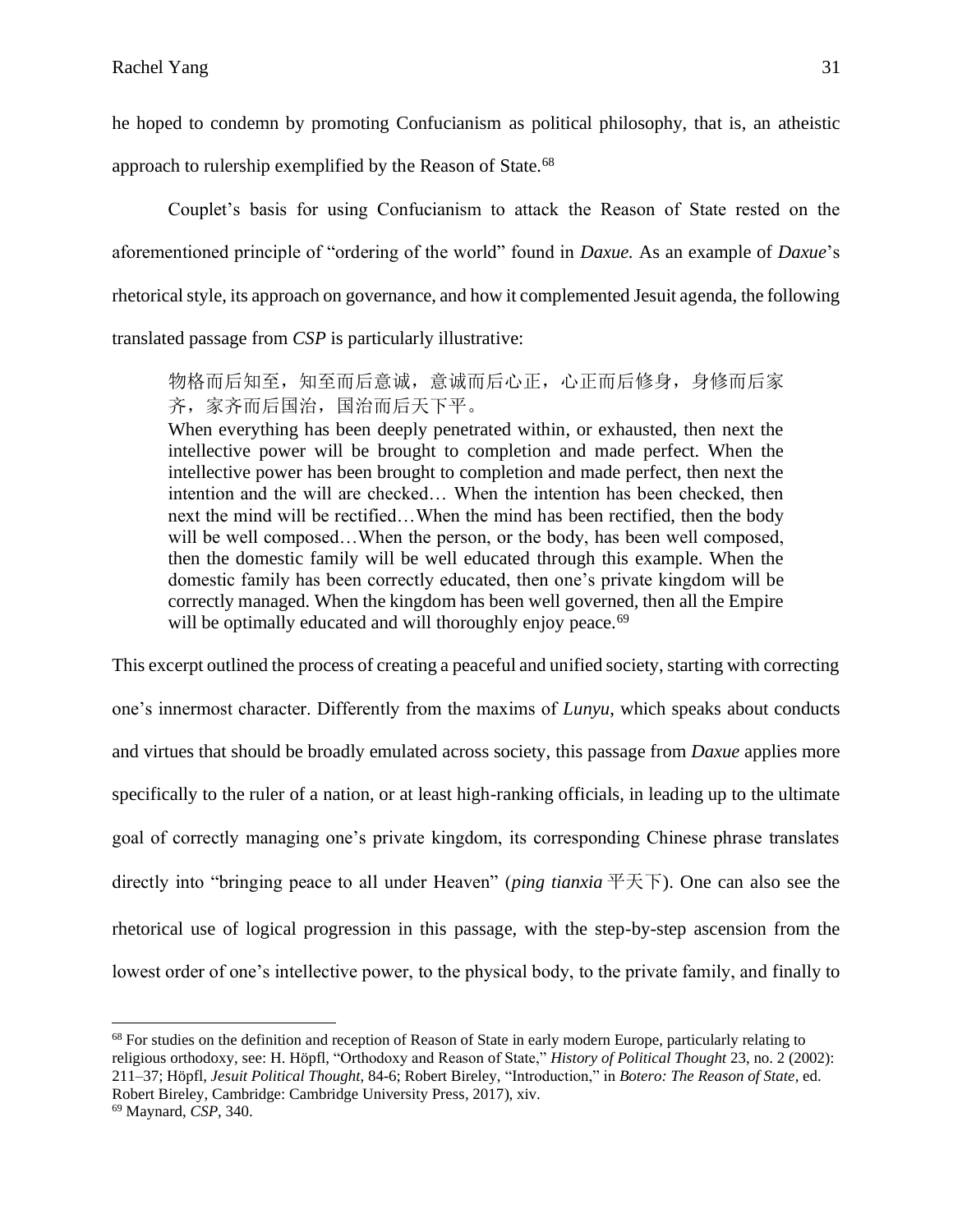he hoped to condemn by promoting Confucianism as political philosophy, that is, an atheistic approach to rulership exemplified by the Reason of State.[68]

Couplet's basis for using Confucianism to attack the Reason of State rested on the aforementioned principle of "ordering of the world" found in *Daxue.* As an example of *Daxue*'s rhetorical style, its approach on governance, and how it complemented Jesuit agenda, the following translated passage from *CSP* is particularly illustrative:

> 物格而后知至，知至而后意诚，意诚而后心正，心正而后修身，身修而后家齐，家齐而后国治，国治而后天下平。
> When everything has been deeply penetrated within, or exhausted, then next the intellective power will be brought to completion and made perfect. When the intellective power has been brought to completion and made perfect, then next the intention and the will are checked… When the intention has been checked, then next the mind will be rectified…When the mind has been rectified, then the body will be well composed…When the person, or the body, has been well composed, then the domestic family will be well educated through this example. When the domestic family has been correctly educated, then one's private kingdom will be correctly managed. When the kingdom has been well governed, then all the Empire will be optimally educated and will thoroughly enjoy peace.[69]

This excerpt outlined the process of creating a peaceful and unified society, starting with correcting one's innermost character. Differently from the maxims of *Lunyu*, which speaks about conducts and virtues that should be broadly emulated across society, this passage from *Daxue* applies more specifically to the ruler of a nation, or at least high-ranking officials, in leading up to the ultimate goal of correctly managing one's private kingdom, its corresponding Chinese phrase translates directly into "bringing peace to all under Heaven" (*ping tianxia* 平天下). One can also see the rhetorical use of logical progression in this passage, with the step-by-step ascension from the lowest order of one's intellective power, to the physical body, to the private family, and finally to

---

[68] For studies on the definition and reception of Reason of State in early modern Europe, particularly relating to religious orthodoxy, see: H. Höpfl, "Orthodoxy and Reason of State," *History of Political Thought* 23, no. 2 (2002): 211–37; Höpfl, *Jesuit Political Thought*, 84-6; Robert Bireley, "Introduction," in *Botero: The Reason of State*, ed. Robert Bireley, Cambridge: Cambridge University Press, 2017), xiv.

[69] Maynard, *CSP*, 340.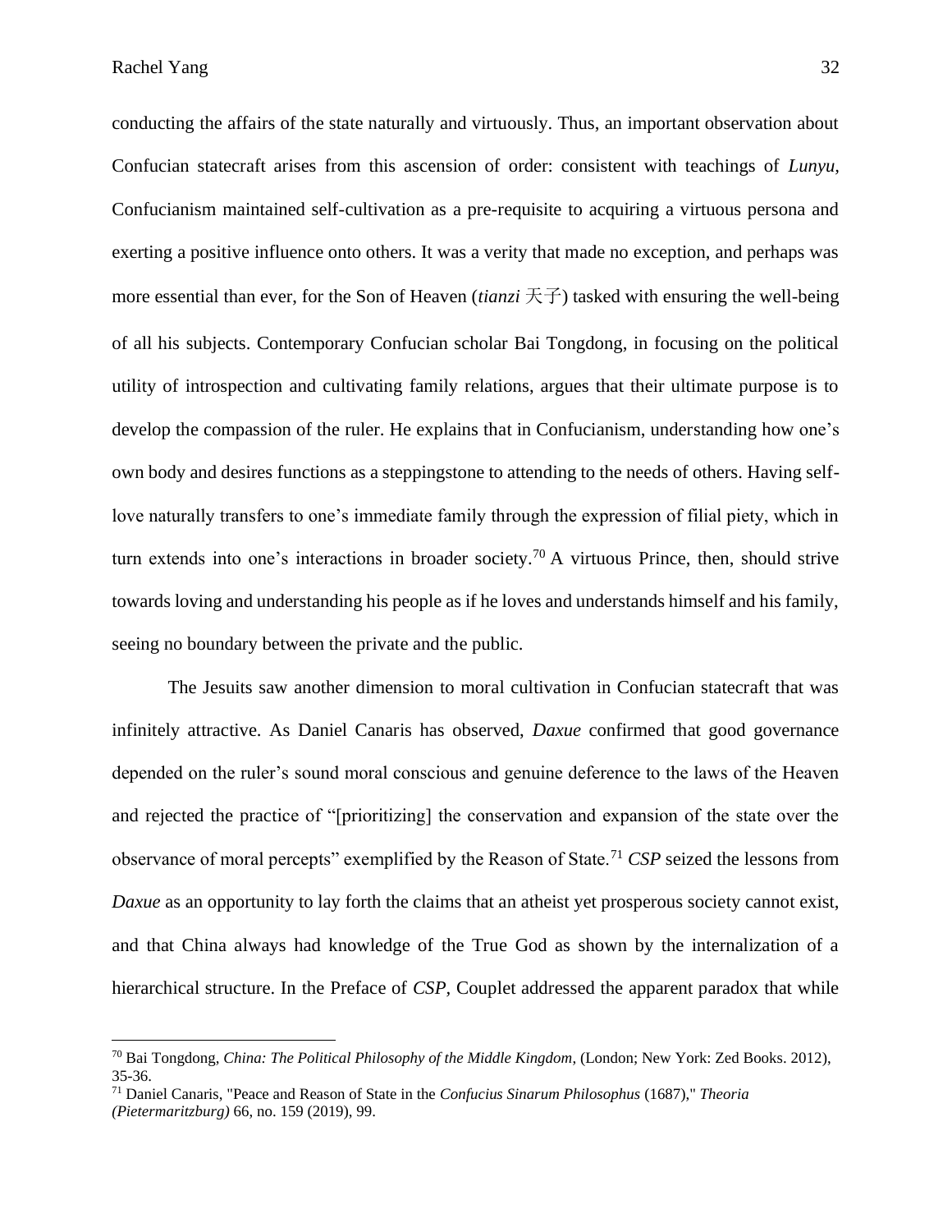conducting the affairs of the state naturally and virtuously. Thus, an important observation about Confucian statecraft arises from this ascension of order: consistent with teachings of *Lunyu*, Confucianism maintained self-cultivation as a pre-requisite to acquiring a virtuous persona and exerting a positive influence onto others. It was a verity that made no exception, and perhaps was more essential than ever, for the Son of Heaven (*tianzi* 天子) tasked with ensuring the well-being of all his subjects. Contemporary Confucian scholar Bai Tongdong, in focusing on the political utility of introspection and cultivating family relations, argues that their ultimate purpose is to develop the compassion of the ruler. He explains that in Confucianism, understanding how one's own body and desires functions as a steppingstone to attending to the needs of others. Having self-love naturally transfers to one's immediate family through the expression of filial piety, which in turn extends into one's interactions in broader society.[70] A virtuous Prince, then, should strive towards loving and understanding his people as if he loves and understands himself and his family, seeing no boundary between the private and the public.

The Jesuits saw another dimension to moral cultivation in Confucian statecraft that was infinitely attractive. As Daniel Canaris has observed, *Daxue* confirmed that good governance depended on the ruler's sound moral conscious and genuine deference to the laws of the Heaven and rejected the practice of "[prioritizing] the conservation and expansion of the state over the observance of moral percepts" exemplified by the Reason of State.[71] *CSP* seized the lessons from *Daxue* as an opportunity to lay forth the claims that an atheist yet prosperous society cannot exist, and that China always had knowledge of the True God as shown by the internalization of a hierarchical structure. In the Preface of *CSP*, Couplet addressed the apparent paradox that while

---

[70] Bai Tongdong, *China: The Political Philosophy of the Middle Kingdom*, (London; New York: Zed Books. 2012), 35-36.

[71] Daniel Canaris, "Peace and Reason of State in the *Confucius Sinarum Philosophus* (1687)," *Theoria (Pietermaritzburg)* 66, no. 159 (2019), 99.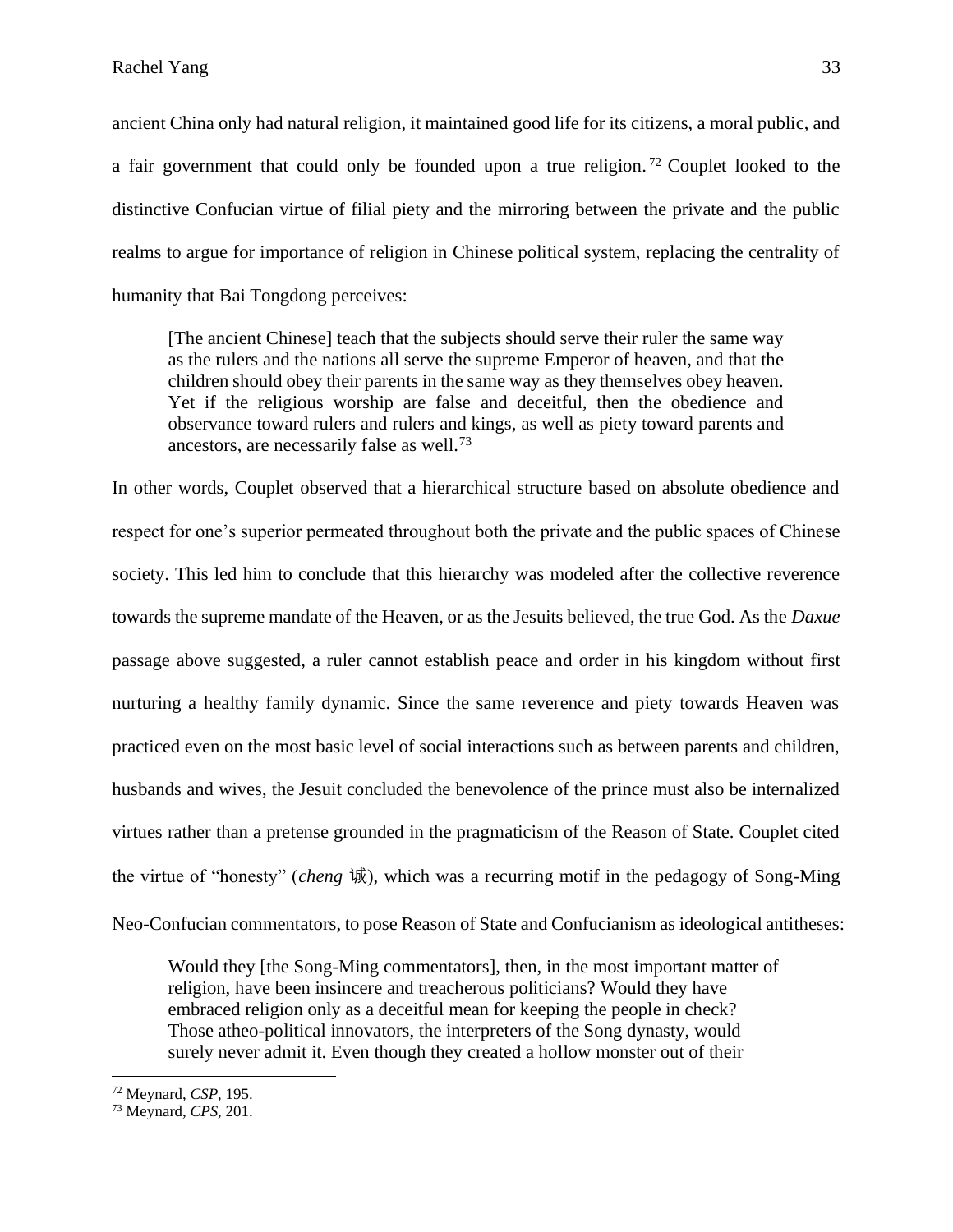ancient China only had natural religion, it maintained good life for its citizens, a moral public, and a fair government that could only be founded upon a true religion.[72] Couplet looked to the distinctive Confucian virtue of filial piety and the mirroring between the private and the public realms to argue for importance of religion in Chinese political system, replacing the centrality of humanity that Bai Tongdong perceives:

> [The ancient Chinese] teach that the subjects should serve their ruler the same way as the rulers and the nations all serve the supreme Emperor of heaven, and that the children should obey their parents in the same way as they themselves obey heaven. Yet if the religious worship are false and deceitful, then the obedience and observance toward rulers and rulers and kings, as well as piety toward parents and ancestors, are necessarily false as well.[73]

In other words, Couplet observed that a hierarchical structure based on absolute obedience and respect for one's superior permeated throughout both the private and the public spaces of Chinese society. This led him to conclude that this hierarchy was modeled after the collective reverence towards the supreme mandate of the Heaven, or as the Jesuits believed, the true God. As the *Daxue* passage above suggested, a ruler cannot establish peace and order in his kingdom without first nurturing a healthy family dynamic. Since the same reverence and piety towards Heaven was practiced even on the most basic level of social interactions such as between parents and children, husbands and wives, the Jesuit concluded the benevolence of the prince must also be internalized virtues rather than a pretense grounded in the pragmaticism of the Reason of State. Couplet cited the virtue of "honesty" (*cheng* 诚), which was a recurring motif in the pedagogy of Song-Ming Neo-Confucian commentators, to pose Reason of State and Confucianism as ideological antitheses:

> Would they [the Song-Ming commentators], then, in the most important matter of religion, have been insincere and treacherous politicians? Would they have embraced religion only as a deceitful mean for keeping the people in check? Those atheo-political innovators, the interpreters of the Song dynasty, would surely never admit it. Even though they created a hollow monster out of their

---

[72] Meynard, *CSP*, 195.

[73] Meynard, *CPS*, 201.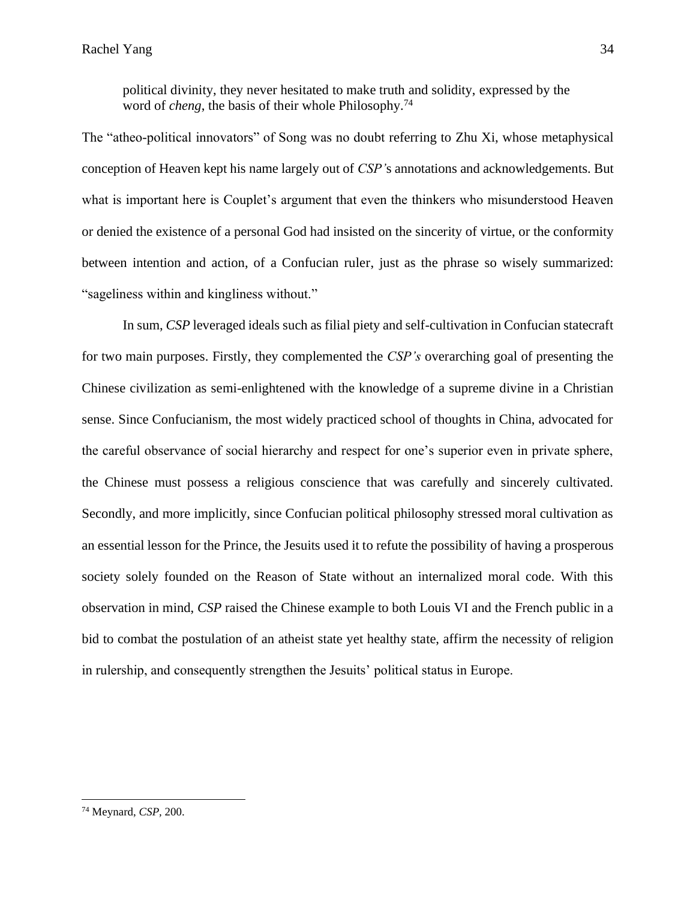> political divinity, they never hesitated to make truth and solidity, expressed by the word of *cheng*, the basis of their whole Philosophy.[74]

The "atheo-political innovators" of Song was no doubt referring to Zhu Xi, whose metaphysical conception of Heaven kept his name largely out of *CSP'*s annotations and acknowledgements. But what is important here is Couplet's argument that even the thinkers who misunderstood Heaven or denied the existence of a personal God had insisted on the sincerity of virtue, or the conformity between intention and action, of a Confucian ruler, just as the phrase so wisely summarized: "sageliness within and kingliness without."

In sum, *CSP* leveraged ideals such as filial piety and self-cultivation in Confucian statecraft for two main purposes. Firstly, they complemented the *CSP's* overarching goal of presenting the Chinese civilization as semi-enlightened with the knowledge of a supreme divine in a Christian sense. Since Confucianism, the most widely practiced school of thoughts in China, advocated for the careful observance of social hierarchy and respect for one's superior even in private sphere, the Chinese must possess a religious conscience that was carefully and sincerely cultivated. Secondly, and more implicitly, since Confucian political philosophy stressed moral cultivation as an essential lesson for the Prince, the Jesuits used it to refute the possibility of having a prosperous society solely founded on the Reason of State without an internalized moral code. With this observation in mind, *CSP* raised the Chinese example to both Louis VI and the French public in a bid to combat the postulation of an atheist state yet healthy state, affirm the necessity of religion in rulership, and consequently strengthen the Jesuits' political status in Europe.

---

[74] Meynard, *CSP*, 200.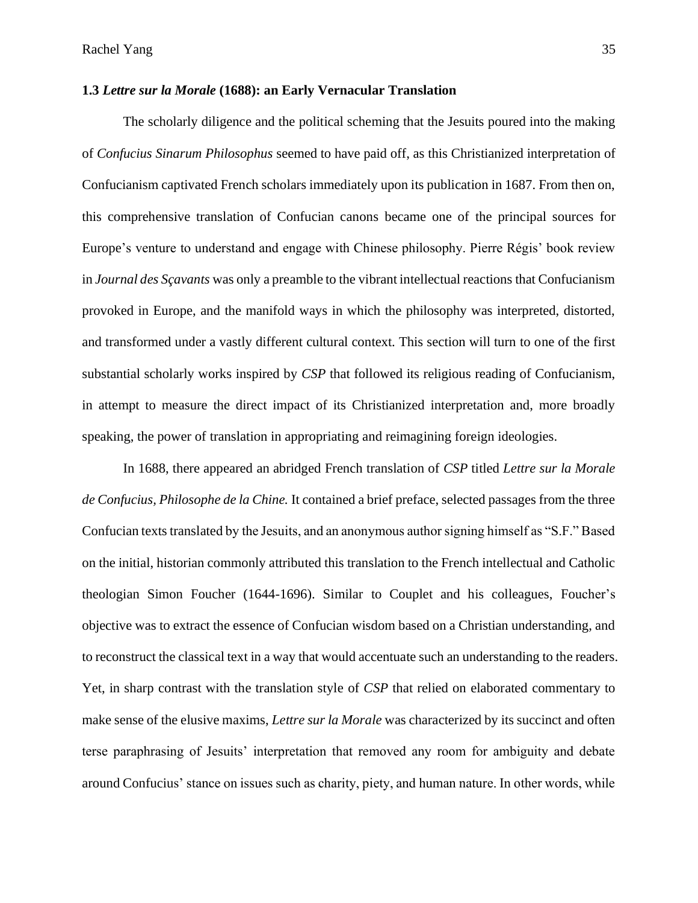### 1.3 *Lettre sur la Morale* (1688): an Early Vernacular Translation

The scholarly diligence and the political scheming that the Jesuits poured into the making of *Confucius Sinarum Philosophus* seemed to have paid off, as this Christianized interpretation of Confucianism captivated French scholars immediately upon its publication in 1687. From then on, this comprehensive translation of Confucian canons became one of the principal sources for Europe's venture to understand and engage with Chinese philosophy. Pierre Régis' book review in *Journal des Sçavants* was only a preamble to the vibrant intellectual reactions that Confucianism provoked in Europe, and the manifold ways in which the philosophy was interpreted, distorted, and transformed under a vastly different cultural context. This section will turn to one of the first substantial scholarly works inspired by *CSP* that followed its religious reading of Confucianism, in attempt to measure the direct impact of its Christianized interpretation and, more broadly speaking, the power of translation in appropriating and reimagining foreign ideologies.

In 1688, there appeared an abridged French translation of *CSP* titled *Lettre sur la Morale de Confucius, Philosophe de la Chine.* It contained a brief preface, selected passages from the three Confucian texts translated by the Jesuits, and an anonymous author signing himself as "S.F." Based on the initial, historian commonly attributed this translation to the French intellectual and Catholic theologian Simon Foucher (1644-1696). Similar to Couplet and his colleagues, Foucher's objective was to extract the essence of Confucian wisdom based on a Christian understanding, and to reconstruct the classical text in a way that would accentuate such an understanding to the readers. Yet, in sharp contrast with the translation style of *CSP* that relied on elaborated commentary to make sense of the elusive maxims, *Lettre sur la Morale* was characterized by its succinct and often terse paraphrasing of Jesuits' interpretation that removed any room for ambiguity and debate around Confucius' stance on issues such as charity, piety, and human nature. In other words, while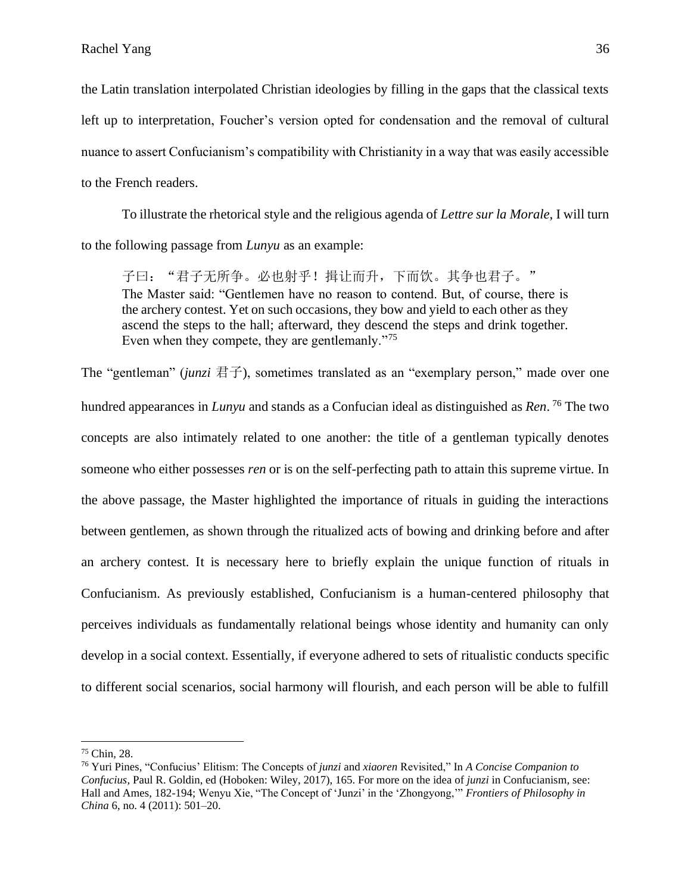the Latin translation interpolated Christian ideologies by filling in the gaps that the classical texts left up to interpretation, Foucher's version opted for condensation and the removal of cultural nuance to assert Confucianism's compatibility with Christianity in a way that was easily accessible to the French readers.

To illustrate the rhetorical style and the religious agenda of *Lettre sur la Morale*, I will turn to the following passage from *Lunyu* as an example:

> 子曰："君子无所争。必也射乎！揖让而升，下而饮。其争也君子。"
> The Master said: "Gentlemen have no reason to contend. But, of course, there is the archery contest. Yet on such occasions, they bow and yield to each other as they ascend the steps to the hall; afterward, they descend the steps and drink together. Even when they compete, they are gentlemanly."[75]

The "gentleman" (*junzi* 君子), sometimes translated as an "exemplary person," made over one hundred appearances in *Lunyu* and stands as a Confucian ideal as distinguished as ***Ren***.[76] The two concepts are also intimately related to one another: the title of a gentleman typically denotes someone who either possesses *ren* or is on the self-perfecting path to attain this supreme virtue. In the above passage, the Master highlighted the importance of rituals in guiding the interactions between gentlemen, as shown through the ritualized acts of bowing and drinking before and after an archery contest. It is necessary here to briefly explain the unique function of rituals in Confucianism. As previously established, Confucianism is a human-centered philosophy that perceives individuals as fundamentally relational beings whose identity and humanity can only develop in a social context. Essentially, if everyone adhered to sets of ritualistic conducts specific to different social scenarios, social harmony will flourish, and each person will be able to fulfill

---

[75] Chin, 28.

[76] Yuri Pines, "Confucius' Elitism: The Concepts of *junzi* and *xiaoren* Revisited," In *A Concise Companion to Confucius*, Paul R. Goldin, ed (Hoboken: Wiley, 2017), 165. For more on the idea of *junzi* in Confucianism, see: Hall and Ames, 182-194; Wenyu Xie, "The Concept of 'Junzi' in the 'Zhongyong,'" *Frontiers of Philosophy in China* 6, no. 4 (2011): 501–20.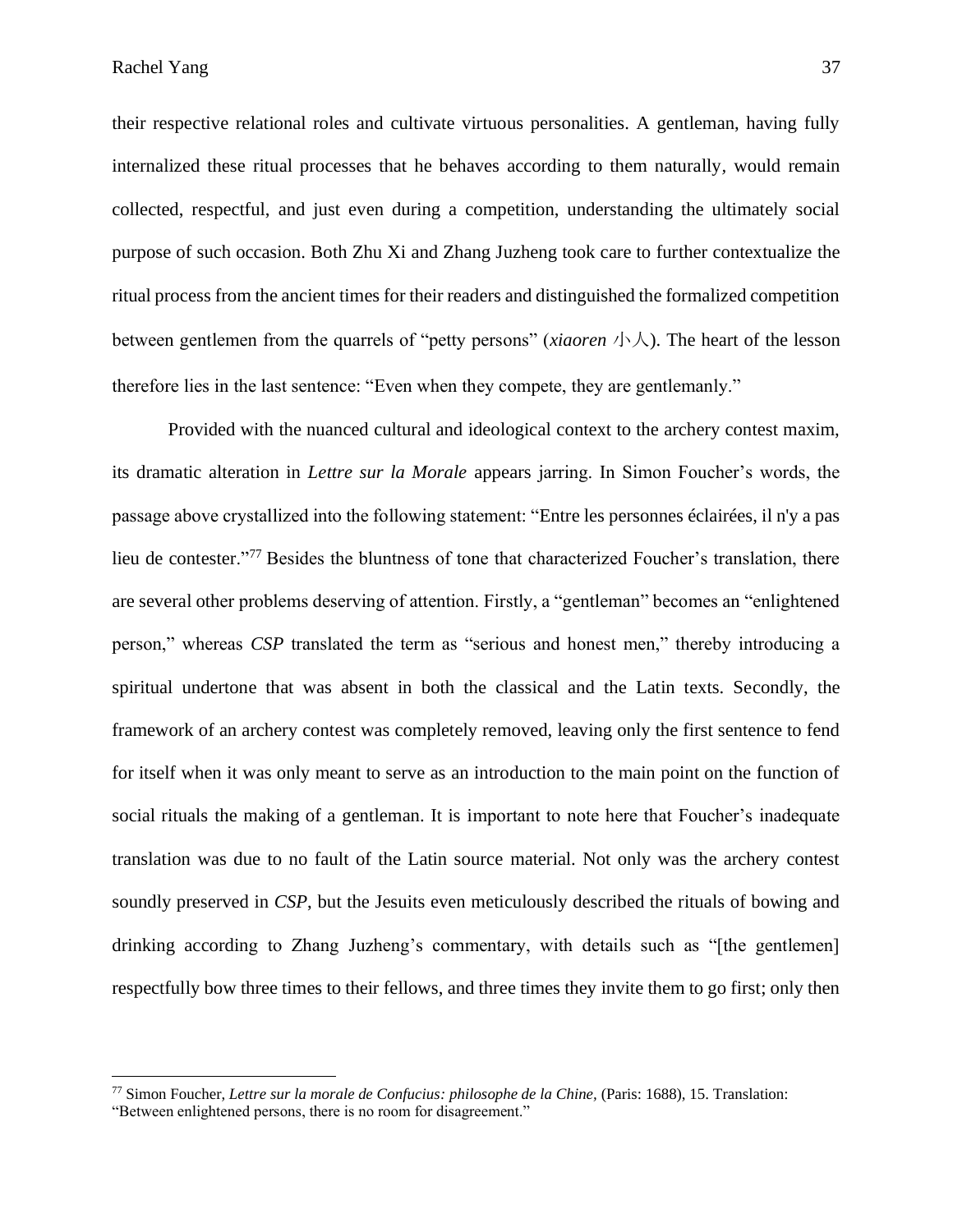their respective relational roles and cultivate virtuous personalities. A gentleman, having fully internalized these ritual processes that he behaves according to them naturally, would remain collected, respectful, and just even during a competition, understanding the ultimately social purpose of such occasion. Both Zhu Xi and Zhang Juzheng took care to further contextualize the ritual process from the ancient times for their readers and distinguished the formalized competition between gentlemen from the quarrels of "petty persons" (*xiaoren* 小人). The heart of the lesson therefore lies in the last sentence: "Even when they compete, they are gentlemanly."

Provided with the nuanced cultural and ideological context to the archery contest maxim, its dramatic alteration in *Lettre sur la Morale* appears jarring. In Simon Foucher's words, the passage above crystallized into the following statement: "Entre les personnes éclairées, il n'y a pas lieu de contester."[77] Besides the bluntness of tone that characterized Foucher's translation, there are several other problems deserving of attention. Firstly, a "gentleman" becomes an "enlightened person," whereas *CSP* translated the term as "serious and honest men," thereby introducing a spiritual undertone that was absent in both the classical and the Latin texts. Secondly, the framework of an archery contest was completely removed, leaving only the first sentence to fend for itself when it was only meant to serve as an introduction to the main point on the function of social rituals the making of a gentleman. It is important to note here that Foucher's inadequate translation was due to no fault of the Latin source material. Not only was the archery contest soundly preserved in *CSP*, but the Jesuits even meticulously described the rituals of bowing and drinking according to Zhang Juzheng's commentary, with details such as "[the gentlemen] respectfully bow three times to their fellows, and three times they invite them to go first; only then

---

[77] Simon Foucher, *Lettre sur la morale de Confucius: philosophe de la Chine,* (Paris: 1688), 15. Translation: "Between enlightened persons, there is no room for disagreement."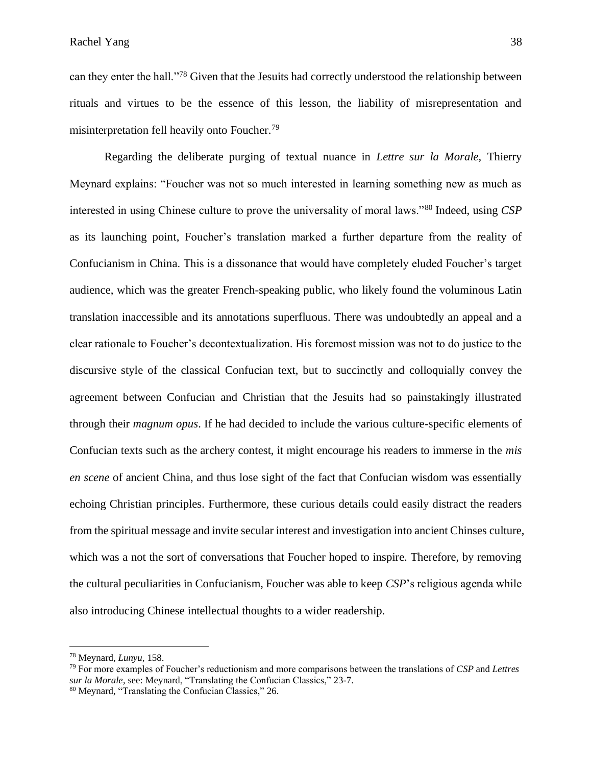can they enter the hall."[78] Given that the Jesuits had correctly understood the relationship between rituals and virtues to be the essence of this lesson, the liability of misrepresentation and misinterpretation fell heavily onto Foucher.[79]

Regarding the deliberate purging of textual nuance in *Lettre sur la Morale*, Thierry Meynard explains: "Foucher was not so much interested in learning something new as much as interested in using Chinese culture to prove the universality of moral laws."[80] Indeed, using *CSP* as its launching point, Foucher's translation marked a further departure from the reality of Confucianism in China. This is a dissonance that would have completely eluded Foucher's target audience, which was the greater French-speaking public, who likely found the voluminous Latin translation inaccessible and its annotations superfluous. There was undoubtedly an appeal and a clear rationale to Foucher's decontextualization. His foremost mission was not to do justice to the discursive style of the classical Confucian text, but to succinctly and colloquially convey the agreement between Confucian and Christian that the Jesuits had so painstakingly illustrated through their *magnum opus*. If he had decided to include the various culture-specific elements of Confucian texts such as the archery contest, it might encourage his readers to immerse in the *mis en scene* of ancient China, and thus lose sight of the fact that Confucian wisdom was essentially echoing Christian principles. Furthermore, these curious details could easily distract the readers from the spiritual message and invite secular interest and investigation into ancient Chinses culture, which was a not the sort of conversations that Foucher hoped to inspire. Therefore, by removing the cultural peculiarities in Confucianism, Foucher was able to keep *CSP*'s religious agenda while also introducing Chinese intellectual thoughts to a wider readership.

---

[78] Meynard, *Lunyu*, 158.

[79] For more examples of Foucher's reductionism and more comparisons between the translations of *CSP* and *Lettres sur la Morale*, see: Meynard, "Translating the Confucian Classics," 23-7.

[80] Meynard, "Translating the Confucian Classics," 26.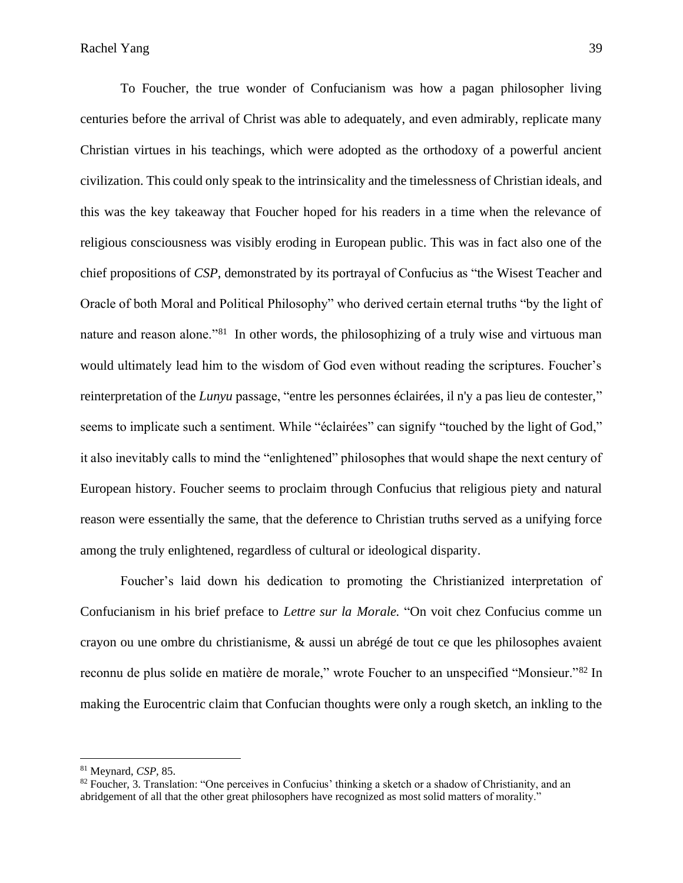To Foucher, the true wonder of Confucianism was how a pagan philosopher living centuries before the arrival of Christ was able to adequately, and even admirably, replicate many Christian virtues in his teachings, which were adopted as the orthodoxy of a powerful ancient civilization. This could only speak to the intrinsicality and the timelessness of Christian ideals, and this was the key takeaway that Foucher hoped for his readers in a time when the relevance of religious consciousness was visibly eroding in European public. This was in fact also one of the chief propositions of *CSP*, demonstrated by its portrayal of Confucius as "the Wisest Teacher and Oracle of both Moral and Political Philosophy" who derived certain eternal truths "by the light of nature and reason alone."[81] In other words, the philosophizing of a truly wise and virtuous man would ultimately lead him to the wisdom of God even without reading the scriptures. Foucher's reinterpretation of the *Lunyu* passage, "entre les personnes éclairées, il n'y a pas lieu de contester," seems to implicate such a sentiment. While "éclairées" can signify "touched by the light of God," it also inevitably calls to mind the "enlightened" philosophes that would shape the next century of European history. Foucher seems to proclaim through Confucius that religious piety and natural reason were essentially the same, that the deference to Christian truths served as a unifying force among the truly enlightened, regardless of cultural or ideological disparity.

Foucher's laid down his dedication to promoting the Christianized interpretation of Confucianism in his brief preface to *Lettre sur la Morale.* "On voit chez Confucius comme un crayon ou une ombre du christianisme, & aussi un abrégé de tout ce que les philosophes avaient reconnu de plus solide en matière de morale," wrote Foucher to an unspecified "Monsieur."[82] In making the Eurocentric claim that Confucian thoughts were only a rough sketch, an inkling to the

---

[81] Meynard, *CSP*, 85.

[82] Foucher, 3. Translation: "One perceives in Confucius' thinking a sketch or a shadow of Christianity, and an abridgement of all that the other great philosophers have recognized as most solid matters of morality."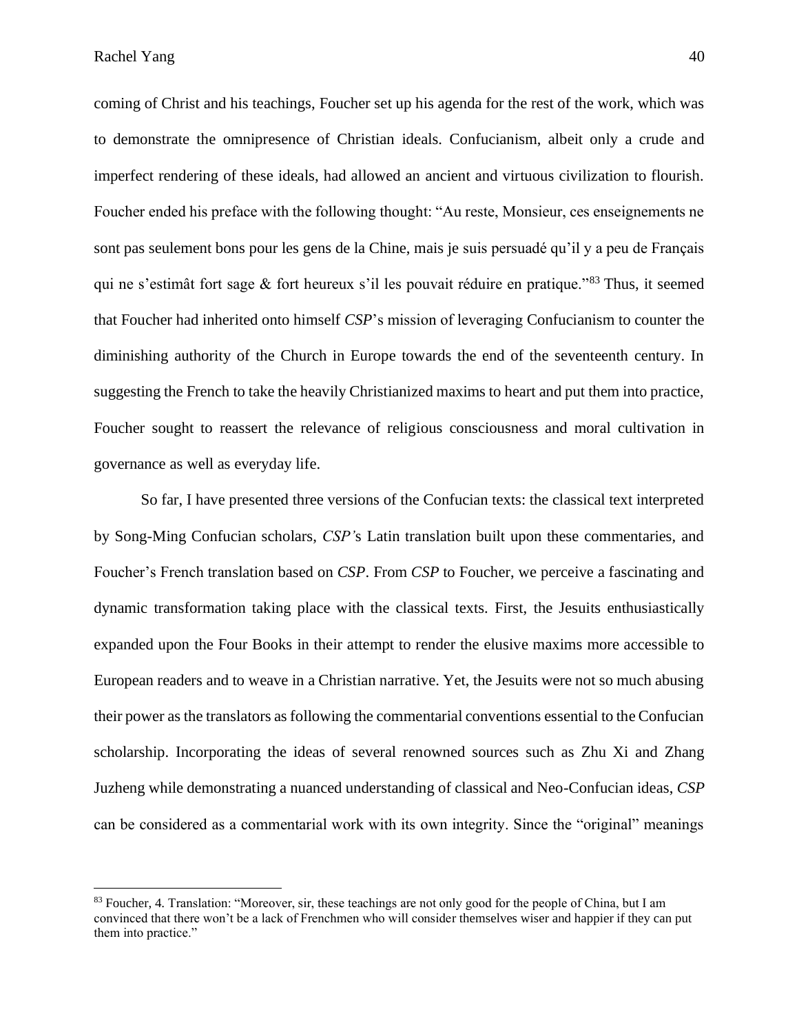coming of Christ and his teachings, Foucher set up his agenda for the rest of the work, which was to demonstrate the omnipresence of Christian ideals. Confucianism, albeit only a crude and imperfect rendering of these ideals, had allowed an ancient and virtuous civilization to flourish. Foucher ended his preface with the following thought: "Au reste, Monsieur, ces enseignements ne sont pas seulement bons pour les gens de la Chine, mais je suis persuadé qu'il y a peu de Français qui ne s'estimât fort sage & fort heureux s'il les pouvait réduire en pratique."[83] Thus, it seemed that Foucher had inherited onto himself *CSP*'s mission of leveraging Confucianism to counter the diminishing authority of the Church in Europe towards the end of the seventeenth century. In suggesting the French to take the heavily Christianized maxims to heart and put them into practice, Foucher sought to reassert the relevance of religious consciousness and moral cultivation in governance as well as everyday life.

So far, I have presented three versions of the Confucian texts: the classical text interpreted by Song-Ming Confucian scholars, *CSP'*s Latin translation built upon these commentaries, and Foucher's French translation based on *CSP*. From *CSP* to Foucher, we perceive a fascinating and dynamic transformation taking place with the classical texts. First, the Jesuits enthusiastically expanded upon the Four Books in their attempt to render the elusive maxims more accessible to European readers and to weave in a Christian narrative. Yet, the Jesuits were not so much abusing their power as the translators as following the commentarial conventions essential to the Confucian scholarship. Incorporating the ideas of several renowned sources such as Zhu Xi and Zhang Juzheng while demonstrating a nuanced understanding of classical and Neo-Confucian ideas, *CSP* can be considered as a commentarial work with its own integrity. Since the "original" meanings

---

[83] Foucher, 4. Translation: "Moreover, sir, these teachings are not only good for the people of China, but I am convinced that there won't be a lack of Frenchmen who will consider themselves wiser and happier if they can put them into practice."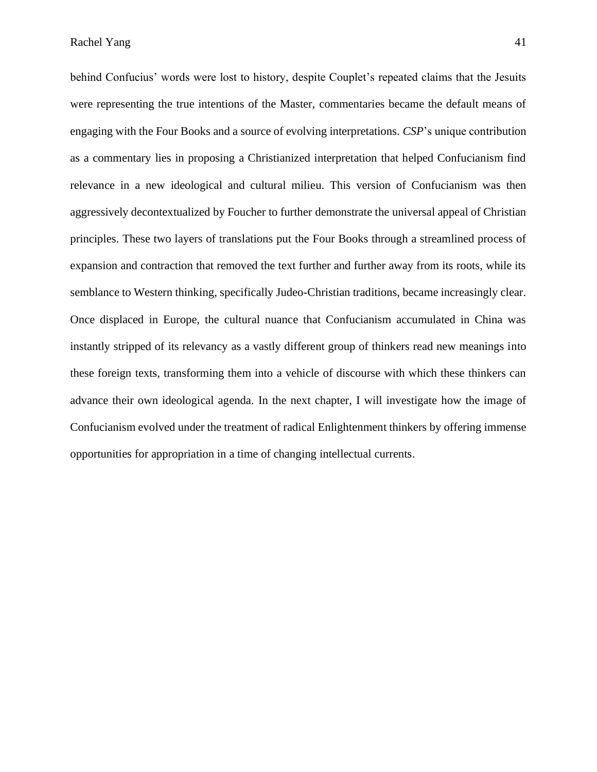behind Confucius' words were lost to history, despite Couplet's repeated claims that the Jesuits were representing the true intentions of the Master, commentaries became the default means of engaging with the Four Books and a source of evolving interpretations. *CSP*'s unique contribution as a commentary lies in proposing a Christianized interpretation that helped Confucianism find relevance in a new ideological and cultural milieu. This version of Confucianism was then aggressively decontextualized by Foucher to further demonstrate the universal appeal of Christian principles. These two layers of translations put the Four Books through a streamlined process of expansion and contraction that removed the text further and further away from its roots, while its semblance to Western thinking, specifically Judeo-Christian traditions, became increasingly clear. Once displaced in Europe, the cultural nuance that Confucianism accumulated in China was instantly stripped of its relevancy as a vastly different group of thinkers read new meanings into these foreign texts, transforming them into a vehicle of discourse with which these thinkers can advance their own ideological agenda. In the next chapter, I will investigate how the image of Confucianism evolved under the treatment of radical Enlightenment thinkers by offering immense opportunities for appropriation in a time of changing intellectual currents.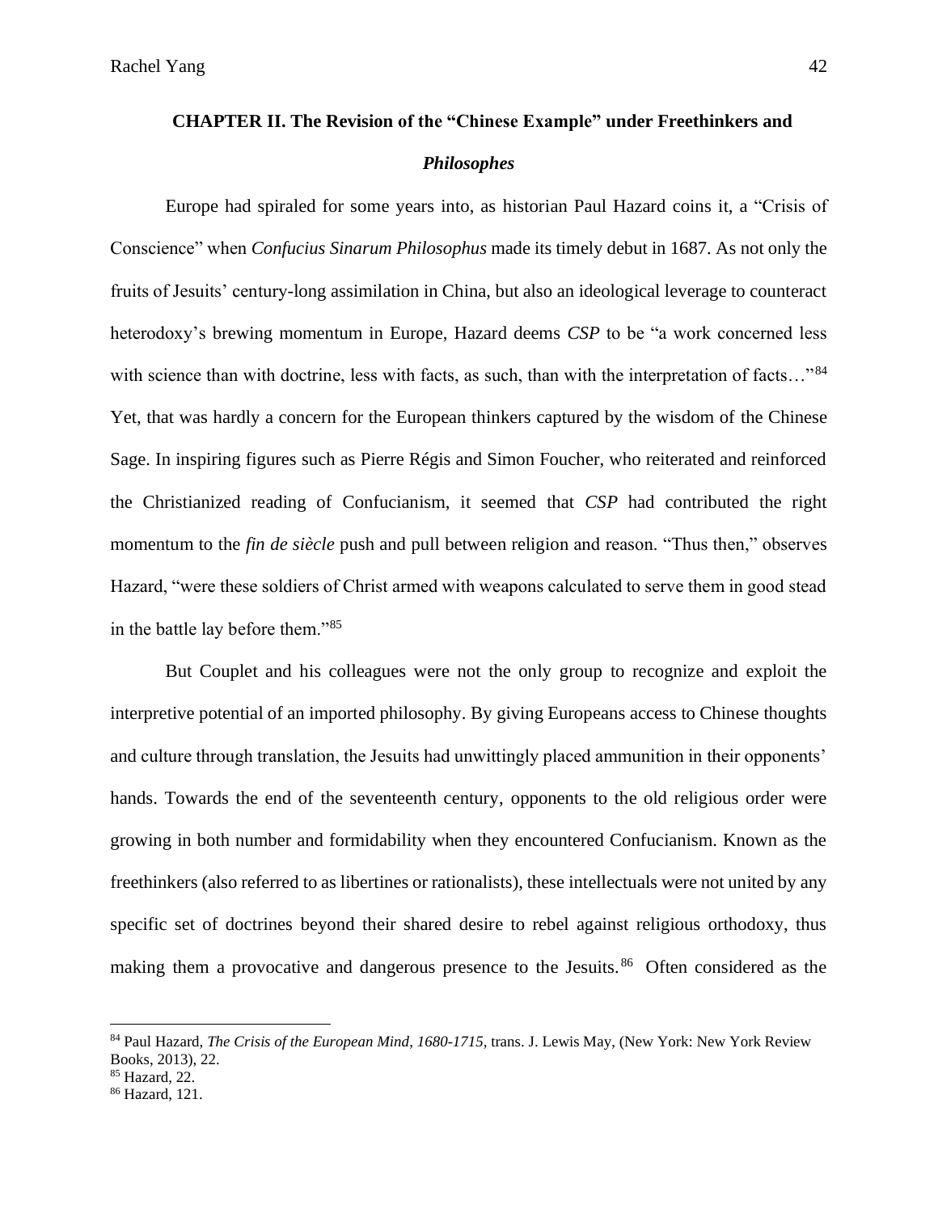## CHAPTER II. The Revision of the "Chinese Example" under Freethinkers and *Philosophes*

Europe had spiraled for some years into, as historian Paul Hazard coins it, a "Crisis of Conscience" when *Confucius Sinarum Philosophus* made its timely debut in 1687. As not only the fruits of Jesuits' century-long assimilation in China, but also an ideological leverage to counteract heterodoxy's brewing momentum in Europe, Hazard deems *CSP* to be "a work concerned less with science than with doctrine, less with facts, as such, than with the interpretation of facts…"[84] Yet, that was hardly a concern for the European thinkers captured by the wisdom of the Chinese Sage. In inspiring figures such as Pierre Régis and Simon Foucher, who reiterated and reinforced the Christianized reading of Confucianism, it seemed that *CSP* had contributed the right momentum to the *fin de siècle* push and pull between religion and reason. "Thus then," observes Hazard, "were these soldiers of Christ armed with weapons calculated to serve them in good stead in the battle lay before them."[85]

But Couplet and his colleagues were not the only group to recognize and exploit the interpretive potential of an imported philosophy. By giving Europeans access to Chinese thoughts and culture through translation, the Jesuits had unwittingly placed ammunition in their opponents' hands. Towards the end of the seventeenth century, opponents to the old religious order were growing in both number and formidability when they encountered Confucianism. Known as the freethinkers (also referred to as libertines or rationalists), these intellectuals were not united by any specific set of doctrines beyond their shared desire to rebel against religious orthodoxy, thus making them a provocative and dangerous presence to the Jesuits.[86] Often considered as the

---

[84] Paul Hazard, *The Crisis of the European Mind, 1680-1715,* trans. J. Lewis May, (New York: New York Review Books, 2013), 22.

[85] Hazard, 22.

[86] Hazard, 121.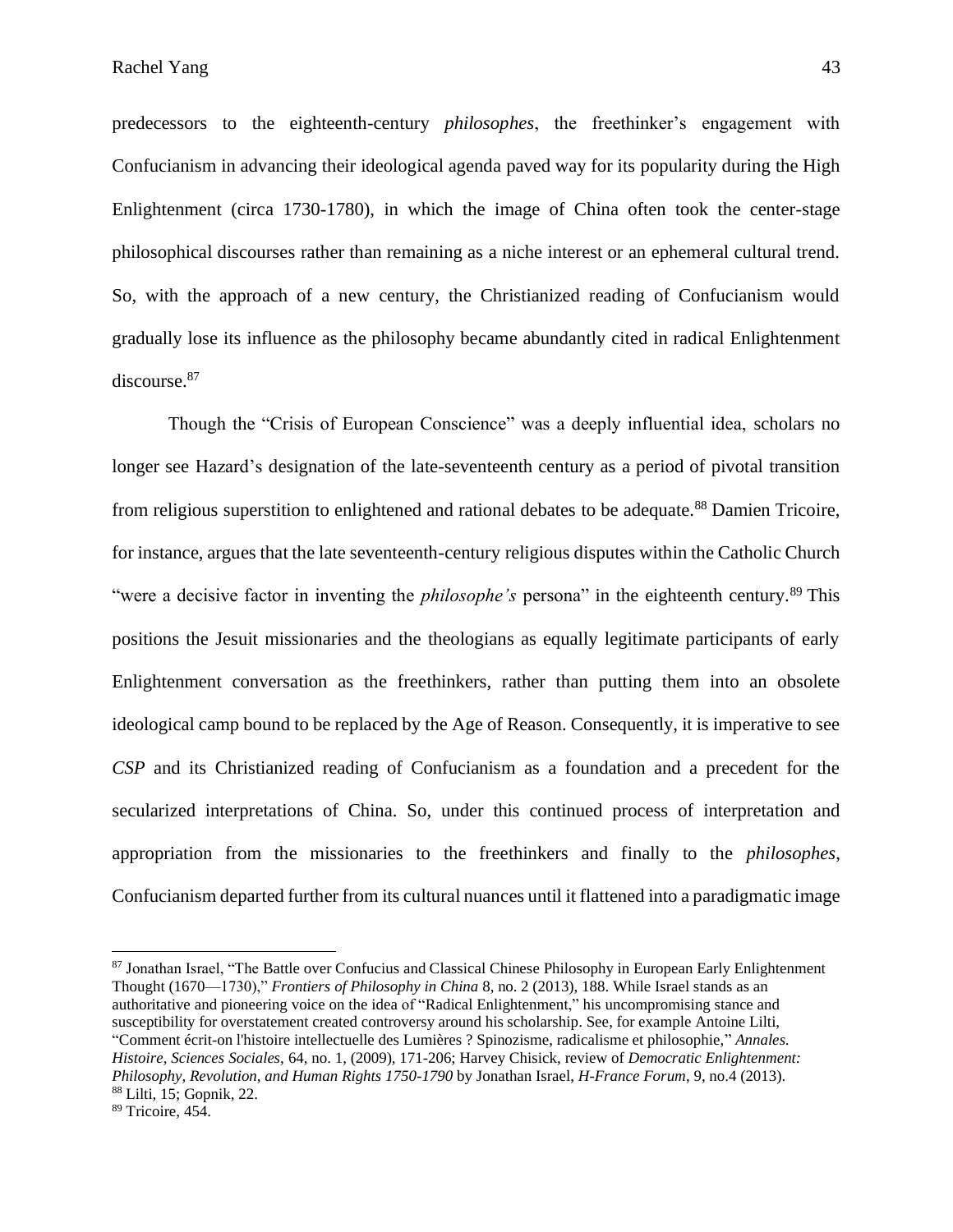predecessors to the eighteenth-century *philosophes*, the freethinker's engagement with Confucianism in advancing their ideological agenda paved way for its popularity during the High Enlightenment (circa 1730-1780), in which the image of China often took the center-stage philosophical discourses rather than remaining as a niche interest or an ephemeral cultural trend. So, with the approach of a new century, the Christianized reading of Confucianism would gradually lose its influence as the philosophy became abundantly cited in radical Enlightenment discourse.[87]

Though the "Crisis of European Conscience" was a deeply influential idea, scholars no longer see Hazard's designation of the late-seventeenth century as a period of pivotal transition from religious superstition to enlightened and rational debates to be adequate.[88] Damien Tricoire, for instance, argues that the late seventeenth-century religious disputes within the Catholic Church "were a decisive factor in inventing the *philosophe's* persona" in the eighteenth century.[89] This positions the Jesuit missionaries and the theologians as equally legitimate participants of early Enlightenment conversation as the freethinkers, rather than putting them into an obsolete ideological camp bound to be replaced by the Age of Reason. Consequently, it is imperative to see *CSP* and its Christianized reading of Confucianism as a foundation and a precedent for the secularized interpretations of China. So, under this continued process of interpretation and appropriation from the missionaries to the freethinkers and finally to the *philosophes*, Confucianism departed further from its cultural nuances until it flattened into a paradigmatic image

---

[87] Jonathan Israel, "The Battle over Confucius and Classical Chinese Philosophy in European Early Enlightenment Thought (1670—1730)," *Frontiers of Philosophy in China* 8, no. 2 (2013), 188. While Israel stands as an authoritative and pioneering voice on the idea of "Radical Enlightenment," his uncompromising stance and susceptibility for overstatement created controversy around his scholarship. See, for example Antoine Lilti, "Comment écrit-on l'histoire intellectuelle des Lumières ? Spinozisme, radicalisme et philosophie," *Annales. Histoire, Sciences Sociales,* 64, no. 1, (2009), 171-206; Harvey Chisick, review of *Democratic Enlightenment: Philosophy, Revolution, and Human Rights 1750-1790* by Jonathan Israel, *H-France Forum*, 9, no.4 (2013).

[88] Lilti, 15; Gopnik, 22.

[89] Tricoire, 454.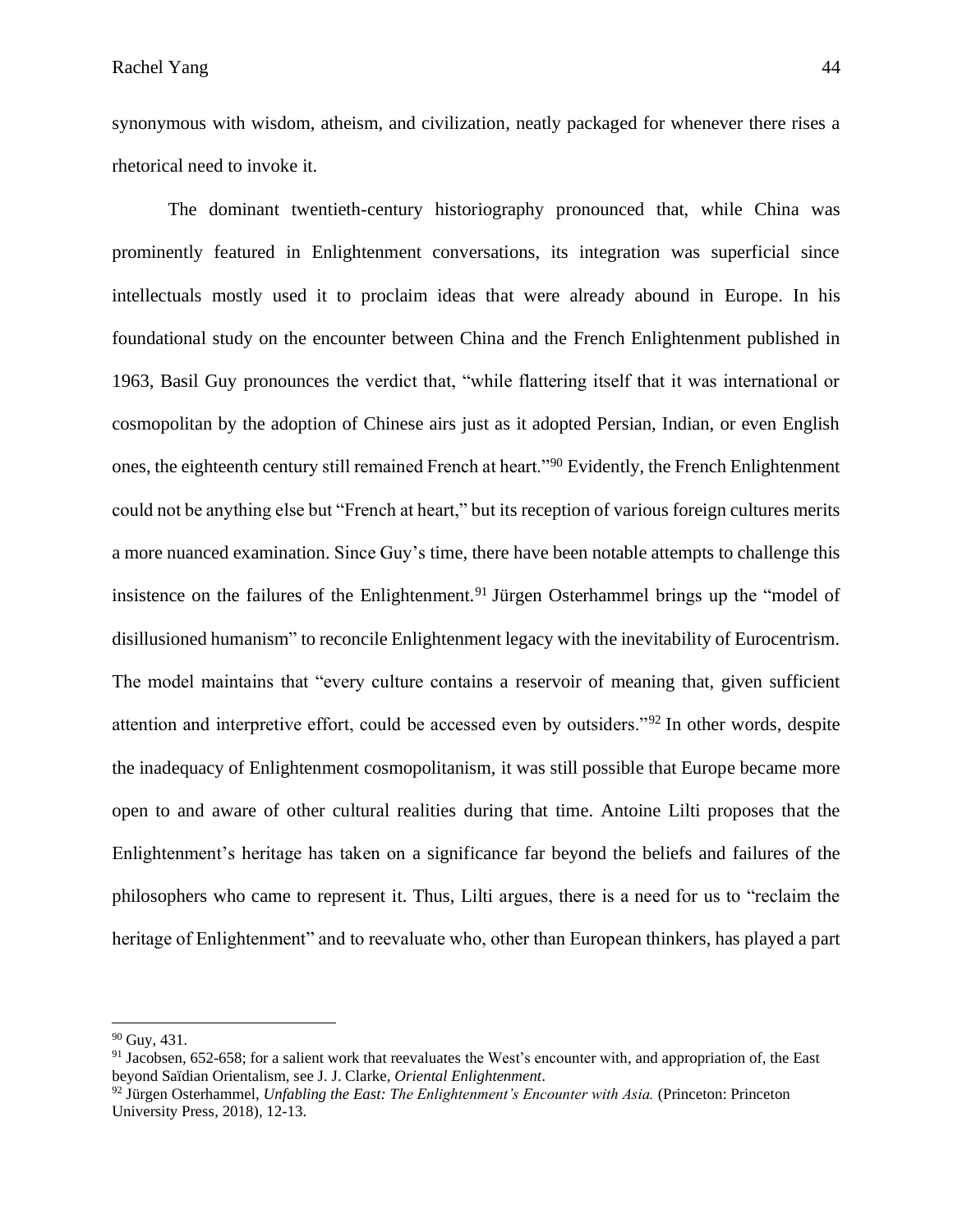synonymous with wisdom, atheism, and civilization, neatly packaged for whenever there rises a rhetorical need to invoke it.

The dominant twentieth-century historiography pronounced that, while China was prominently featured in Enlightenment conversations, its integration was superficial since intellectuals mostly used it to proclaim ideas that were already abound in Europe. In his foundational study on the encounter between China and the French Enlightenment published in 1963, Basil Guy pronounces the verdict that, "while flattering itself that it was international or cosmopolitan by the adoption of Chinese airs just as it adopted Persian, Indian, or even English ones, the eighteenth century still remained French at heart."[90] Evidently, the French Enlightenment could not be anything else but "French at heart," but its reception of various foreign cultures merits a more nuanced examination. Since Guy's time, there have been notable attempts to challenge this insistence on the failures of the Enlightenment.[91] Jürgen Osterhammel brings up the "model of disillusioned humanism" to reconcile Enlightenment legacy with the inevitability of Eurocentrism. The model maintains that "every culture contains a reservoir of meaning that, given sufficient attention and interpretive effort, could be accessed even by outsiders."[92] In other words, despite the inadequacy of Enlightenment cosmopolitanism, it was still possible that Europe became more open to and aware of other cultural realities during that time. Antoine Lilti proposes that the Enlightenment's heritage has taken on a significance far beyond the beliefs and failures of the philosophers who came to represent it. Thus, Lilti argues, there is a need for us to "reclaim the heritage of Enlightenment" and to reevaluate who, other than European thinkers, has played a part

---

[90] Guy, 431.

[91] Jacobsen, 652-658; for a salient work that reevaluates the West's encounter with, and appropriation of, the East beyond Saïdian Orientalism, see J. J. Clarke, *Oriental Enlightenment*.

[92] Jürgen Osterhammel, *Unfabling the East: The Enlightenment's Encounter with Asia.* (Princeton: Princeton University Press, 2018), 12-13.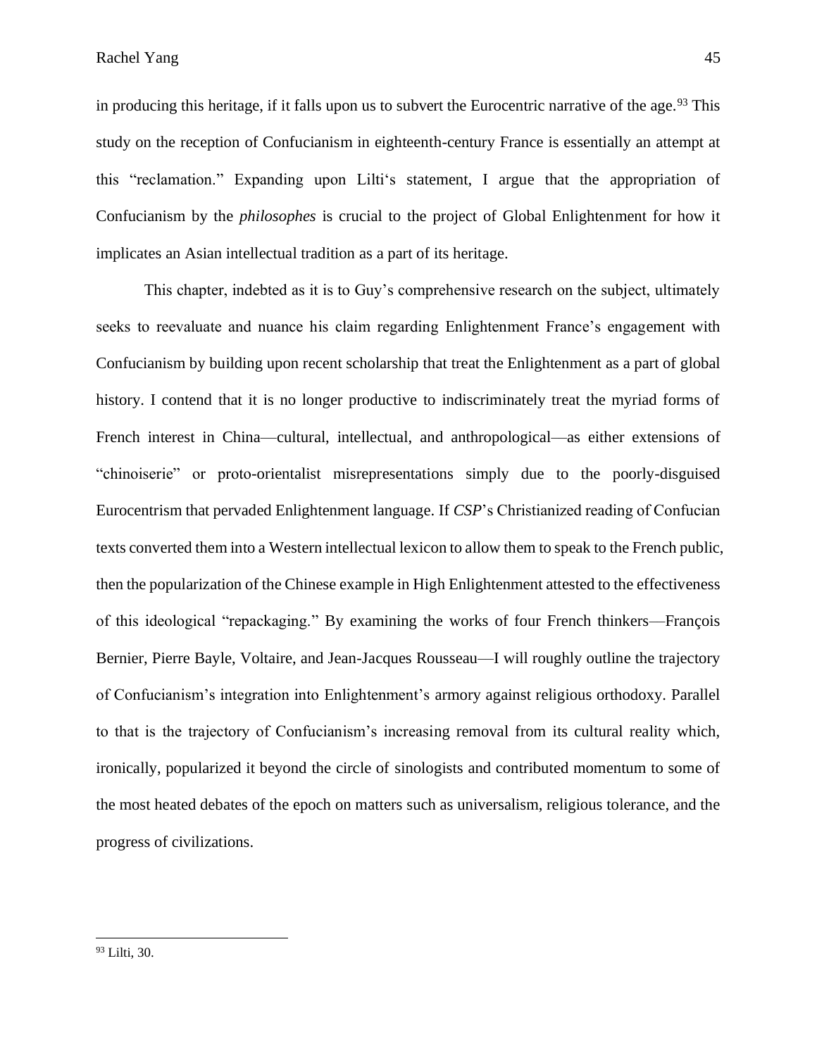in producing this heritage, if it falls upon us to subvert the Eurocentric narrative of the age.[93] This study on the reception of Confucianism in eighteenth-century France is essentially an attempt at this "reclamation." Expanding upon Lilti's statement, I argue that the appropriation of Confucianism by the *philosophes* is crucial to the project of Global Enlightenment for how it implicates an Asian intellectual tradition as a part of its heritage.

This chapter, indebted as it is to Guy's comprehensive research on the subject, ultimately seeks to reevaluate and nuance his claim regarding Enlightenment France's engagement with Confucianism by building upon recent scholarship that treat the Enlightenment as a part of global history. I contend that it is no longer productive to indiscriminately treat the myriad forms of French interest in China—cultural, intellectual, and anthropological—as either extensions of "chinoiserie" or proto-orientalist misrepresentations simply due to the poorly-disguised Eurocentrism that pervaded Enlightenment language. If *CSP*'s Christianized reading of Confucian texts converted them into a Western intellectual lexicon to allow them to speak to the French public, then the popularization of the Chinese example in High Enlightenment attested to the effectiveness of this ideological "repackaging." By examining the works of four French thinkers—François Bernier, Pierre Bayle, Voltaire, and Jean-Jacques Rousseau—I will roughly outline the trajectory of Confucianism's integration into Enlightenment's armory against religious orthodoxy. Parallel to that is the trajectory of Confucianism's increasing removal from its cultural reality which, ironically, popularized it beyond the circle of sinologists and contributed momentum to some of the most heated debates of the epoch on matters such as universalism, religious tolerance, and the progress of civilizations.

---

[93] Lilti, 30.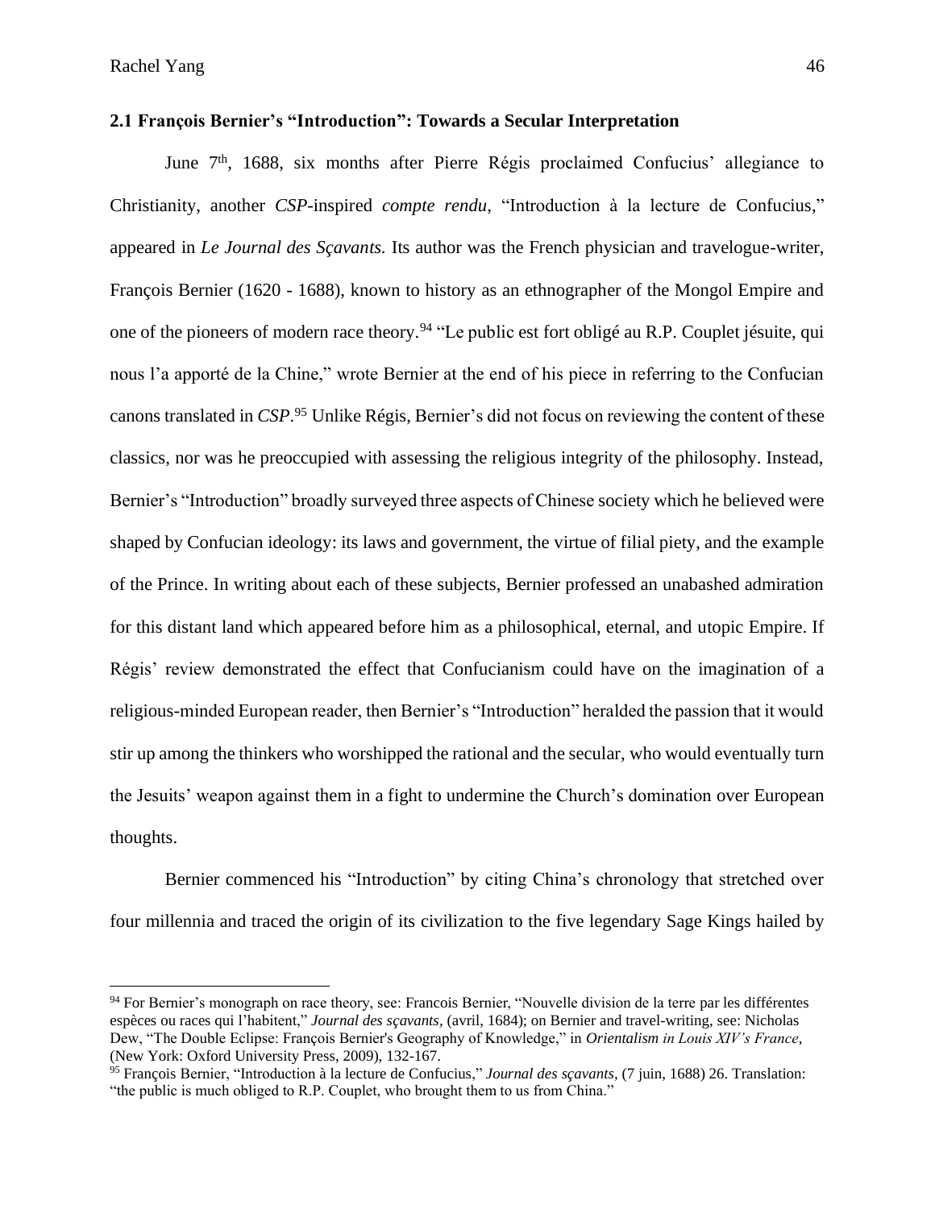### 2.1 François Bernier's "Introduction": Towards a Secular Interpretation

June 7th, 1688, six months after Pierre Régis proclaimed Confucius' allegiance to Christianity, another *CSP*-inspired *compte rendu*, "Introduction à la lecture de Confucius," appeared in *Le Journal des Sçavants.* Its author was the French physician and travelogue-writer, François Bernier (1620 - 1688), known to history as an ethnographer of the Mongol Empire and one of the pioneers of modern race theory.[94] "Le public est fort obligé au R.P. Couplet jésuite, qui nous l'a apporté de la Chine," wrote Bernier at the end of his piece in referring to the Confucian canons translated in *CSP*.[95] Unlike Régis, Bernier's did not focus on reviewing the content of these classics, nor was he preoccupied with assessing the religious integrity of the philosophy. Instead, Bernier's "Introduction" broadly surveyed three aspects of Chinese society which he believed were shaped by Confucian ideology: its laws and government, the virtue of filial piety, and the example of the Prince. In writing about each of these subjects, Bernier professed an unabashed admiration for this distant land which appeared before him as a philosophical, eternal, and utopic Empire. If Régis' review demonstrated the effect that Confucianism could have on the imagination of a religious-minded European reader, then Bernier's "Introduction" heralded the passion that it would stir up among the thinkers who worshipped the rational and the secular, who would eventually turn the Jesuits' weapon against them in a fight to undermine the Church's domination over European thoughts.

Bernier commenced his "Introduction" by citing China's chronology that stretched over four millennia and traced the origin of its civilization to the five legendary Sage Kings hailed by

---

[94] For Bernier's monograph on race theory, see: Francois Bernier, "Nouvelle division de la terre par les différentes espèces ou races qui l'habitent," *Journal des sçavants,* (avril, 1684); on Bernier and travel-writing, see: Nicholas Dew, "The Double Eclipse: François Bernier's Geography of Knowledge," in *Orientalism in Louis XIV's France*, (New York: Oxford University Press, 2009), 132-167.

[95] François Bernier, "Introduction à la lecture de Confucius," *Journal des sçavants,* (7 juin, 1688) 26. Translation: "the public is much obliged to R.P. Couplet, who brought them to us from China."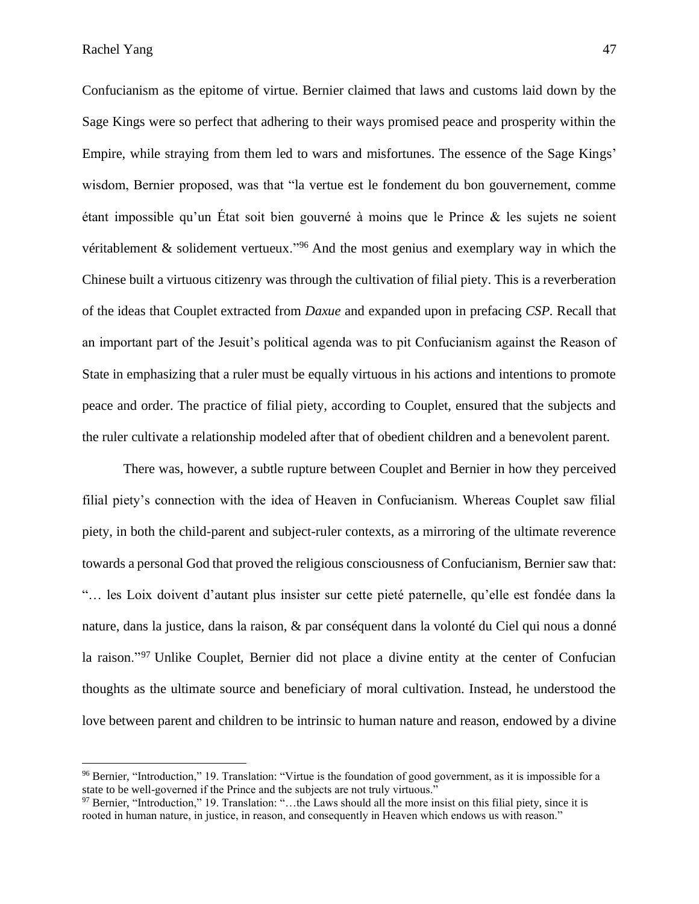Confucianism as the epitome of virtue. Bernier claimed that laws and customs laid down by the Sage Kings were so perfect that adhering to their ways promised peace and prosperity within the Empire, while straying from them led to wars and misfortunes. The essence of the Sage Kings' wisdom, Bernier proposed, was that "la vertue est le fondement du bon gouvernement, comme étant impossible qu'un État soit bien gouverné à moins que le Prince & les sujets ne soient véritablement & solidement vertueux."[96] And the most genius and exemplary way in which the Chinese built a virtuous citizenry was through the cultivation of filial piety. This is a reverberation of the ideas that Couplet extracted from *Daxue* and expanded upon in prefacing *CSP*. Recall that an important part of the Jesuit's political agenda was to pit Confucianism against the Reason of State in emphasizing that a ruler must be equally virtuous in his actions and intentions to promote peace and order. The practice of filial piety, according to Couplet, ensured that the subjects and the ruler cultivate a relationship modeled after that of obedient children and a benevolent parent.

There was, however, a subtle rupture between Couplet and Bernier in how they perceived filial piety's connection with the idea of Heaven in Confucianism. Whereas Couplet saw filial piety, in both the child-parent and subject-ruler contexts, as a mirroring of the ultimate reverence towards a personal God that proved the religious consciousness of Confucianism, Bernier saw that: "… les Loix doivent d'autant plus insister sur cette pieté paternelle, qu'elle est fondée dans la nature, dans la justice, dans la raison, & par conséquent dans la volonté du Ciel qui nous a donné la raison."[97] Unlike Couplet, Bernier did not place a divine entity at the center of Confucian thoughts as the ultimate source and beneficiary of moral cultivation. Instead, he understood the love between parent and children to be intrinsic to human nature and reason, endowed by a divine

---

[96] Bernier, "Introduction," 19. Translation: "Virtue is the foundation of good government, as it is impossible for a state to be well-governed if the Prince and the subjects are not truly virtuous."

[97] Bernier, "Introduction," 19. Translation: "…the Laws should all the more insist on this filial piety, since it is rooted in human nature, in justice, in reason, and consequently in Heaven which endows us with reason."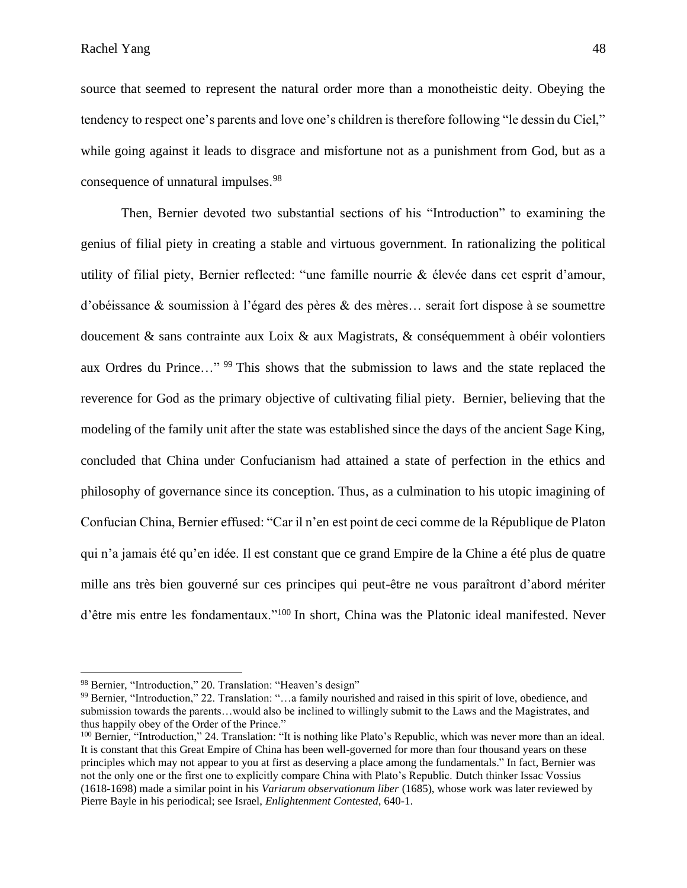source that seemed to represent the natural order more than a monotheistic deity. Obeying the tendency to respect one's parents and love one's children is therefore following "le dessin du Ciel," while going against it leads to disgrace and misfortune not as a punishment from God, but as a consequence of unnatural impulses.[98]

Then, Bernier devoted two substantial sections of his "Introduction" to examining the genius of filial piety in creating a stable and virtuous government. In rationalizing the political utility of filial piety, Bernier reflected: "une famille nourrie & élevée dans cet esprit d'amour, d'obéissance & soumission à l'égard des pères & des mères… serait fort dispose à se soumettre doucement & sans contrainte aux Loix & aux Magistrats, & conséquemment à obéir volontiers aux Ordres du Prince…" [99] This shows that the submission to laws and the state replaced the reverence for God as the primary objective of cultivating filial piety. Bernier, believing that the modeling of the family unit after the state was established since the days of the ancient Sage King, concluded that China under Confucianism had attained a state of perfection in the ethics and philosophy of governance since its conception. Thus, as a culmination to his utopic imagining of Confucian China, Bernier effused: "Car il n'en est point de ceci comme de la République de Platon qui n'a jamais été qu'en idée. Il est constant que ce grand Empire de la Chine a été plus de quatre mille ans très bien gouverné sur ces principes qui peut-être ne vous paraîtront d'abord mériter d'être mis entre les fondamentaux."[100] In short, China was the Platonic ideal manifested. Never

[98] Bernier, "Introduction," 20. Translation: "Heaven's design"

[99] Bernier, "Introduction," 22. Translation: "…a family nourished and raised in this spirit of love, obedience, and submission towards the parents…would also be inclined to willingly submit to the Laws and the Magistrates, and thus happily obey of the Order of the Prince."

[100] Bernier, "Introduction," 24. Translation: "It is nothing like Plato's Republic, which was never more than an ideal. It is constant that this Great Empire of China has been well-governed for more than four thousand years on these principles which may not appear to you at first as deserving a place among the fundamentals." In fact, Bernier was not the only one or the first one to explicitly compare China with Plato's Republic. Dutch thinker Issac Vossius (1618-1698) made a similar point in his *Variarum observationum liber* (1685), whose work was later reviewed by Pierre Bayle in his periodical; see Israel, *Enlightenment Contested*, 640-1.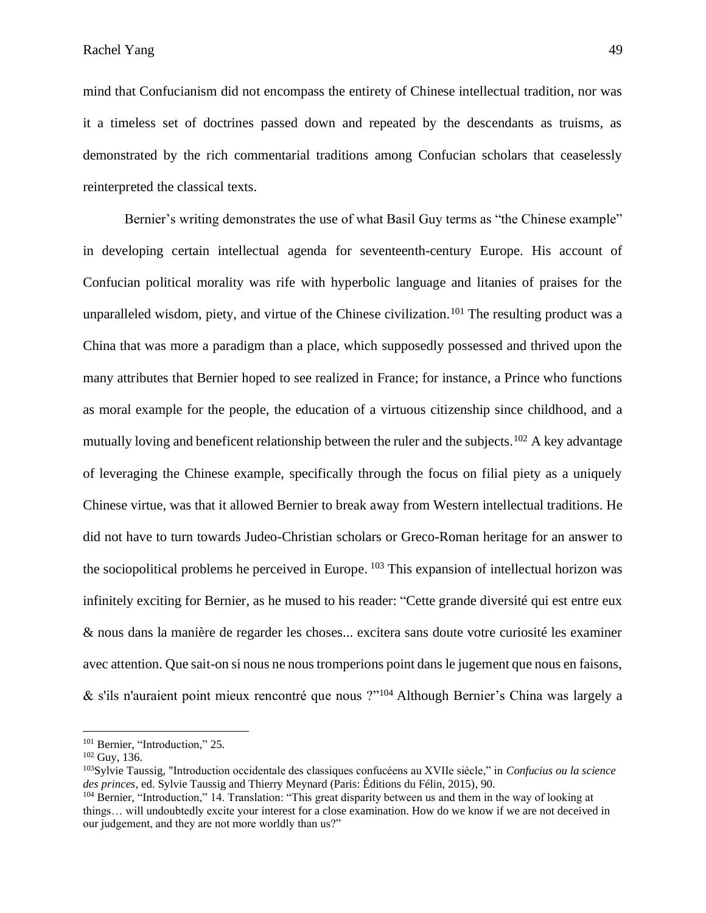mind that Confucianism did not encompass the entirety of Chinese intellectual tradition, nor was it a timeless set of doctrines passed down and repeated by the descendants as truisms, as demonstrated by the rich commentarial traditions among Confucian scholars that ceaselessly reinterpreted the classical texts.

Bernier's writing demonstrates the use of what Basil Guy terms as "the Chinese example" in developing certain intellectual agenda for seventeenth-century Europe. His account of Confucian political morality was rife with hyperbolic language and litanies of praises for the unparalleled wisdom, piety, and virtue of the Chinese civilization.[101] The resulting product was a China that was more a paradigm than a place, which supposedly possessed and thrived upon the many attributes that Bernier hoped to see realized in France; for instance, a Prince who functions as moral example for the people, the education of a virtuous citizenship since childhood, and a mutually loving and beneficent relationship between the ruler and the subjects.[102] A key advantage of leveraging the Chinese example, specifically through the focus on filial piety as a uniquely Chinese virtue, was that it allowed Bernier to break away from Western intellectual traditions. He did not have to turn towards Judeo-Christian scholars or Greco-Roman heritage for an answer to the sociopolitical problems he perceived in Europe. [103] This expansion of intellectual horizon was infinitely exciting for Bernier, as he mused to his reader: "Cette grande diversité qui est entre eux & nous dans la manière de regarder les choses... excitera sans doute votre curiosité les examiner avec attention. Que sait-on si nous ne nous tromperions point dans le jugement que nous en faisons, & s'ils n'auraient point mieux rencontré que nous ?"[104] Although Bernier's China was largely a

---

[101] Bernier, "Introduction," 25.

[102] Guy, 136.

[103] Sylvie Taussig, "Introduction occidentale des classiques confucéens au XVIIe siècle," in *Confucius ou la science des princes*, ed. Sylvie Taussig and Thierry Meynard (Paris: Éditions du Félin, 2015), 90.

[104] Bernier, "Introduction," 14. Translation: "This great disparity between us and them in the way of looking at things… will undoubtedly excite your interest for a close examination. How do we know if we are not deceived in our judgement, and they are not more worldly than us?"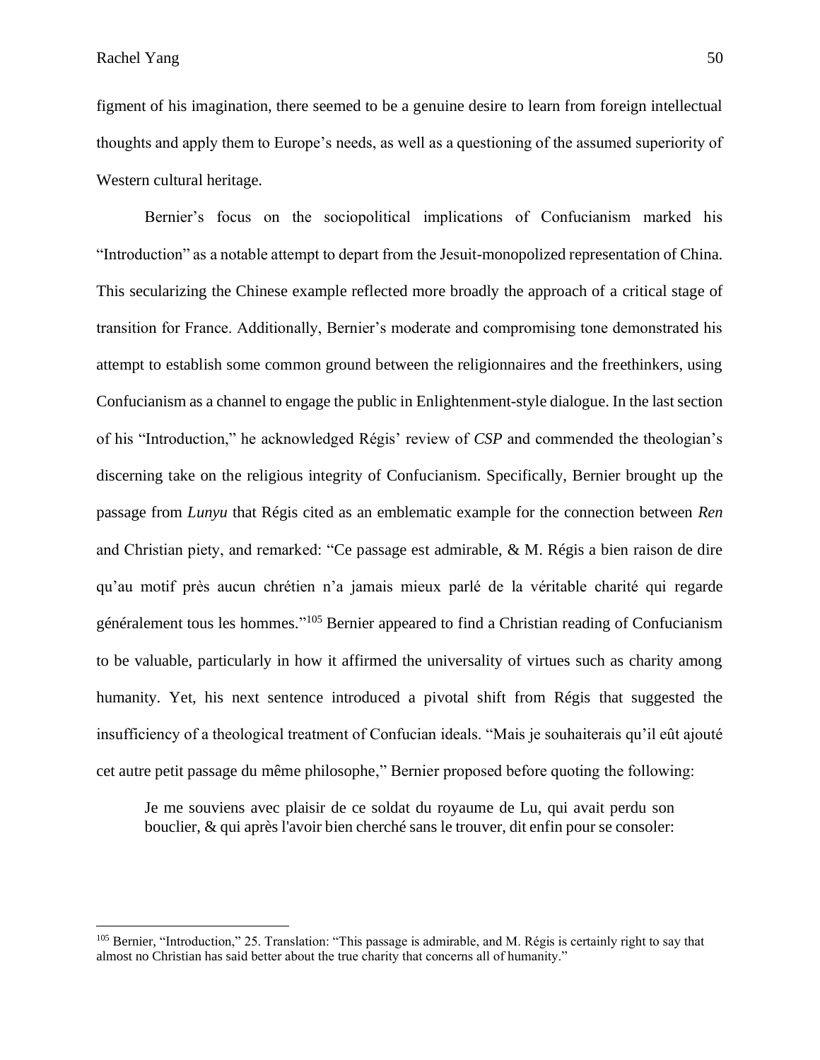figment of his imagination, there seemed to be a genuine desire to learn from foreign intellectual thoughts and apply them to Europe's needs, as well as a questioning of the assumed superiority of Western cultural heritage.

Bernier's focus on the sociopolitical implications of Confucianism marked his "Introduction" as a notable attempt to depart from the Jesuit-monopolized representation of China. This secularizing the Chinese example reflected more broadly the approach of a critical stage of transition for France. Additionally, Bernier's moderate and compromising tone demonstrated his attempt to establish some common ground between the religionnaires and the freethinkers, using Confucianism as a channel to engage the public in Enlightenment-style dialogue. In the last section of his "Introduction," he acknowledged Régis' review of *CSP* and commended the theologian's discerning take on the religious integrity of Confucianism. Specifically, Bernier brought up the passage from *Lunyu* that Régis cited as an emblematic example for the connection between *Ren* and Christian piety, and remarked: "Ce passage est admirable, & M. Régis a bien raison de dire qu'au motif près aucun chrétien n'a jamais mieux parlé de la véritable charité qui regarde généralement tous les hommes."[105] Bernier appeared to find a Christian reading of Confucianism to be valuable, particularly in how it affirmed the universality of virtues such as charity among humanity. Yet, his next sentence introduced a pivotal shift from Régis that suggested the insufficiency of a theological treatment of Confucian ideals. "Mais je souhaiterais qu'il eût ajouté cet autre petit passage du même philosophe," Bernier proposed before quoting the following:

> Je me souviens avec plaisir de ce soldat du royaume de Lu, qui avait perdu son bouclier, & qui après l'avoir bien cherché sans le trouver, dit enfin pour se consoler:

---

[105] Bernier, "Introduction," 25. Translation: "This passage is admirable, and M. Régis is certainly right to say that almost no Christian has said better about the true charity that concerns all of humanity."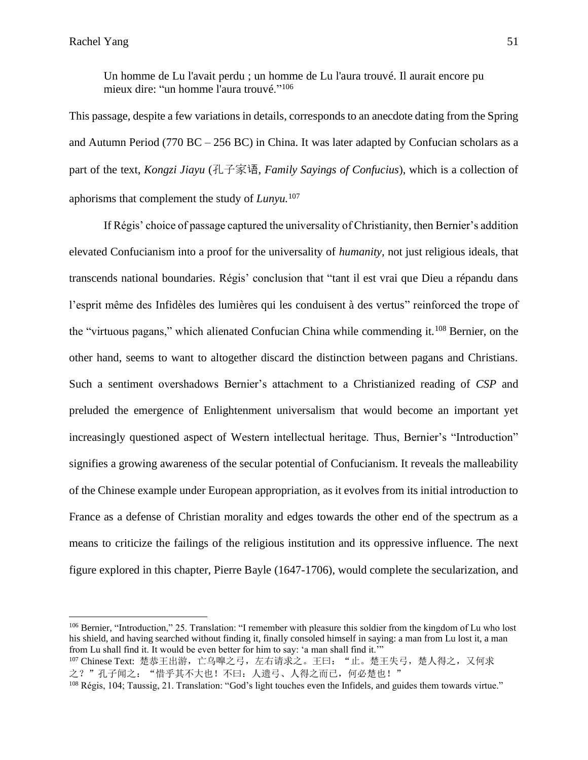> Un homme de Lu l'avait perdu ; un homme de Lu l'aura trouvé. Il aurait encore pu mieux dire: "un homme l'aura trouvé."[106]

This passage, despite a few variations in details, corresponds to an anecdote dating from the Spring and Autumn Period (770 BC – 256 BC) in China. It was later adapted by Confucian scholars as a part of the text, *Kongzi Jiayu* (孔子家语, *Family Sayings of Confucius*), which is a collection of aphorisms that complement the study of *Lunyu.*[107]

If Régis' choice of passage captured the universality of Christianity, then Bernier's addition elevated Confucianism into a proof for the universality of *humanity*, not just religious ideals, that transcends national boundaries. Régis' conclusion that "tant il est vrai que Dieu a répandu dans l'esprit même des Infidèles des lumières qui les conduisent à des vertus" reinforced the trope of the "virtuous pagans," which alienated Confucian China while commending it.[108] Bernier, on the other hand, seems to want to altogether discard the distinction between pagans and Christians. Such a sentiment overshadows Bernier's attachment to a Christianized reading of *CSP* and preluded the emergence of Enlightenment universalism that would become an important yet increasingly questioned aspect of Western intellectual heritage. Thus, Bernier's "Introduction" signifies a growing awareness of the secular potential of Confucianism. It reveals the malleability of the Chinese example under European appropriation, as it evolves from its initial introduction to France as a defense of Christian morality and edges towards the other end of the spectrum as a means to criticize the failings of the religious institution and its oppressive influence. The next figure explored in this chapter, Pierre Bayle (1647-1706), would complete the secularization, and

---

[106] Bernier, "Introduction," 25. Translation: "I remember with pleasure this soldier from the kingdom of Lu who lost his shield, and having searched without finding it, finally consoled himself in saying: a man from Lu lost it, a man from Lu shall find it. It would be even better for him to say: 'a man shall find it.'"

[107] Chinese Text: 楚恭王出游，亡乌嗥之弓，左右请求之。王曰："止。楚王失弓，楚人得之，又何求之？"孔子闻之："惜乎其不大也！不曰：人遗弓、人得之而已，何必楚也！"

[108] Régis, 104; Taussig, 21. Translation: "God's light touches even the Infidels, and guides them towards virtue."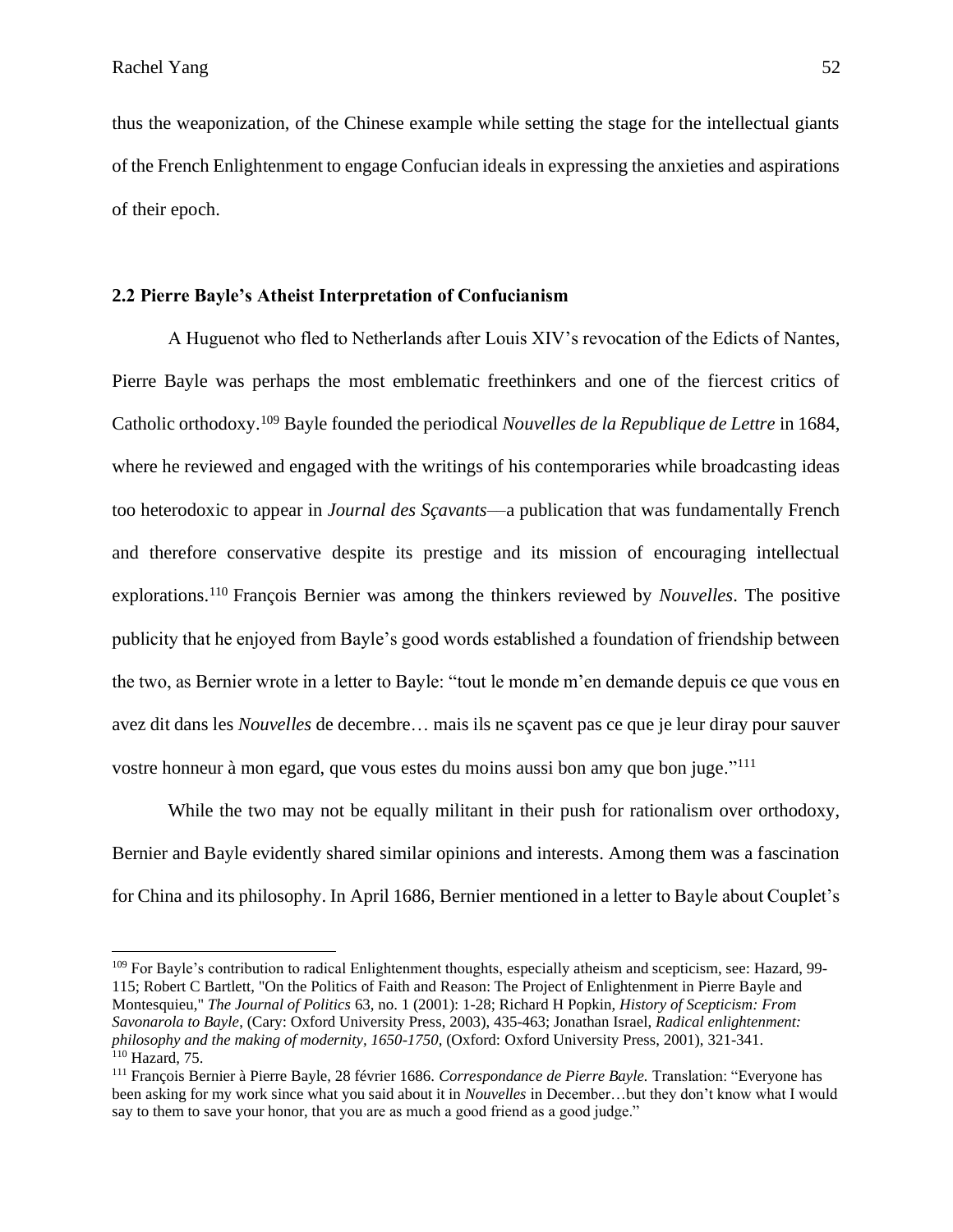thus the weaponization, of the Chinese example while setting the stage for the intellectual giants of the French Enlightenment to engage Confucian ideals in expressing the anxieties and aspirations of their epoch.

### 2.2 Pierre Bayle's Atheist Interpretation of Confucianism

A Huguenot who fled to Netherlands after Louis XIV's revocation of the Edicts of Nantes, Pierre Bayle was perhaps the most emblematic freethinkers and one of the fiercest critics of Catholic orthodoxy.[109] Bayle founded the periodical *Nouvelles de la Republique de Lettre* in 1684, where he reviewed and engaged with the writings of his contemporaries while broadcasting ideas too heterodoxic to appear in *Journal des Sçavants*—a publication that was fundamentally French and therefore conservative despite its prestige and its mission of encouraging intellectual explorations.[110] François Bernier was among the thinkers reviewed by *Nouvelles*. The positive publicity that he enjoyed from Bayle's good words established a foundation of friendship between the two, as Bernier wrote in a letter to Bayle: "tout le monde m'en demande depuis ce que vous en avez dit dans les *Nouvelles* de decembre… mais ils ne sçavent pas ce que je leur diray pour sauver vostre honneur à mon egard, que vous estes du moins aussi bon amy que bon juge."[111]

While the two may not be equally militant in their push for rationalism over orthodoxy, Bernier and Bayle evidently shared similar opinions and interests. Among them was a fascination for China and its philosophy. In April 1686, Bernier mentioned in a letter to Bayle about Couplet's

---

[109] For Bayle's contribution to radical Enlightenment thoughts, especially atheism and scepticism, see: Hazard, 99-115; Robert C Bartlett, "On the Politics of Faith and Reason: The Project of Enlightenment in Pierre Bayle and Montesquieu," *The Journal of Politics* 63, no. 1 (2001): 1-28; Richard H Popkin, *History of Scepticism: From Savonarola to Bayle*, (Cary: Oxford University Press, 2003), 435-463; Jonathan Israel, *Radical enlightenment: philosophy and the making of modernity, 1650-1750*, (Oxford: Oxford University Press, 2001), 321-341.

[110] Hazard, 75.

[111] François Bernier à Pierre Bayle, 28 février 1686. *Correspondance de Pierre Bayle.* Translation: "Everyone has been asking for my work since what you said about it in *Nouvelles* in December…but they don't know what I would say to them to save your honor, that you are as much a good friend as a good judge."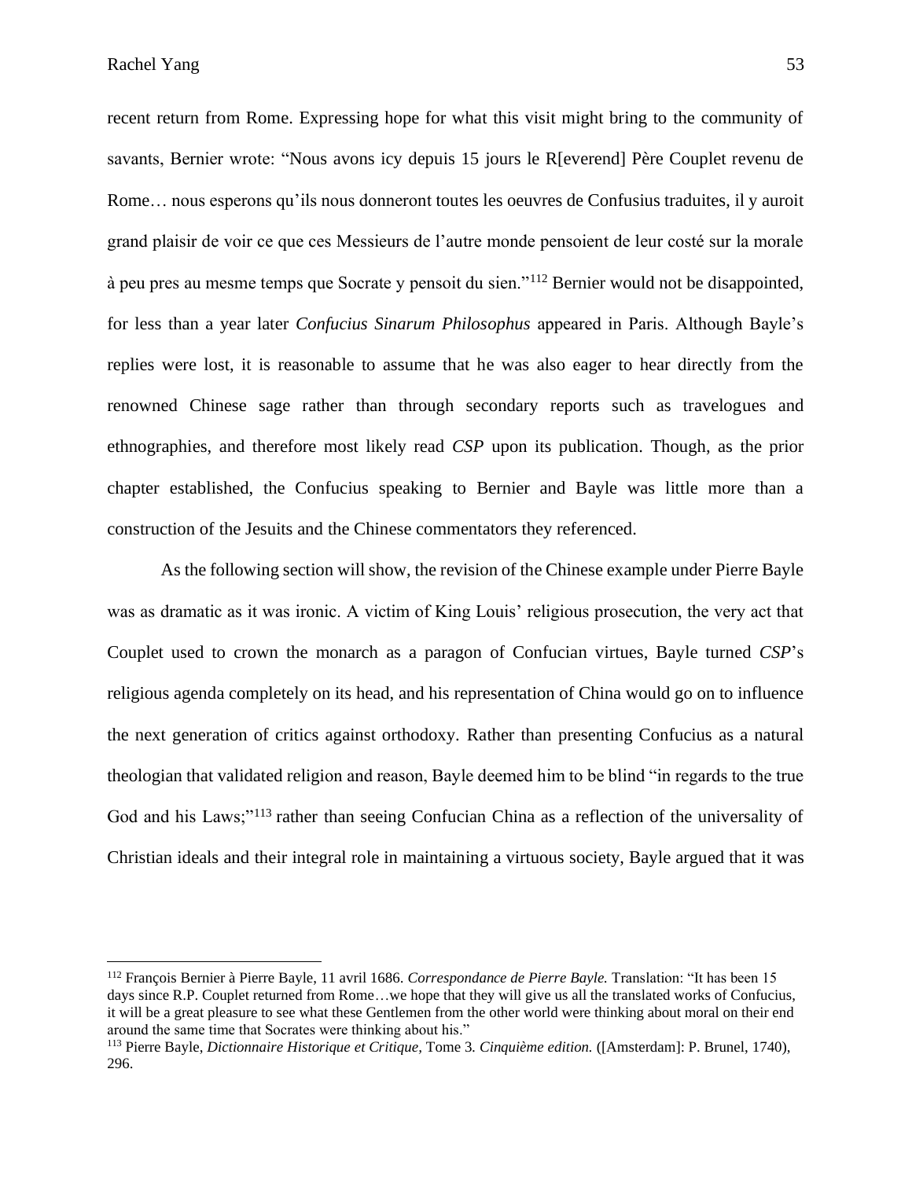recent return from Rome. Expressing hope for what this visit might bring to the community of savants, Bernier wrote: "Nous avons icy depuis 15 jours le R[everend] Père Couplet revenu de Rome… nous esperons qu'ils nous donneront toutes les oeuvres de Confusius traduites, il y auroit grand plaisir de voir ce que ces Messieurs de l'autre monde pensoient de leur costé sur la morale à peu pres au mesme temps que Socrate y pensoit du sien."[112] Bernier would not be disappointed, for less than a year later *Confucius Sinarum Philosophus* appeared in Paris. Although Bayle's replies were lost, it is reasonable to assume that he was also eager to hear directly from the renowned Chinese sage rather than through secondary reports such as travelogues and ethnographies, and therefore most likely read *CSP* upon its publication. Though, as the prior chapter established, the Confucius speaking to Bernier and Bayle was little more than a construction of the Jesuits and the Chinese commentators they referenced.

As the following section will show, the revision of the Chinese example under Pierre Bayle was as dramatic as it was ironic. A victim of King Louis' religious prosecution, the very act that Couplet used to crown the monarch as a paragon of Confucian virtues, Bayle turned *CSP*'s religious agenda completely on its head, and his representation of China would go on to influence the next generation of critics against orthodoxy. Rather than presenting Confucius as a natural theologian that validated religion and reason, Bayle deemed him to be blind "in regards to the true God and his Laws;"[113] rather than seeing Confucian China as a reflection of the universality of Christian ideals and their integral role in maintaining a virtuous society, Bayle argued that it was

---

[112] François Bernier à Pierre Bayle, 11 avril 1686. *Correspondance de Pierre Bayle.* Translation: "It has been 15 days since R.P. Couplet returned from Rome…we hope that they will give us all the translated works of Confucius, it will be a great pleasure to see what these Gentlemen from the other world were thinking about moral on their end around the same time that Socrates were thinking about his."

[113] Pierre Bayle, *Dictionnaire Historique et Critique,* Tome 3*. Cinquième edition.* ([Amsterdam]: P. Brunel, 1740), 296.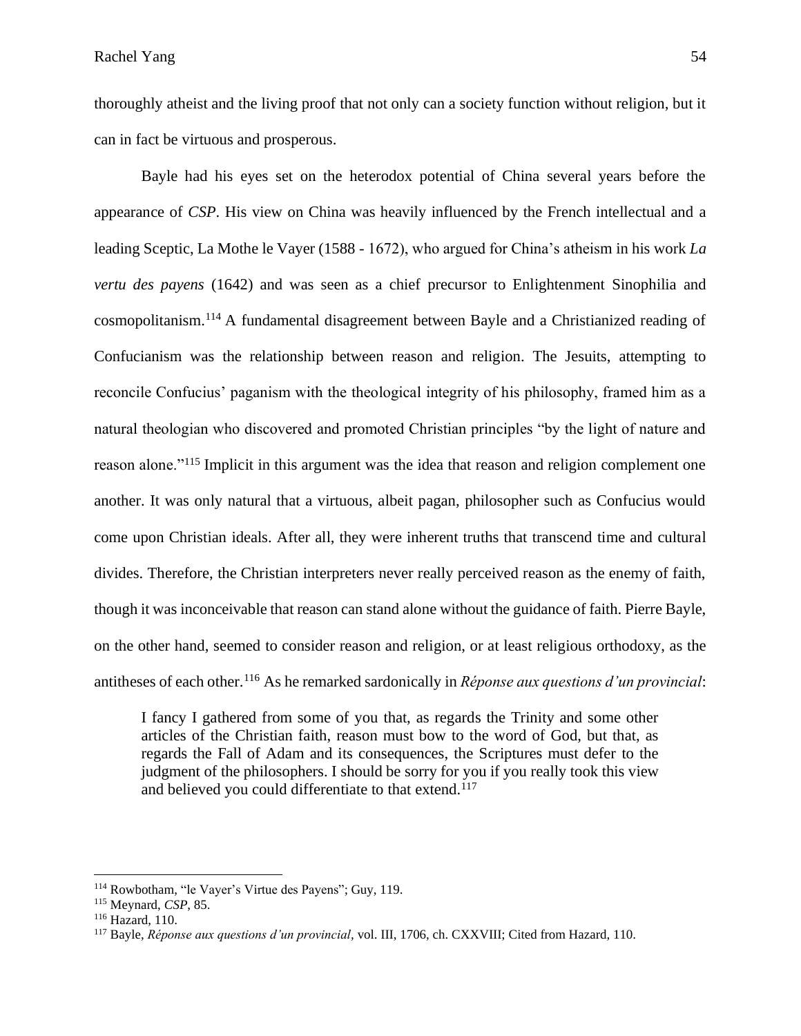thoroughly atheist and the living proof that not only can a society function without religion, but it can in fact be virtuous and prosperous.

Bayle had his eyes set on the heterodox potential of China several years before the appearance of *CSP*. His view on China was heavily influenced by the French intellectual and a leading Sceptic, La Mothe le Vayer (1588 - 1672), who argued for China's atheism in his work *La vertu des payens* (1642) and was seen as a chief precursor to Enlightenment Sinophilia and cosmopolitanism.[114] A fundamental disagreement between Bayle and a Christianized reading of Confucianism was the relationship between reason and religion. The Jesuits, attempting to reconcile Confucius' paganism with the theological integrity of his philosophy, framed him as a natural theologian who discovered and promoted Christian principles "by the light of nature and reason alone."[115] Implicit in this argument was the idea that reason and religion complement one another. It was only natural that a virtuous, albeit pagan, philosopher such as Confucius would come upon Christian ideals. After all, they were inherent truths that transcend time and cultural divides. Therefore, the Christian interpreters never really perceived reason as the enemy of faith, though it was inconceivable that reason can stand alone without the guidance of faith. Pierre Bayle, on the other hand, seemed to consider reason and religion, or at least religious orthodoxy, as the antitheses of each other.[116] As he remarked sardonically in *Réponse aux questions d'un provincial*:

> I fancy I gathered from some of you that, as regards the Trinity and some other articles of the Christian faith, reason must bow to the word of God, but that, as regards the Fall of Adam and its consequences, the Scriptures must defer to the judgment of the philosophers. I should be sorry for you if you really took this view and believed you could differentiate to that extend.[117]

---

[114] Rowbotham, "le Vayer's Virtue des Payens"; Guy, 119.

[115] Meynard, *CSP*, 85.

[116] Hazard, 110.

[117] Bayle, *Réponse aux questions d'un provincial*, vol. III, 1706, ch. CXXVIII; Cited from Hazard, 110.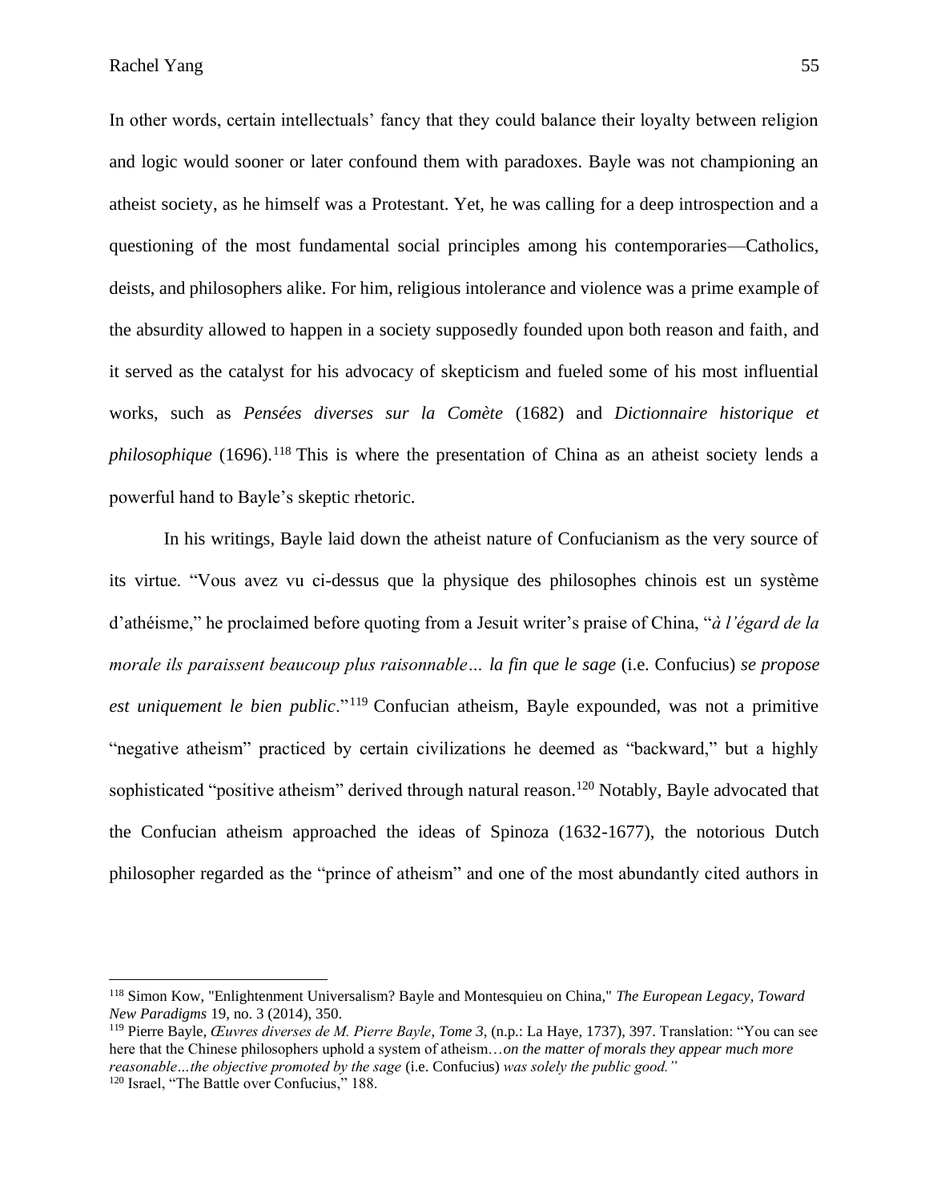In other words, certain intellectuals' fancy that they could balance their loyalty between religion and logic would sooner or later confound them with paradoxes. Bayle was not championing an atheist society, as he himself was a Protestant. Yet, he was calling for a deep introspection and a questioning of the most fundamental social principles among his contemporaries—Catholics, deists, and philosophers alike. For him, religious intolerance and violence was a prime example of the absurdity allowed to happen in a society supposedly founded upon both reason and faith, and it served as the catalyst for his advocacy of skepticism and fueled some of his most influential works, such as *Pensées diverses sur la Comète* (1682) and *Dictionnaire historique et philosophique* (1696).[118] This is where the presentation of China as an atheist society lends a powerful hand to Bayle's skeptic rhetoric.

In his writings, Bayle laid down the atheist nature of Confucianism as the very source of its virtue. "Vous avez vu ci-dessus que la physique des philosophes chinois est un système d'athéisme," he proclaimed before quoting from a Jesuit writer's praise of China, "*à l'égard de la morale ils paraissent beaucoup plus raisonnable… la fin que le sage* (i.e. Confucius) *se propose est uniquement le bien public*."[119] Confucian atheism, Bayle expounded, was not a primitive "negative atheism" practiced by certain civilizations he deemed as "backward," but a highly sophisticated "positive atheism" derived through natural reason.[120] Notably, Bayle advocated that the Confucian atheism approached the ideas of Spinoza (1632-1677), the notorious Dutch philosopher regarded as the "prince of atheism" and one of the most abundantly cited authors in

---

[118] Simon Kow, "Enlightenment Universalism? Bayle and Montesquieu on China," *The European Legacy, Toward New Paradigms* 19, no. 3 (2014), 350.

[119] Pierre Bayle, *Œuvres diverses de M. Pierre Bayle, Tome 3*, (n.p.: La Haye, 1737), 397. Translation: "You can see here that the Chinese philosophers uphold a system of atheism…*on the matter of morals they appear much more reasonable…the objective promoted by the sage* (i.e. Confucius) *was solely the public good."*

[120] Israel, "The Battle over Confucius," 188.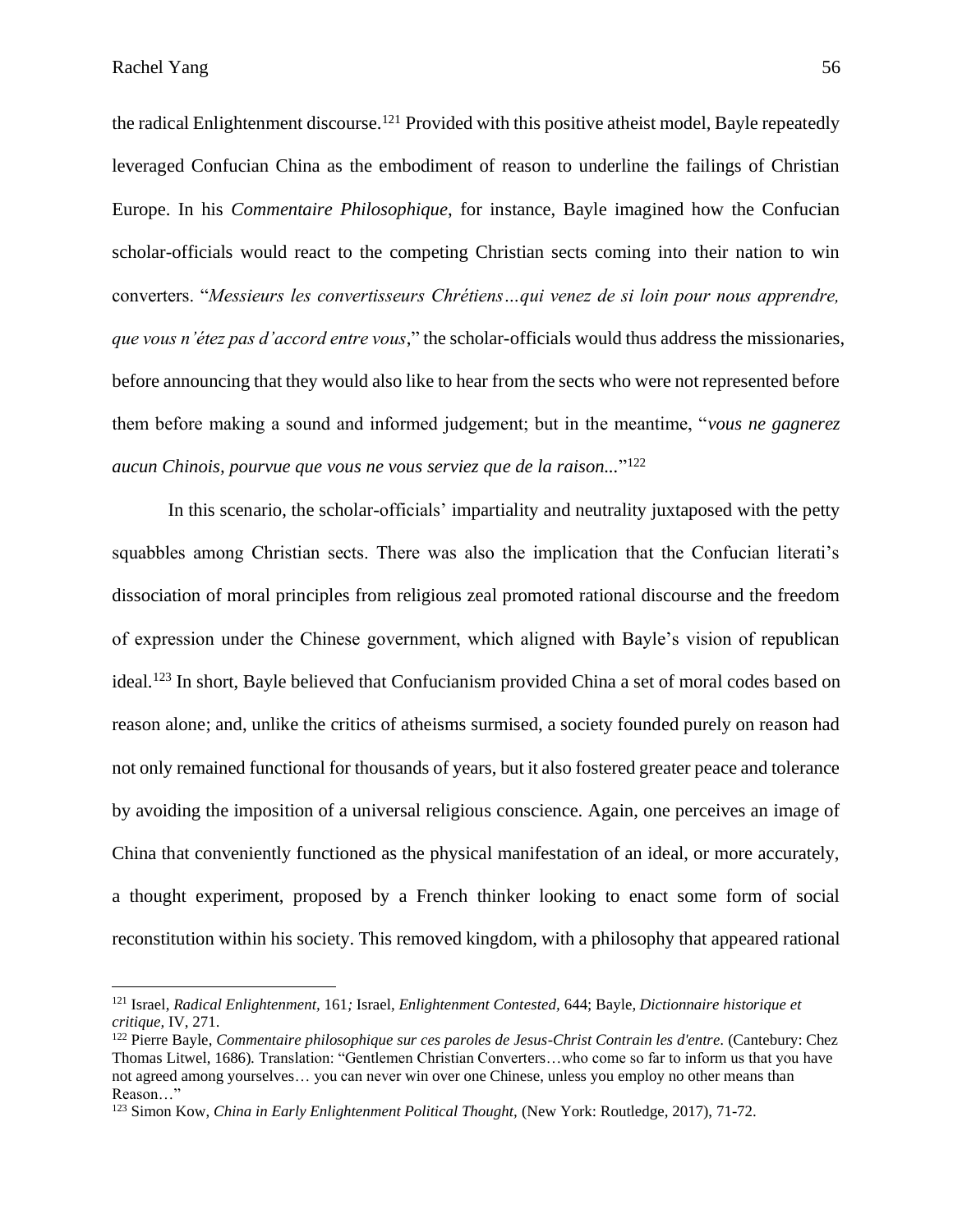the radical Enlightenment discourse.[121] Provided with this positive atheist model, Bayle repeatedly leveraged Confucian China as the embodiment of reason to underline the failings of Christian Europe. In his *Commentaire Philosophique*, for instance, Bayle imagined how the Confucian scholar-officials would react to the competing Christian sects coming into their nation to win converters. "*Messieurs les convertisseurs Chrétiens…qui venez de si loin pour nous apprendre, que vous n'étez pas d'accord entre vous*," the scholar-officials would thus address the missionaries, before announcing that they would also like to hear from the sects who were not represented before them before making a sound and informed judgement; but in the meantime, "*vous ne gagnerez aucun Chinois, pourvue que vous ne vous serviez que de la raison...*"[122]

In this scenario, the scholar-officials' impartiality and neutrality juxtaposed with the petty squabbles among Christian sects. There was also the implication that the Confucian literati's dissociation of moral principles from religious zeal promoted rational discourse and the freedom of expression under the Chinese government, which aligned with Bayle's vision of republican ideal.[123] In short, Bayle believed that Confucianism provided China a set of moral codes based on reason alone; and, unlike the critics of atheisms surmised, a society founded purely on reason had not only remained functional for thousands of years, but it also fostered greater peace and tolerance by avoiding the imposition of a universal religious conscience. Again, one perceives an image of China that conveniently functioned as the physical manifestation of an ideal, or more accurately, a thought experiment, proposed by a French thinker looking to enact some form of social reconstitution within his society. This removed kingdom, with a philosophy that appeared rational

---

[121] Israel, *Radical Enlightenment*, 161*;* Israel, *Enlightenment Contested*, 644; Bayle, *Dictionnaire historique et critique*, IV, 271.

[122] Pierre Bayle, *Commentaire philosophique sur ces paroles de Jesus-Christ Contrain les d'entre*. (Cantebury: Chez Thomas Litwel, 1686)*.* Translation: "Gentlemen Christian Converters…who come so far to inform us that you have not agreed among yourselves… you can never win over one Chinese, unless you employ no other means than Reason…"

[123] Simon Kow, *China in Early Enlightenment Political Thought*, (New York: Routledge, 2017), 71-72.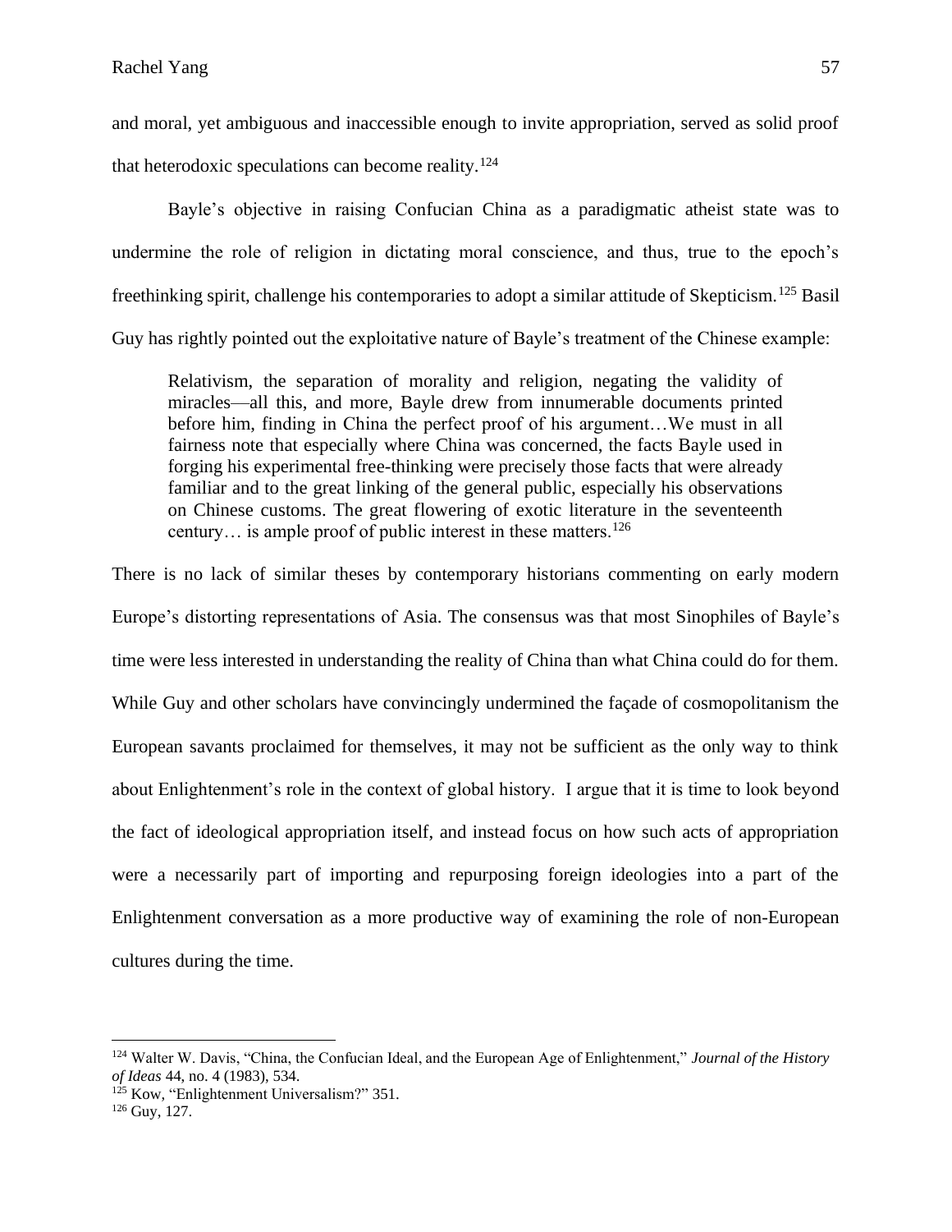and moral, yet ambiguous and inaccessible enough to invite appropriation, served as solid proof that heterodoxic speculations can become reality.[124]

Bayle's objective in raising Confucian China as a paradigmatic atheist state was to undermine the role of religion in dictating moral conscience, and thus, true to the epoch's freethinking spirit, challenge his contemporaries to adopt a similar attitude of Skepticism.[125] Basil Guy has rightly pointed out the exploitative nature of Bayle's treatment of the Chinese example:

> Relativism, the separation of morality and religion, negating the validity of miracles—all this, and more, Bayle drew from innumerable documents printed before him, finding in China the perfect proof of his argument…We must in all fairness note that especially where China was concerned, the facts Bayle used in forging his experimental free-thinking were precisely those facts that were already familiar and to the great linking of the general public, especially his observations on Chinese customs. The great flowering of exotic literature in the seventeenth century… is ample proof of public interest in these matters.[126]

There is no lack of similar theses by contemporary historians commenting on early modern Europe's distorting representations of Asia. The consensus was that most Sinophiles of Bayle's time were less interested in understanding the reality of China than what China could do for them. While Guy and other scholars have convincingly undermined the façade of cosmopolitanism the European savants proclaimed for themselves, it may not be sufficient as the only way to think about Enlightenment's role in the context of global history. I argue that it is time to look beyond the fact of ideological appropriation itself, and instead focus on how such acts of appropriation were a necessarily part of importing and repurposing foreign ideologies into a part of the Enlightenment conversation as a more productive way of examining the role of non-European cultures during the time.

---

[124] Walter W. Davis, "China, the Confucian Ideal, and the European Age of Enlightenment," *Journal of the History of Ideas* 44, no. 4 (1983), 534.

[125] Kow, "Enlightenment Universalism?" 351.

[126] Guy, 127.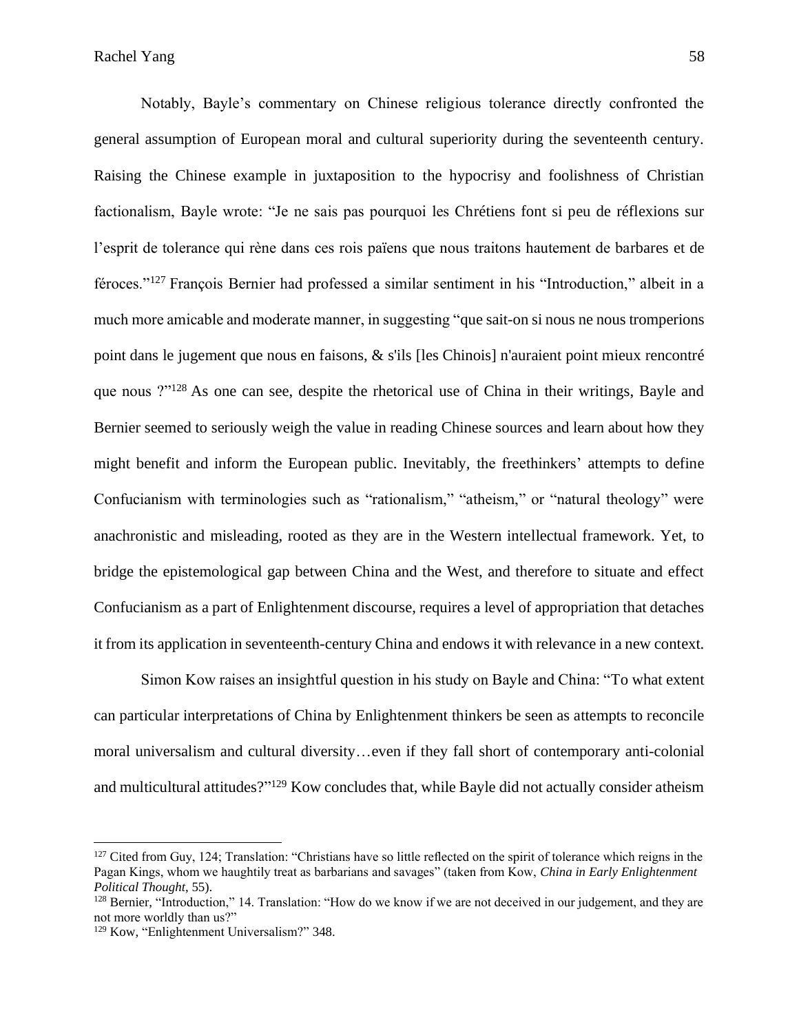Notably, Bayle's commentary on Chinese religious tolerance directly confronted the general assumption of European moral and cultural superiority during the seventeenth century. Raising the Chinese example in juxtaposition to the hypocrisy and foolishness of Christian factionalism, Bayle wrote: "Je ne sais pas pourquoi les Chrétiens font si peu de réflexions sur l'esprit de tolerance qui rène dans ces rois païens que nous traitons hautement de barbares et de féroces."[127] François Bernier had professed a similar sentiment in his "Introduction," albeit in a much more amicable and moderate manner, in suggesting "que sait-on si nous ne nous tromperions point dans le jugement que nous en faisons, & s'ils [les Chinois] n'auraient point mieux rencontré que nous ?"[128] As one can see, despite the rhetorical use of China in their writings, Bayle and Bernier seemed to seriously weigh the value in reading Chinese sources and learn about how they might benefit and inform the European public. Inevitably, the freethinkers' attempts to define Confucianism with terminologies such as "rationalism," "atheism," or "natural theology" were anachronistic and misleading, rooted as they are in the Western intellectual framework. Yet, to bridge the epistemological gap between China and the West, and therefore to situate and effect Confucianism as a part of Enlightenment discourse, requires a level of appropriation that detaches it from its application in seventeenth-century China and endows it with relevance in a new context.

Simon Kow raises an insightful question in his study on Bayle and China: "To what extent can particular interpretations of China by Enlightenment thinkers be seen as attempts to reconcile moral universalism and cultural diversity…even if they fall short of contemporary anti-colonial and multicultural attitudes?"[129] Kow concludes that, while Bayle did not actually consider atheism

---

[127] Cited from Guy, 124; Translation: "Christians have so little reflected on the spirit of tolerance which reigns in the Pagan Kings, whom we haughtily treat as barbarians and savages" (taken from Kow, *China in Early Enlightenment Political Thought*, 55).

[128] Bernier, "Introduction," 14. Translation: "How do we know if we are not deceived in our judgement, and they are not more worldly than us?"

[129] Kow, "Enlightenment Universalism?" 348.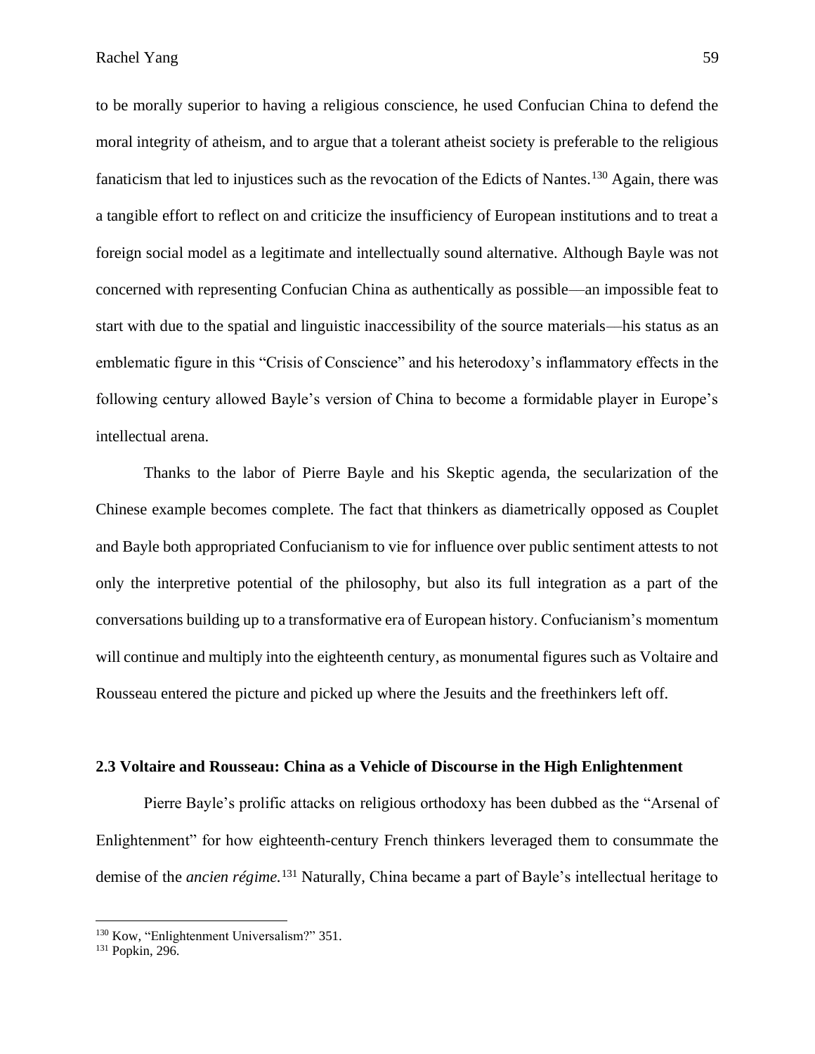to be morally superior to having a religious conscience, he used Confucian China to defend the moral integrity of atheism, and to argue that a tolerant atheist society is preferable to the religious fanaticism that led to injustices such as the revocation of the Edicts of Nantes.[130] Again, there was a tangible effort to reflect on and criticize the insufficiency of European institutions and to treat a foreign social model as a legitimate and intellectually sound alternative. Although Bayle was not concerned with representing Confucian China as authentically as possible—an impossible feat to start with due to the spatial and linguistic inaccessibility of the source materials—his status as an emblematic figure in this "Crisis of Conscience" and his heterodoxy's inflammatory effects in the following century allowed Bayle's version of China to become a formidable player in Europe's intellectual arena.

Thanks to the labor of Pierre Bayle and his Skeptic agenda, the secularization of the Chinese example becomes complete. The fact that thinkers as diametrically opposed as Couplet and Bayle both appropriated Confucianism to vie for influence over public sentiment attests to not only the interpretive potential of the philosophy, but also its full integration as a part of the conversations building up to a transformative era of European history. Confucianism's momentum will continue and multiply into the eighteenth century, as monumental figures such as Voltaire and Rousseau entered the picture and picked up where the Jesuits and the freethinkers left off.

### 2.3 Voltaire and Rousseau: China as a Vehicle of Discourse in the High Enlightenment

Pierre Bayle's prolific attacks on religious orthodoxy has been dubbed as the "Arsenal of Enlightenment" for how eighteenth-century French thinkers leveraged them to consummate the demise of the *ancien régime.*[131] Naturally, China became a part of Bayle's intellectual heritage to

---

[130] Kow, "Enlightenment Universalism?" 351.

[131] Popkin, 296.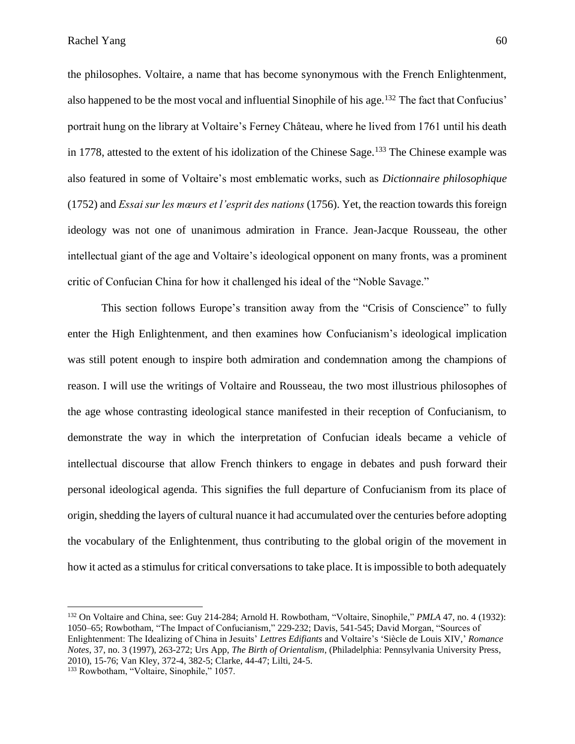the philosophes. Voltaire, a name that has become synonymous with the French Enlightenment, also happened to be the most vocal and influential Sinophile of his age.[132] The fact that Confucius' portrait hung on the library at Voltaire's Ferney Château, where he lived from 1761 until his death in 1778, attested to the extent of his idolization of the Chinese Sage.[133] The Chinese example was also featured in some of Voltaire's most emblematic works, such as *Dictionnaire philosophique* (1752) and *Essai sur les mœurs et l'esprit des nations* (1756). Yet, the reaction towards this foreign ideology was not one of unanimous admiration in France. Jean-Jacque Rousseau, the other intellectual giant of the age and Voltaire's ideological opponent on many fronts, was a prominent critic of Confucian China for how it challenged his ideal of the "Noble Savage."

This section follows Europe's transition away from the "Crisis of Conscience" to fully enter the High Enlightenment, and then examines how Confucianism's ideological implication was still potent enough to inspire both admiration and condemnation among the champions of reason. I will use the writings of Voltaire and Rousseau, the two most illustrious philosophes of the age whose contrasting ideological stance manifested in their reception of Confucianism, to demonstrate the way in which the interpretation of Confucian ideals became a vehicle of intellectual discourse that allow French thinkers to engage in debates and push forward their personal ideological agenda. This signifies the full departure of Confucianism from its place of origin, shedding the layers of cultural nuance it had accumulated over the centuries before adopting the vocabulary of the Enlightenment, thus contributing to the global origin of the movement in how it acted as a stimulus for critical conversations to take place. It is impossible to both adequately

---

[132] On Voltaire and China, see: Guy 214-284; Arnold H. Rowbotham, "Voltaire, Sinophile," *PMLA* 47, no. 4 (1932): 1050–65; Rowbotham, "The Impact of Confucianism," 229-232; Davis, 541-545; David Morgan, "Sources of Enlightenment: The Idealizing of China in Jesuits' *Lettres Edifiants* and Voltaire's 'Siècle de Louis XIV,' *Romance Notes*, 37, no. 3 (1997), 263-272; Urs App, *The Birth of Orientalism*, (Philadelphia: Pennsylvania University Press, 2010), 15-76; Van Kley, 372-4, 382-5; Clarke, 44-47; Lilti, 24-5.

[133] Rowbotham, "Voltaire, Sinophile," 1057.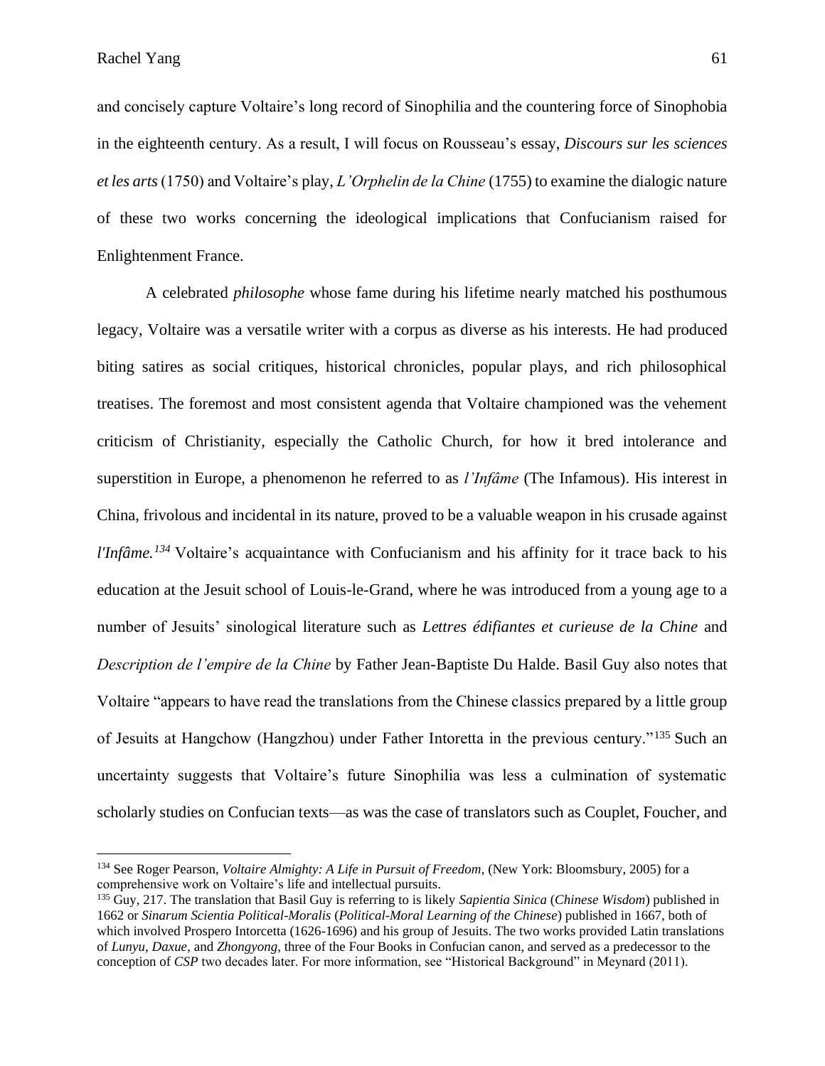and concisely capture Voltaire's long record of Sinophilia and the countering force of Sinophobia in the eighteenth century. As a result, I will focus on Rousseau's essay, *Discours sur les sciences et les arts* (1750) and Voltaire's play, *L'Orphelin de la Chine* (1755) to examine the dialogic nature of these two works concerning the ideological implications that Confucianism raised for Enlightenment France.

A celebrated *philosophe* whose fame during his lifetime nearly matched his posthumous legacy, Voltaire was a versatile writer with a corpus as diverse as his interests. He had produced biting satires as social critiques, historical chronicles, popular plays, and rich philosophical treatises. The foremost and most consistent agenda that Voltaire championed was the vehement criticism of Christianity, especially the Catholic Church, for how it bred intolerance and superstition in Europe, a phenomenon he referred to as *l'Infâme* (The Infamous). His interest in China, frivolous and incidental in its nature, proved to be a valuable weapon in his crusade against *l'Infâme.*[134] Voltaire's acquaintance with Confucianism and his affinity for it trace back to his education at the Jesuit school of Louis-le-Grand, where he was introduced from a young age to a number of Jesuits' sinological literature such as *Lettres édifiantes et curieuse de la Chine* and *Description de l'empire de la Chine* by Father Jean-Baptiste Du Halde. Basil Guy also notes that Voltaire "appears to have read the translations from the Chinese classics prepared by a little group of Jesuits at Hangchow (Hangzhou) under Father Intoretta in the previous century."[135] Such an uncertainty suggests that Voltaire's future Sinophilia was less a culmination of systematic scholarly studies on Confucian texts—as was the case of translators such as Couplet, Foucher, and

---

[134] See Roger Pearson, *Voltaire Almighty: A Life in Pursuit of Freedom*, (New York: Bloomsbury, 2005) for a comprehensive work on Voltaire's life and intellectual pursuits.

[135] Guy, 217. The translation that Basil Guy is referring to is likely *Sapientia Sinica* (*Chinese Wisdom*) published in 1662 or *Sinarum Scientia Political-Moralis* (*Political-Moral Learning of the Chinese*) published in 1667, both of which involved Prospero Intorcetta (1626-1696) and his group of Jesuits. The two works provided Latin translations of *Lunyu, Daxue,* and *Zhongyong*, three of the Four Books in Confucian canon, and served as a predecessor to the conception of *CSP* two decades later. For more information, see "Historical Background" in Meynard (2011).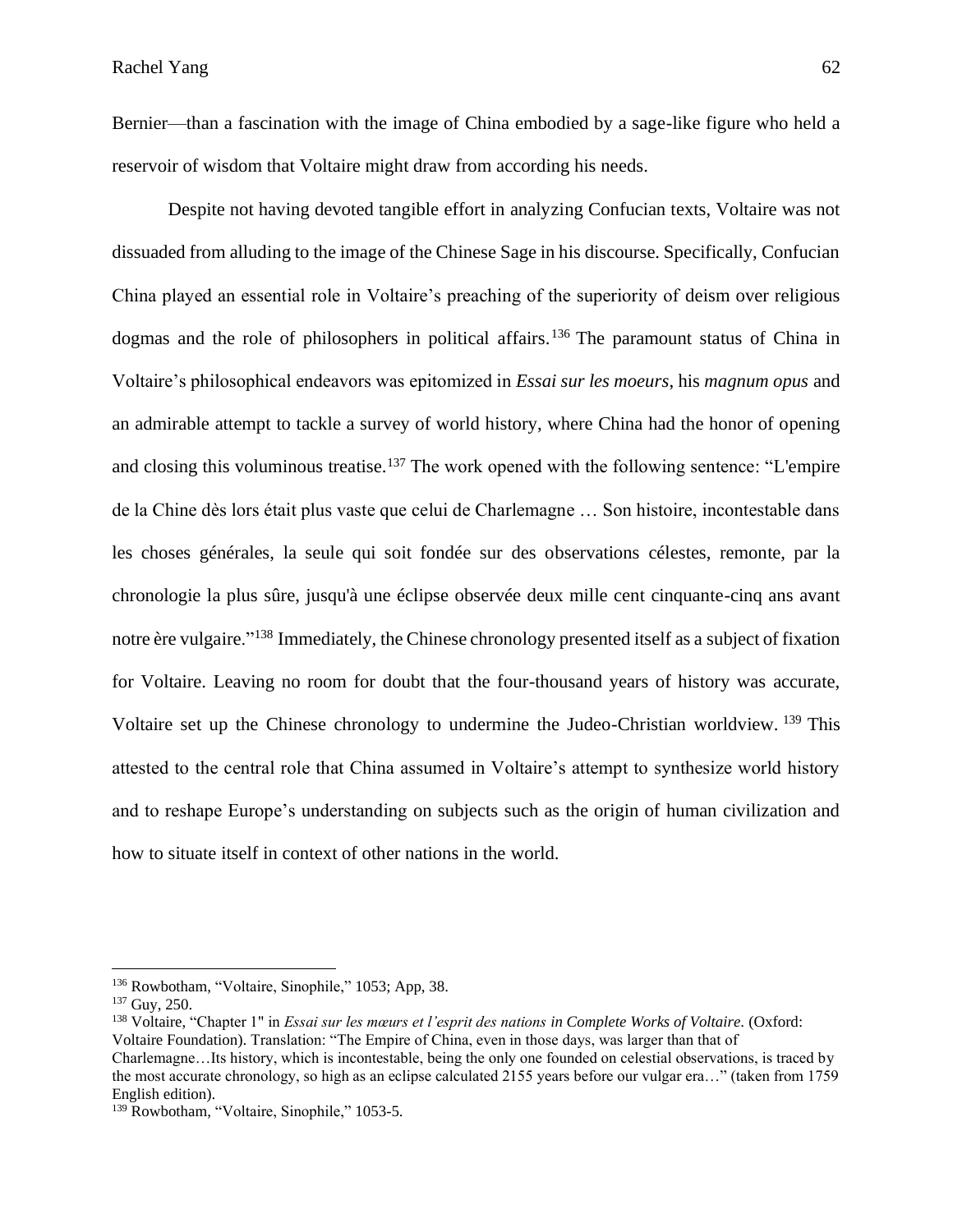Bernier—than a fascination with the image of China embodied by a sage-like figure who held a reservoir of wisdom that Voltaire might draw from according his needs.

Despite not having devoted tangible effort in analyzing Confucian texts, Voltaire was not dissuaded from alluding to the image of the Chinese Sage in his discourse. Specifically, Confucian China played an essential role in Voltaire's preaching of the superiority of deism over religious dogmas and the role of philosophers in political affairs.[136] The paramount status of China in Voltaire's philosophical endeavors was epitomized in *Essai sur les moeurs*, his *magnum opus* and an admirable attempt to tackle a survey of world history, where China had the honor of opening and closing this voluminous treatise.[137] The work opened with the following sentence: "L'empire de la Chine dès lors était plus vaste que celui de Charlemagne … Son histoire, incontestable dans les choses générales, la seule qui soit fondée sur des observations célestes, remonte, par la chronologie la plus sûre, jusqu'à une éclipse observée deux mille cent cinquante-cinq ans avant notre ère vulgaire."[138] Immediately, the Chinese chronology presented itself as a subject of fixation for Voltaire. Leaving no room for doubt that the four-thousand years of history was accurate, Voltaire set up the Chinese chronology to undermine the Judeo-Christian worldview.[139] This attested to the central role that China assumed in Voltaire's attempt to synthesize world history and to reshape Europe's understanding on subjects such as the origin of human civilization and how to situate itself in context of other nations in the world.

---

[136] Rowbotham, "Voltaire, Sinophile," 1053; App, 38.

[137] Guy, 250.

[138] Voltaire, "Chapter 1" in *Essai sur les mœurs et l'esprit des nations in Complete Works of Voltaire*. (Oxford: Voltaire Foundation). Translation: "The Empire of China, even in those days, was larger than that of Charlemagne…Its history, which is incontestable, being the only one founded on celestial observations, is traced by the most accurate chronology, so high as an eclipse calculated 2155 years before our vulgar era…" (taken from 1759 English edition).

[139] Rowbotham, "Voltaire, Sinophile," 1053-5.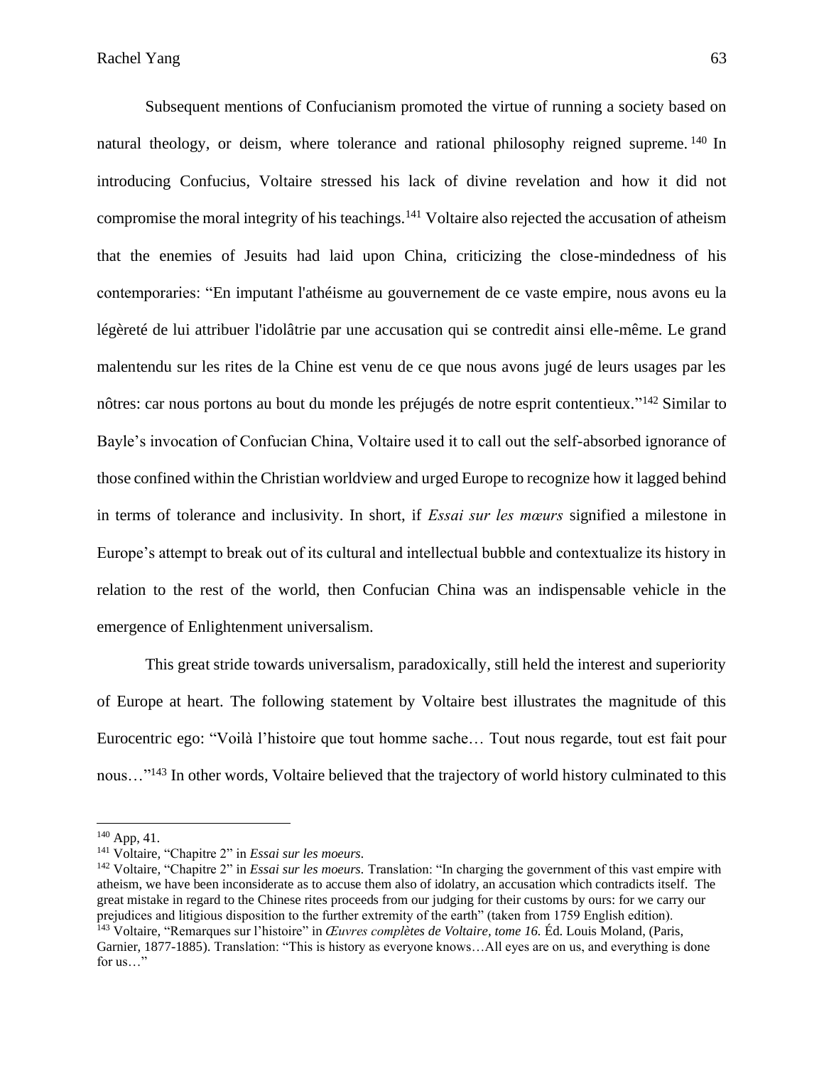Subsequent mentions of Confucianism promoted the virtue of running a society based on natural theology, or deism, where tolerance and rational philosophy reigned supreme.[140] In introducing Confucius, Voltaire stressed his lack of divine revelation and how it did not compromise the moral integrity of his teachings.[141] Voltaire also rejected the accusation of atheism that the enemies of Jesuits had laid upon China, criticizing the close-mindedness of his contemporaries: "En imputant l'athéisme au gouvernement de ce vaste empire, nous avons eu la légèreté de lui attribuer l'idolâtrie par une accusation qui se contredit ainsi elle-même. Le grand malentendu sur les rites de la Chine est venu de ce que nous avons jugé de leurs usages par les nôtres: car nous portons au bout du monde les préjugés de notre esprit contentieux."[142] Similar to Bayle's invocation of Confucian China, Voltaire used it to call out the self-absorbed ignorance of those confined within the Christian worldview and urged Europe to recognize how it lagged behind in terms of tolerance and inclusivity. In short, if *Essai sur les mœurs* signified a milestone in Europe's attempt to break out of its cultural and intellectual bubble and contextualize its history in relation to the rest of the world, then Confucian China was an indispensable vehicle in the emergence of Enlightenment universalism.

This great stride towards universalism, paradoxically, still held the interest and superiority of Europe at heart. The following statement by Voltaire best illustrates the magnitude of this Eurocentric ego: "Voilà l'histoire que tout homme sache… Tout nous regarde, tout est fait pour nous…"[143] In other words, Voltaire believed that the trajectory of world history culminated to this

---

[140] App, 41.

[141] Voltaire, "Chapitre 2" in *Essai sur les moeurs.*

[142] Voltaire, "Chapitre 2" in *Essai sur les moeurs.* Translation: "In charging the government of this vast empire with atheism, we have been inconsiderate as to accuse them also of idolatry, an accusation which contradicts itself. The great mistake in regard to the Chinese rites proceeds from our judging for their customs by ours: for we carry our prejudices and litigious disposition to the further extremity of the earth" (taken from 1759 English edition).

[143] Voltaire, "Remarques sur l'histoire" in *Œuvres complètes de Voltaire, tome 16.* Éd. Louis Moland, (Paris, Garnier, 1877-1885). Translation: "This is history as everyone knows…All eyes are on us, and everything is done for us…"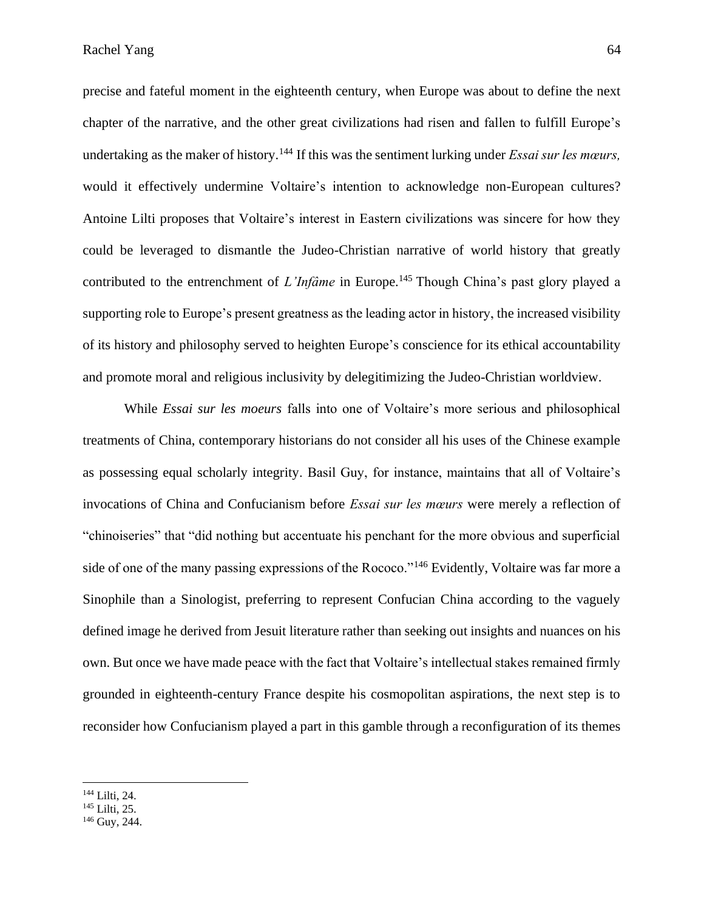precise and fateful moment in the eighteenth century, when Europe was about to define the next chapter of the narrative, and the other great civilizations had risen and fallen to fulfill Europe's undertaking as the maker of history.[144] If this was the sentiment lurking under *Essai sur les mœurs,* would it effectively undermine Voltaire's intention to acknowledge non-European cultures? Antoine Lilti proposes that Voltaire's interest in Eastern civilizations was sincere for how they could be leveraged to dismantle the Judeo-Christian narrative of world history that greatly contributed to the entrenchment of *L'Infâme* in Europe.[145] Though China's past glory played a supporting role to Europe's present greatness as the leading actor in history, the increased visibility of its history and philosophy served to heighten Europe's conscience for its ethical accountability and promote moral and religious inclusivity by delegitimizing the Judeo-Christian worldview.

While *Essai sur les moeurs* falls into one of Voltaire's more serious and philosophical treatments of China, contemporary historians do not consider all his uses of the Chinese example as possessing equal scholarly integrity. Basil Guy, for instance, maintains that all of Voltaire's invocations of China and Confucianism before *Essai sur les mœurs* were merely a reflection of "chinoiseries" that "did nothing but accentuate his penchant for the more obvious and superficial side of one of the many passing expressions of the Rococo."[146] Evidently, Voltaire was far more a Sinophile than a Sinologist, preferring to represent Confucian China according to the vaguely defined image he derived from Jesuit literature rather than seeking out insights and nuances on his own. But once we have made peace with the fact that Voltaire's intellectual stakes remained firmly grounded in eighteenth-century France despite his cosmopolitan aspirations, the next step is to reconsider how Confucianism played a part in this gamble through a reconfiguration of its themes

[144] Lilti, 24.
[145] Lilti, 25.
[146] Guy, 244.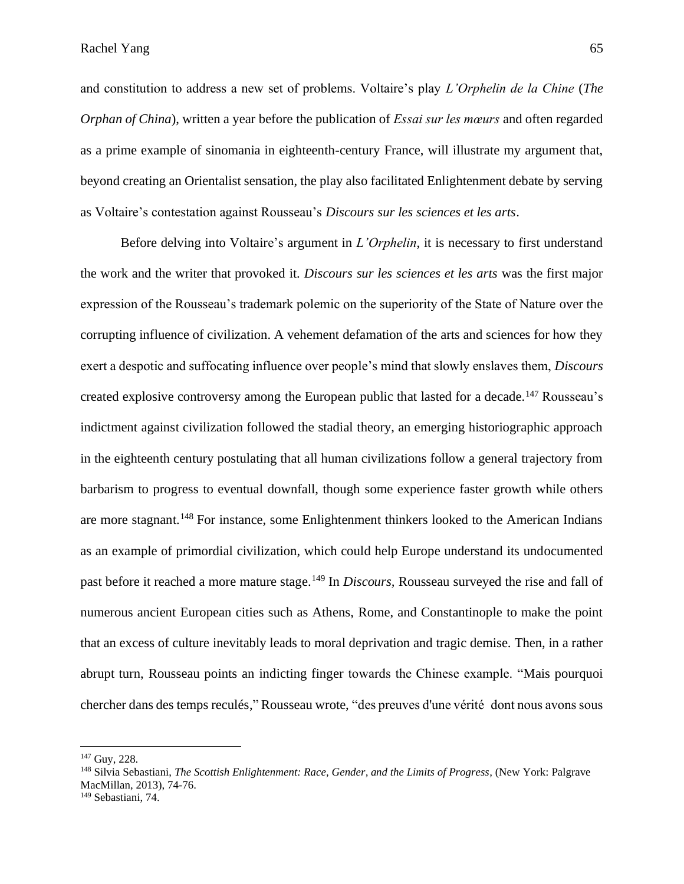and constitution to address a new set of problems. Voltaire's play *L'Orphelin de la Chine* (*The Orphan of China*), written a year before the publication of *Essai sur les mœurs* and often regarded as a prime example of sinomania in eighteenth-century France, will illustrate my argument that, beyond creating an Orientalist sensation, the play also facilitated Enlightenment debate by serving as Voltaire's contestation against Rousseau's *Discours sur les sciences et les arts*.

Before delving into Voltaire's argument in *L'Orphelin*, it is necessary to first understand the work and the writer that provoked it. *Discours sur les sciences et les arts* was the first major expression of the Rousseau's trademark polemic on the superiority of the State of Nature over the corrupting influence of civilization. A vehement defamation of the arts and sciences for how they exert a despotic and suffocating influence over people's mind that slowly enslaves them, *Discours* created explosive controversy among the European public that lasted for a decade.[147] Rousseau's indictment against civilization followed the stadial theory, an emerging historiographic approach in the eighteenth century postulating that all human civilizations follow a general trajectory from barbarism to progress to eventual downfall, though some experience faster growth while others are more stagnant.[148] For instance, some Enlightenment thinkers looked to the American Indians as an example of primordial civilization, which could help Europe understand its undocumented past before it reached a more mature stage.[149] In *Discours,* Rousseau surveyed the rise and fall of numerous ancient European cities such as Athens, Rome, and Constantinople to make the point that an excess of culture inevitably leads to moral deprivation and tragic demise. Then, in a rather abrupt turn, Rousseau points an indicting finger towards the Chinese example. "Mais pourquoi chercher dans des temps reculés," Rousseau wrote, "des preuves d'une vérité dont nous avons sous

---

[147] Guy, 228.

[148] Silvia Sebastiani, *The Scottish Enlightenment: Race, Gender, and the Limits of Progress,* (New York: Palgrave MacMillan, 2013), 74-76.

[149] Sebastiani, 74.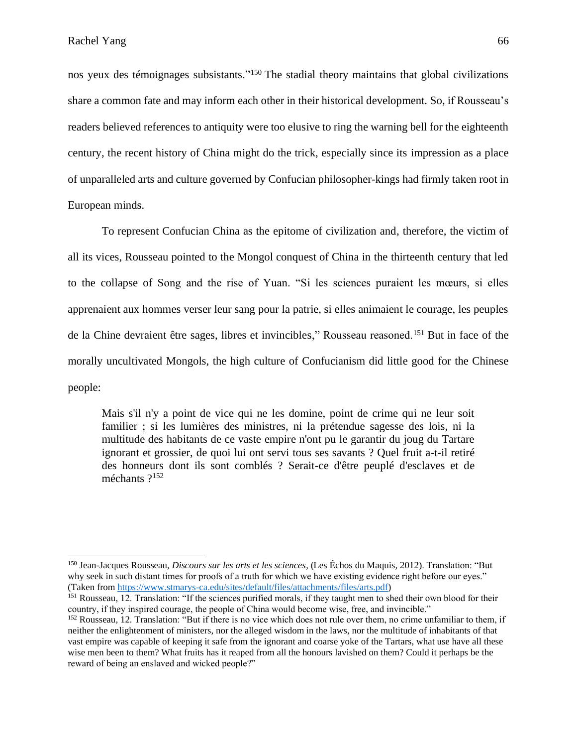nos yeux des témoignages subsistants."[150] The stadial theory maintains that global civilizations share a common fate and may inform each other in their historical development. So, if Rousseau's readers believed references to antiquity were too elusive to ring the warning bell for the eighteenth century, the recent history of China might do the trick, especially since its impression as a place of unparalleled arts and culture governed by Confucian philosopher-kings had firmly taken root in European minds.

To represent Confucian China as the epitome of civilization and, therefore, the victim of all its vices, Rousseau pointed to the Mongol conquest of China in the thirteenth century that led to the collapse of Song and the rise of Yuan. "Si les sciences puraient les mœurs, si elles apprenaient aux hommes verser leur sang pour la patrie, si elles animaient le courage, les peuples de la Chine devraient être sages, libres et invincibles," Rousseau reasoned.[151] But in face of the morally uncultivated Mongols, the high culture of Confucianism did little good for the Chinese people:

> Mais s'il n'y a point de vice qui ne les domine, point de crime qui ne leur soit familier ; si les lumières des ministres, ni la prétendue sagesse des lois, ni la multitude des habitants de ce vaste empire n'ont pu le garantir du joug du Tartare ignorant et grossier, de quoi lui ont servi tous ses savants ? Quel fruit a-t-il retiré des honneurs dont ils sont comblés ? Serait-ce d'être peuplé d'esclaves et de méchants ?[152]

---

[150] Jean-Jacques Rousseau, *Discours sur les arts et les sciences*, (Les Échos du Maquis, 2012). Translation: "But why seek in such distant times for proofs of a truth for which we have existing evidence right before our eyes." (Taken from https://www.stmarys-ca.edu/sites/default/files/attachments/files/arts.pdf)

[151] Rousseau, 12. Translation: "If the sciences purified morals, if they taught men to shed their own blood for their country, if they inspired courage, the people of China would become wise, free, and invincible."

[152] Rousseau, 12. Translation: "But if there is no vice which does not rule over them, no crime unfamiliar to them, if neither the enlightenment of ministers, nor the alleged wisdom in the laws, nor the multitude of inhabitants of that vast empire was capable of keeping it safe from the ignorant and coarse yoke of the Tartars, what use have all these wise men been to them? What fruits has it reaped from all the honours lavished on them? Could it perhaps be the reward of being an enslaved and wicked people?"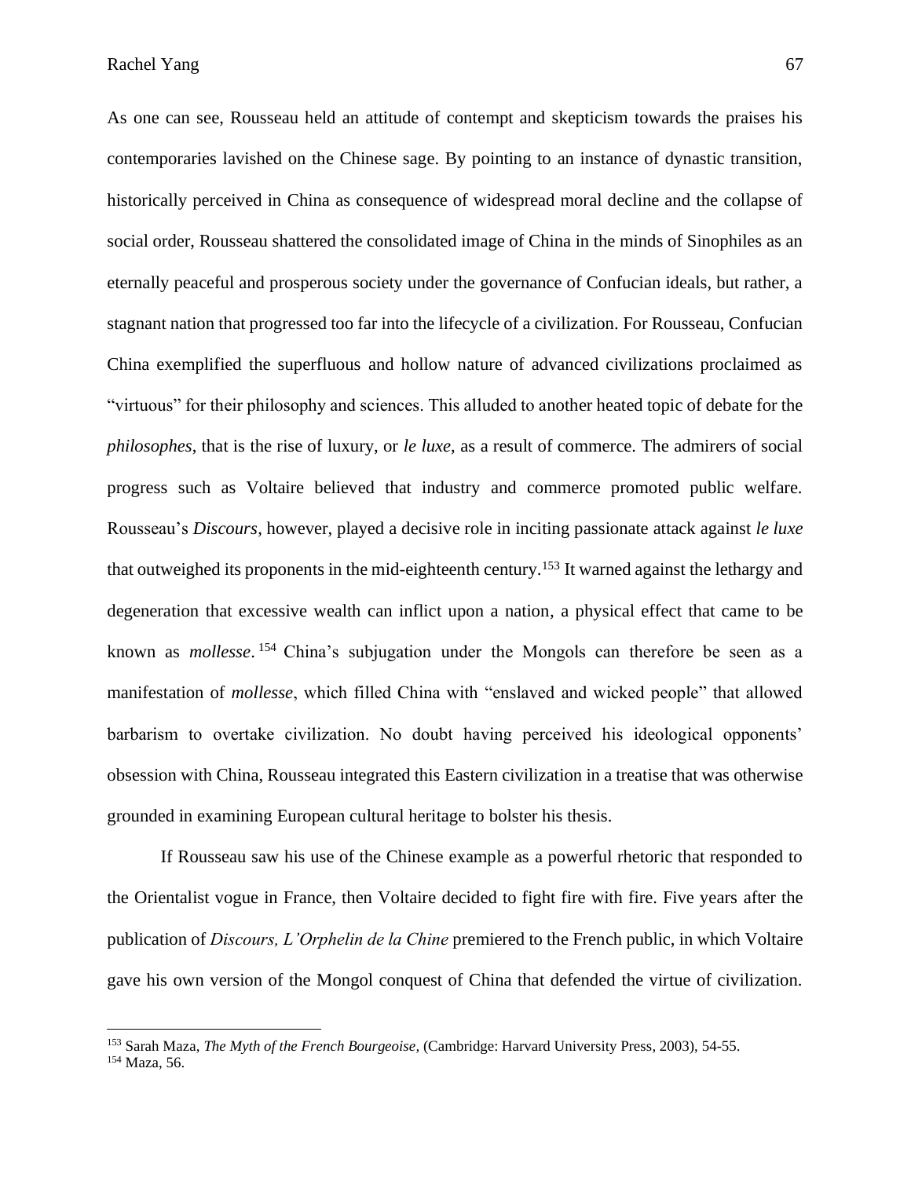As one can see, Rousseau held an attitude of contempt and skepticism towards the praises his contemporaries lavished on the Chinese sage. By pointing to an instance of dynastic transition, historically perceived in China as consequence of widespread moral decline and the collapse of social order, Rousseau shattered the consolidated image of China in the minds of Sinophiles as an eternally peaceful and prosperous society under the governance of Confucian ideals, but rather, a stagnant nation that progressed too far into the lifecycle of a civilization. For Rousseau, Confucian China exemplified the superfluous and hollow nature of advanced civilizations proclaimed as "virtuous" for their philosophy and sciences. This alluded to another heated topic of debate for the *philosophes*, that is the rise of luxury, or *le luxe*, as a result of commerce. The admirers of social progress such as Voltaire believed that industry and commerce promoted public welfare. Rousseau's *Discours*, however, played a decisive role in inciting passionate attack against *le luxe* that outweighed its proponents in the mid-eighteenth century.[153] It warned against the lethargy and degeneration that excessive wealth can inflict upon a nation, a physical effect that came to be known as *mollesse*.[154] China's subjugation under the Mongols can therefore be seen as a manifestation of *mollesse*, which filled China with "enslaved and wicked people" that allowed barbarism to overtake civilization. No doubt having perceived his ideological opponents' obsession with China, Rousseau integrated this Eastern civilization in a treatise that was otherwise grounded in examining European cultural heritage to bolster his thesis.

If Rousseau saw his use of the Chinese example as a powerful rhetoric that responded to the Orientalist vogue in France, then Voltaire decided to fight fire with fire. Five years after the publication of *Discours, L'Orphelin de la Chine* premiered to the French public, in which Voltaire gave his own version of the Mongol conquest of China that defended the virtue of civilization.

---

[153] Sarah Maza, *The Myth of the French Bourgeoise,* (Cambridge: Harvard University Press, 2003), 54-55.

[154] Maza, 56.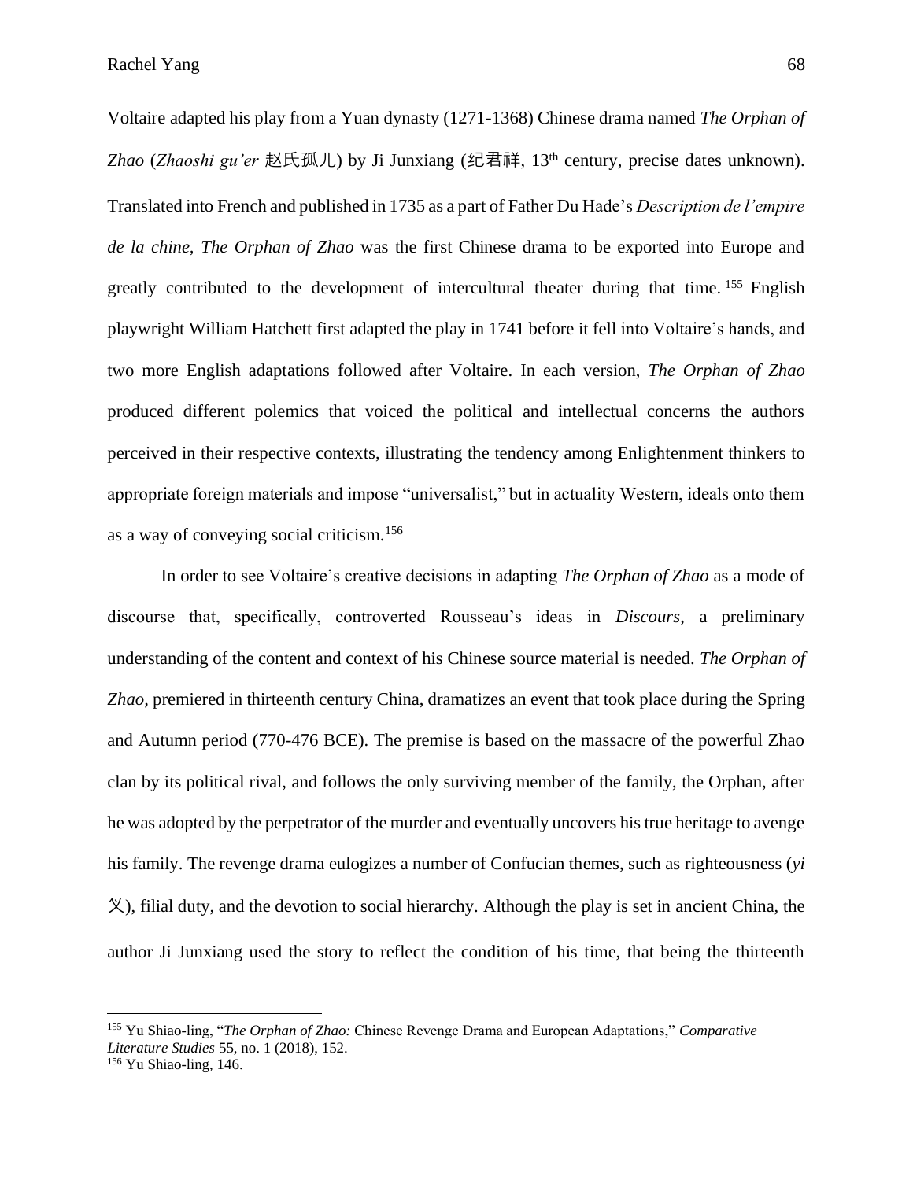Voltaire adapted his play from a Yuan dynasty (1271-1368) Chinese drama named *The Orphan of Zhao* (*Zhaoshi gu'er* 赵氏孤儿) by Ji Junxiang (纪君祥, 13th century, precise dates unknown). Translated into French and published in 1735 as a part of Father Du Hade's *Description de l'empire de la chine*, *The Orphan of Zhao* was the first Chinese drama to be exported into Europe and greatly contributed to the development of intercultural theater during that time.[155] English playwright William Hatchett first adapted the play in 1741 before it fell into Voltaire's hands, and two more English adaptations followed after Voltaire. In each version, *The Orphan of Zhao* produced different polemics that voiced the political and intellectual concerns the authors perceived in their respective contexts, illustrating the tendency among Enlightenment thinkers to appropriate foreign materials and impose "universalist," but in actuality Western, ideals onto them as a way of conveying social criticism.[156]

In order to see Voltaire's creative decisions in adapting *The Orphan of Zhao* as a mode of discourse that, specifically, controverted Rousseau's ideas in *Discours*, a preliminary understanding of the content and context of his Chinese source material is needed. *The Orphan of Zhao*, premiered in thirteenth century China, dramatizes an event that took place during the Spring and Autumn period (770-476 BCE). The premise is based on the massacre of the powerful Zhao clan by its political rival, and follows the only surviving member of the family, the Orphan, after he was adopted by the perpetrator of the murder and eventually uncovers his true heritage to avenge his family. The revenge drama eulogizes a number of Confucian themes, such as righteousness (*yi* 义), filial duty, and the devotion to social hierarchy. Although the play is set in ancient China, the author Ji Junxiang used the story to reflect the condition of his time, that being the thirteenth

---

[155] Yu Shiao-ling, "*The Orphan of Zhao:* Chinese Revenge Drama and European Adaptations," *Comparative Literature Studies* 55, no. 1 (2018), 152.

[156] Yu Shiao-ling, 146.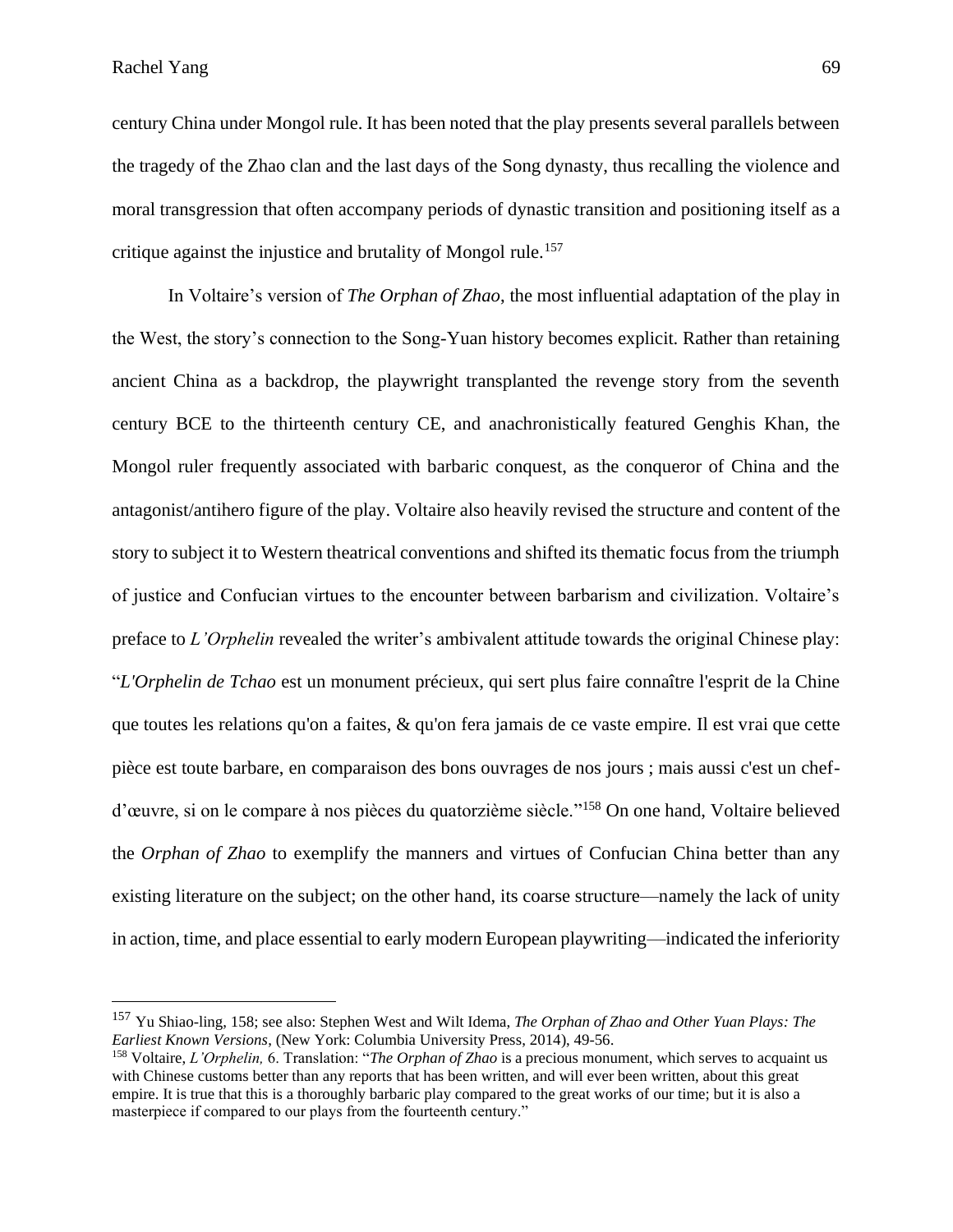century China under Mongol rule. It has been noted that the play presents several parallels between the tragedy of the Zhao clan and the last days of the Song dynasty, thus recalling the violence and moral transgression that often accompany periods of dynastic transition and positioning itself as a critique against the injustice and brutality of Mongol rule.[157]

In Voltaire's version of *The Orphan of Zhao*, the most influential adaptation of the play in the West, the story's connection to the Song-Yuan history becomes explicit. Rather than retaining ancient China as a backdrop, the playwright transplanted the revenge story from the seventh century BCE to the thirteenth century CE, and anachronistically featured Genghis Khan, the Mongol ruler frequently associated with barbaric conquest, as the conqueror of China and the antagonist/antihero figure of the play. Voltaire also heavily revised the structure and content of the story to subject it to Western theatrical conventions and shifted its thematic focus from the triumph of justice and Confucian virtues to the encounter between barbarism and civilization. Voltaire's preface to *L'Orphelin* revealed the writer's ambivalent attitude towards the original Chinese play: "*L'Orphelin de Tchao* est un monument précieux, qui sert plus faire connaître l'esprit de la Chine que toutes les relations qu'on a faites, & qu'on fera jamais de ce vaste empire. Il est vrai que cette pièce est toute barbare, en comparaison des bons ouvrages de nos jours ; mais aussi c'est un chef-d'œuvre, si on le compare à nos pièces du quatorzième siècle."[158] On one hand, Voltaire believed the *Orphan of Zhao* to exemplify the manners and virtues of Confucian China better than any existing literature on the subject; on the other hand, its coarse structure—namely the lack of unity in action, time, and place essential to early modern European playwriting—indicated the inferiority

---

[157] Yu Shiao-ling, 158; see also: Stephen West and Wilt Idema, *The Orphan of Zhao and Other Yuan Plays: The Earliest Known Versions*, (New York: Columbia University Press, 2014), 49-56.

[158] Voltaire, *L'Orphelin,* 6. Translation: "*The Orphan of Zhao* is a precious monument, which serves to acquaint us with Chinese customs better than any reports that has been written, and will ever been written, about this great empire. It is true that this is a thoroughly barbaric play compared to the great works of our time; but it is also a masterpiece if compared to our plays from the fourteenth century."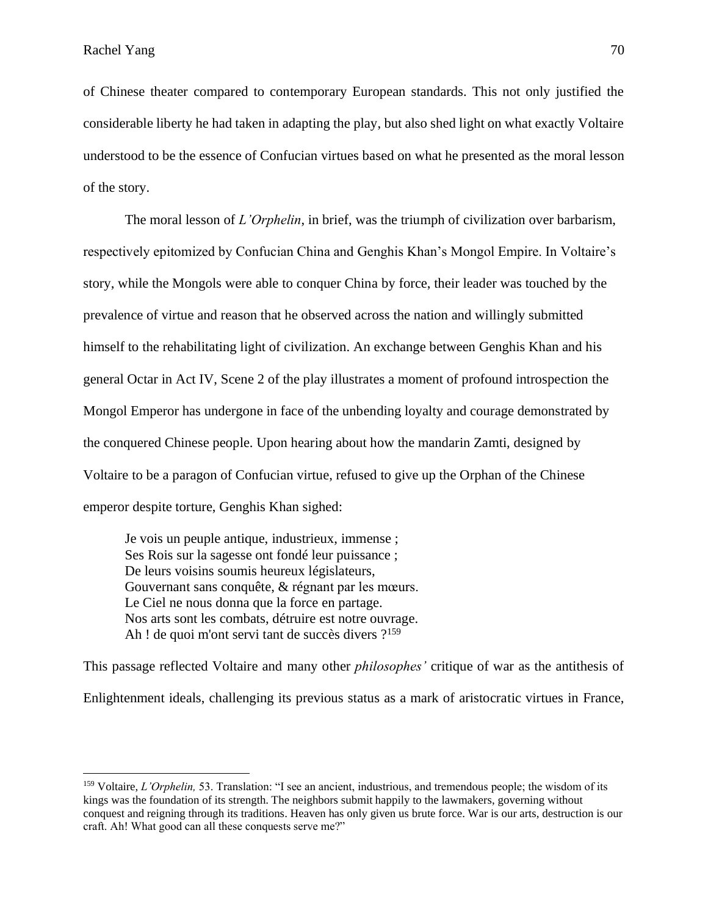of Chinese theater compared to contemporary European standards. This not only justified the considerable liberty he had taken in adapting the play, but also shed light on what exactly Voltaire understood to be the essence of Confucian virtues based on what he presented as the moral lesson of the story.

The moral lesson of *L'Orphelin*, in brief, was the triumph of civilization over barbarism, respectively epitomized by Confucian China and Genghis Khan's Mongol Empire. In Voltaire's story, while the Mongols were able to conquer China by force, their leader was touched by the prevalence of virtue and reason that he observed across the nation and willingly submitted himself to the rehabilitating light of civilization. An exchange between Genghis Khan and his general Octar in Act IV, Scene 2 of the play illustrates a moment of profound introspection the Mongol Emperor has undergone in face of the unbending loyalty and courage demonstrated by the conquered Chinese people. Upon hearing about how the mandarin Zamti, designed by Voltaire to be a paragon of Confucian virtue, refused to give up the Orphan of the Chinese emperor despite torture, Genghis Khan sighed:

> Je vois un peuple antique, industrieux, immense ;
> Ses Rois sur la sagesse ont fondé leur puissance ;
> De leurs voisins soumis heureux législateurs,
> Gouvernant sans conquête, & régnant par les mœurs.
> Le Ciel ne nous donna que la force en partage.
> Nos arts sont les combats, détruire est notre ouvrage.
> Ah ! de quoi m'ont servi tant de succès divers ?[159]

This passage reflected Voltaire and many other *philosophes'* critique of war as the antithesis of Enlightenment ideals, challenging its previous status as a mark of aristocratic virtues in France,

[159] Voltaire, *L'Orphelin,* 53. Translation: "I see an ancient, industrious, and tremendous people; the wisdom of its kings was the foundation of its strength. The neighbors submit happily to the lawmakers, governing without conquest and reigning through its traditions. Heaven has only given us brute force. War is our arts, destruction is our craft. Ah! What good can all these conquests serve me?"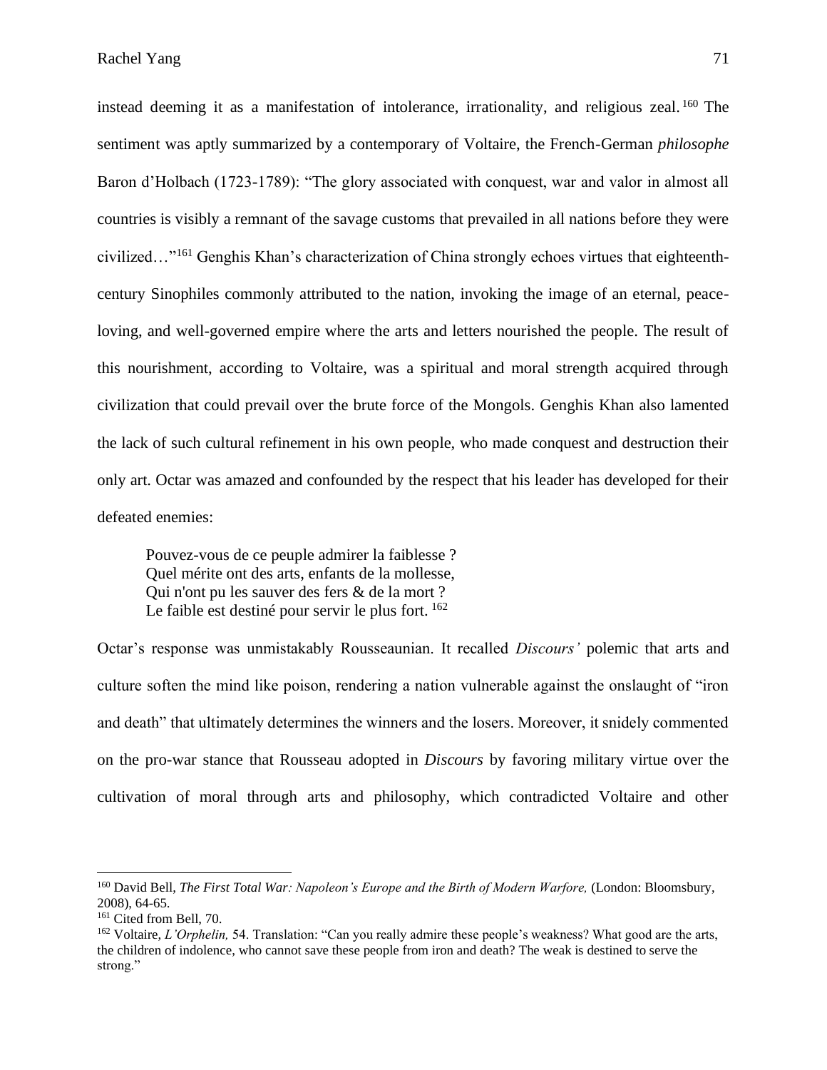instead deeming it as a manifestation of intolerance, irrationality, and religious zeal.[160] The sentiment was aptly summarized by a contemporary of Voltaire, the French-German *philosophe* Baron d'Holbach (1723-1789): "The glory associated with conquest, war and valor in almost all countries is visibly a remnant of the savage customs that prevailed in all nations before they were civilized…"[161] Genghis Khan's characterization of China strongly echoes virtues that eighteenth-century Sinophiles commonly attributed to the nation, invoking the image of an eternal, peace-loving, and well-governed empire where the arts and letters nourished the people. The result of this nourishment, according to Voltaire, was a spiritual and moral strength acquired through civilization that could prevail over the brute force of the Mongols. Genghis Khan also lamented the lack of such cultural refinement in his own people, who made conquest and destruction their only art. Octar was amazed and confounded by the respect that his leader has developed for their defeated enemies:

> Pouvez-vous de ce peuple admirer la faiblesse ?
> Quel mérite ont des arts, enfants de la mollesse,
> Qui n'ont pu les sauver des fers & de la mort ?
> Le faible est destiné pour servir le plus fort.[162]

Octar's response was unmistakably Rousseaunian. It recalled *Discours'* polemic that arts and culture soften the mind like poison, rendering a nation vulnerable against the onslaught of "iron and death" that ultimately determines the winners and the losers. Moreover, it snidely commented on the pro-war stance that Rousseau adopted in *Discours* by favoring military virtue over the cultivation of moral through arts and philosophy, which contradicted Voltaire and other

---

[160] David Bell, *The First Total War: Napoleon's Europe and the Birth of Modern Warfore,* (London: Bloomsbury, 2008), 64-65.

[161] Cited from Bell, 70.

[162] Voltaire, *L'Orphelin,* 54. Translation: "Can you really admire these people's weakness? What good are the arts, the children of indolence, who cannot save these people from iron and death? The weak is destined to serve the strong."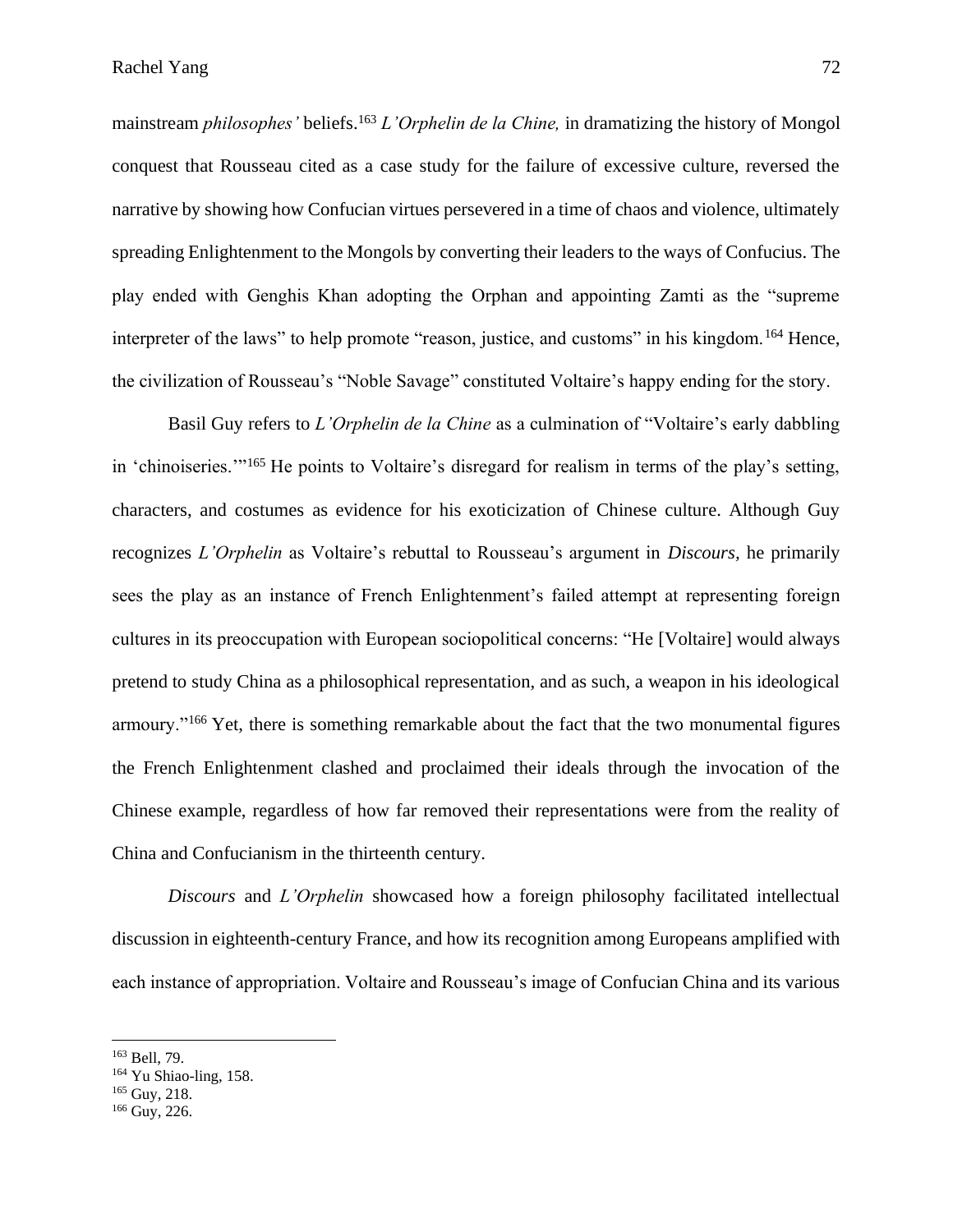mainstream *philosophes'* beliefs.[163] *L'Orphelin de la Chine,* in dramatizing the history of Mongol conquest that Rousseau cited as a case study for the failure of excessive culture, reversed the narrative by showing how Confucian virtues persevered in a time of chaos and violence, ultimately spreading Enlightenment to the Mongols by converting their leaders to the ways of Confucius. The play ended with Genghis Khan adopting the Orphan and appointing Zamti as the "supreme interpreter of the laws" to help promote "reason, justice, and customs" in his kingdom.[164] Hence, the civilization of Rousseau's "Noble Savage" constituted Voltaire's happy ending for the story.

Basil Guy refers to *L'Orphelin de la Chine* as a culmination of "Voltaire's early dabbling in 'chinoiseries.'"[165] He points to Voltaire's disregard for realism in terms of the play's setting, characters, and costumes as evidence for his exoticization of Chinese culture. Although Guy recognizes *L'Orphelin* as Voltaire's rebuttal to Rousseau's argument in *Discours,* he primarily sees the play as an instance of French Enlightenment's failed attempt at representing foreign cultures in its preoccupation with European sociopolitical concerns: "He [Voltaire] would always pretend to study China as a philosophical representation, and as such, a weapon in his ideological armoury."[166] Yet, there is something remarkable about the fact that the two monumental figures the French Enlightenment clashed and proclaimed their ideals through the invocation of the Chinese example, regardless of how far removed their representations were from the reality of China and Confucianism in the thirteenth century.

*Discours* and *L'Orphelin* showcased how a foreign philosophy facilitated intellectual discussion in eighteenth-century France, and how its recognition among Europeans amplified with each instance of appropriation. Voltaire and Rousseau's image of Confucian China and its various

---

[163] Bell, 79.
[164] Yu Shiao-ling, 158.
[165] Guy, 218.
[166] Guy, 226.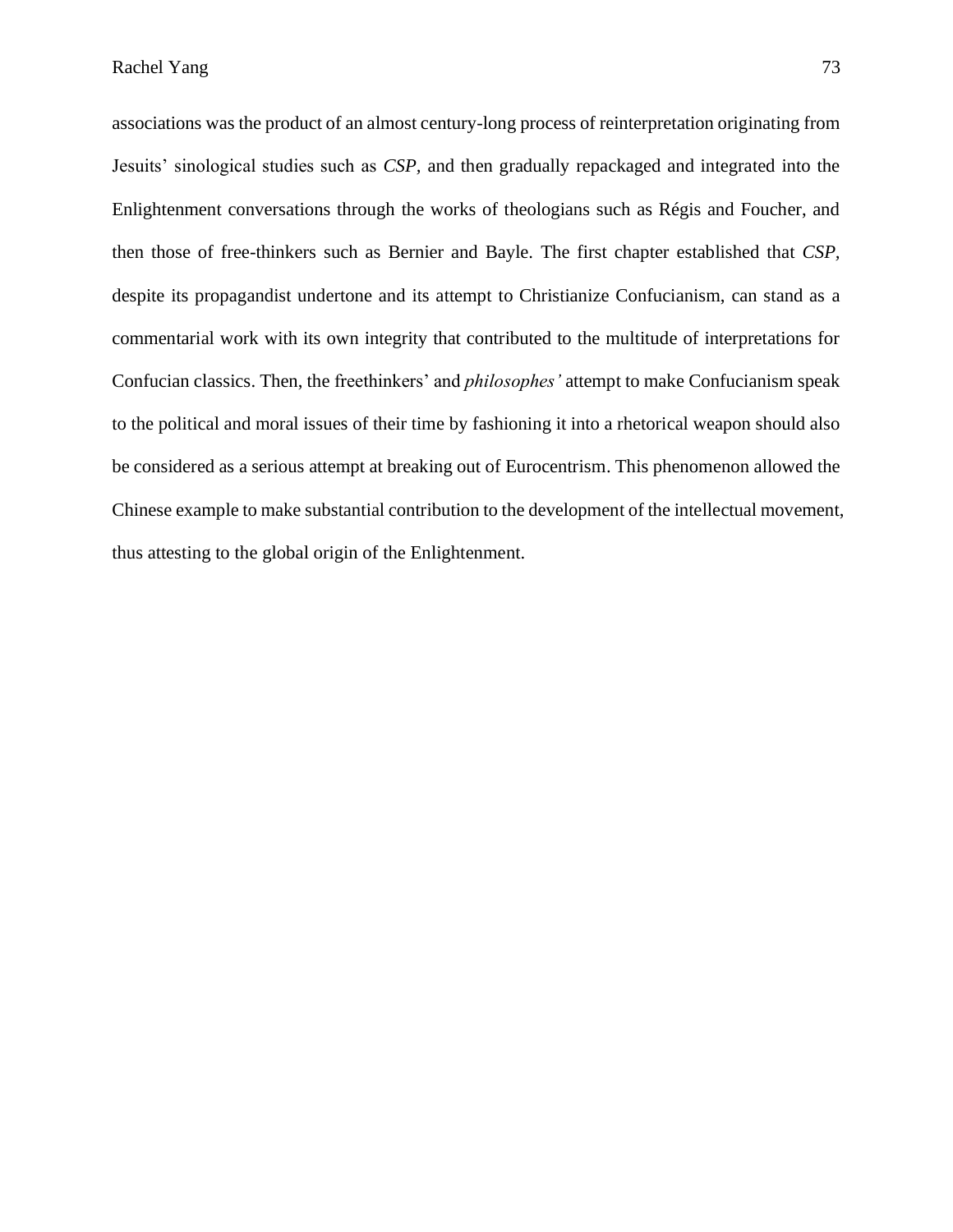associations was the product of an almost century-long process of reinterpretation originating from Jesuits' sinological studies such as *CSP*, and then gradually repackaged and integrated into the Enlightenment conversations through the works of theologians such as Régis and Foucher, and then those of free-thinkers such as Bernier and Bayle. The first chapter established that *CSP*, despite its propagandist undertone and its attempt to Christianize Confucianism, can stand as a commentarial work with its own integrity that contributed to the multitude of interpretations for Confucian classics. Then, the freethinkers' and *philosophes'* attempt to make Confucianism speak to the political and moral issues of their time by fashioning it into a rhetorical weapon should also be considered as a serious attempt at breaking out of Eurocentrism. This phenomenon allowed the Chinese example to make substantial contribution to the development of the intellectual movement, thus attesting to the global origin of the Enlightenment.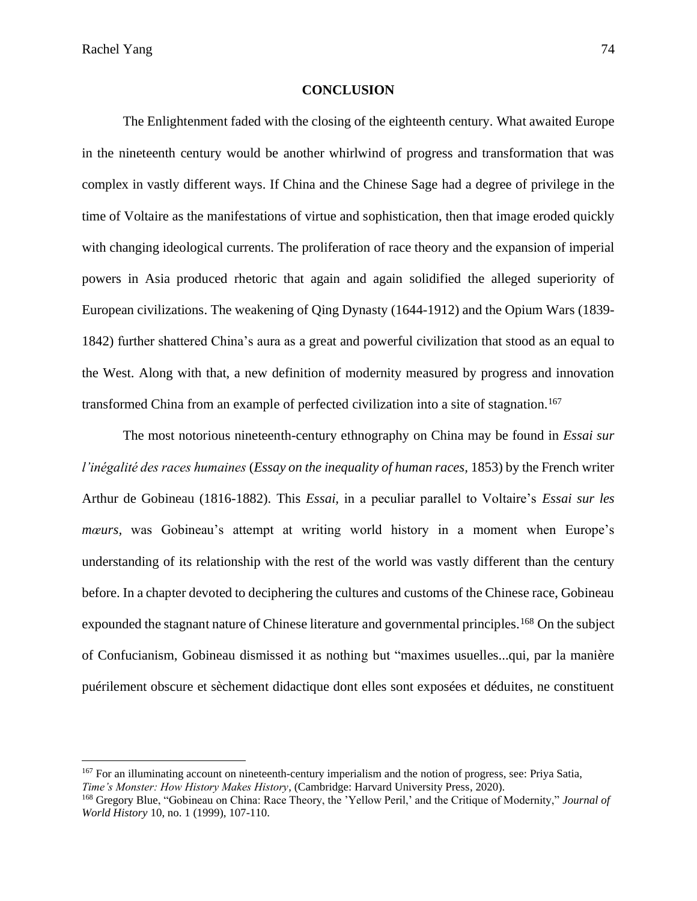## CONCLUSION

The Enlightenment faded with the closing of the eighteenth century. What awaited Europe in the nineteenth century would be another whirlwind of progress and transformation that was complex in vastly different ways. If China and the Chinese Sage had a degree of privilege in the time of Voltaire as the manifestations of virtue and sophistication, then that image eroded quickly with changing ideological currents. The proliferation of race theory and the expansion of imperial powers in Asia produced rhetoric that again and again solidified the alleged superiority of European civilizations. The weakening of Qing Dynasty (1644-1912) and the Opium Wars (1839-1842) further shattered China's aura as a great and powerful civilization that stood as an equal to the West. Along with that, a new definition of modernity measured by progress and innovation transformed China from an example of perfected civilization into a site of stagnation.[167]

The most notorious nineteenth-century ethnography on China may be found in *Essai sur l'inégalité des races humaines* (*Essay on the inequality of human races,* 1853) by the French writer Arthur de Gobineau (1816-1882). This *Essai,* in a peculiar parallel to Voltaire's *Essai sur les mœurs,* was Gobineau's attempt at writing world history in a moment when Europe's understanding of its relationship with the rest of the world was vastly different than the century before. In a chapter devoted to deciphering the cultures and customs of the Chinese race, Gobineau expounded the stagnant nature of Chinese literature and governmental principles.[168] On the subject of Confucianism, Gobineau dismissed it as nothing but "maximes usuelles...qui, par la manière puérilement obscure et sèchement didactique dont elles sont exposées et déduites, ne constituent

---

[167] For an illuminating account on nineteenth-century imperialism and the notion of progress, see: Priya Satia, *Time's Monster: How History Makes History*, (Cambridge: Harvard University Press, 2020).

[168] Gregory Blue, "Gobineau on China: Race Theory, the 'Yellow Peril,' and the Critique of Modernity," *Journal of World History* 10, no. 1 (1999), 107-110.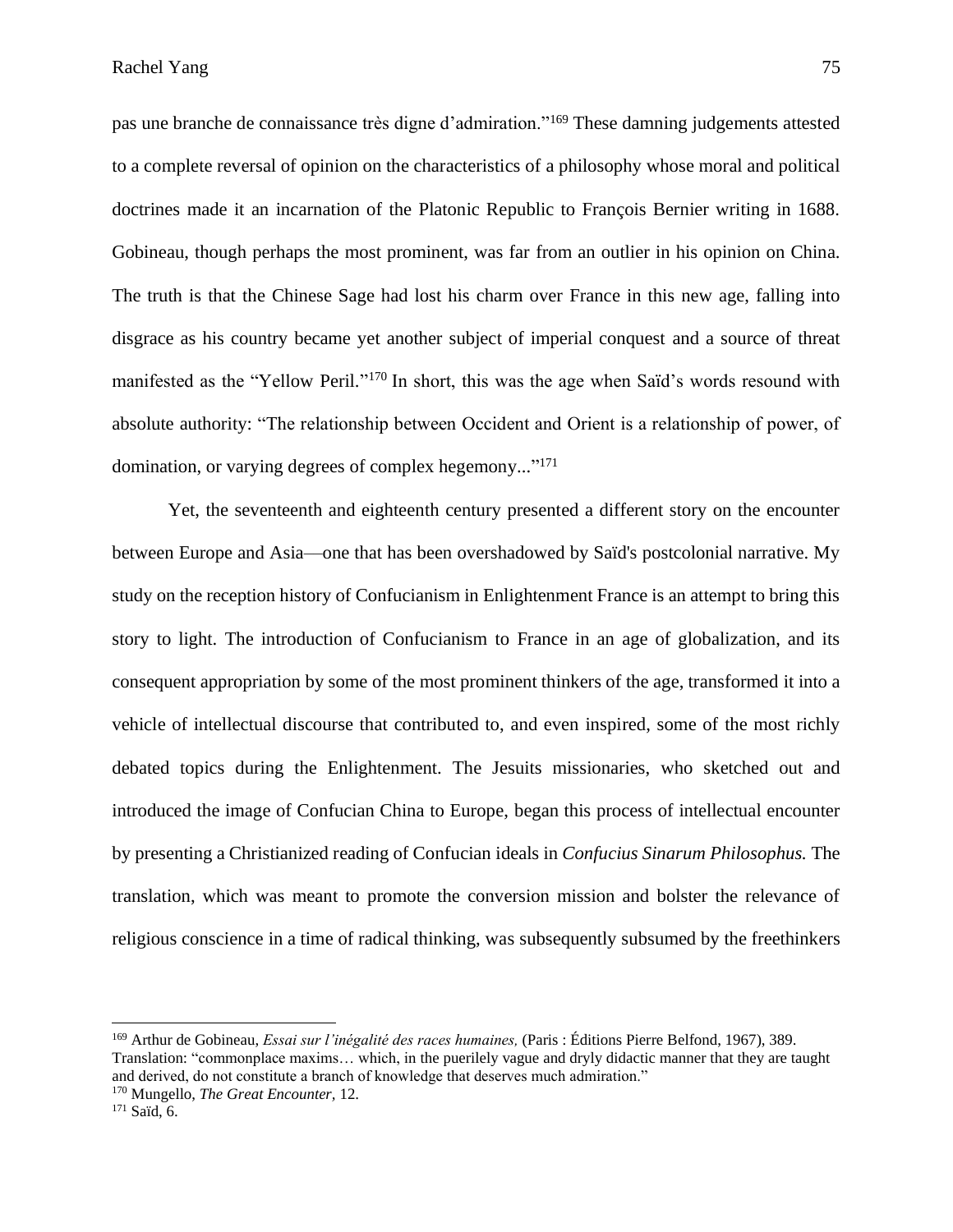pas une branche de connaissance très digne d'admiration."[169] These damning judgements attested to a complete reversal of opinion on the characteristics of a philosophy whose moral and political doctrines made it an incarnation of the Platonic Republic to François Bernier writing in 1688. Gobineau, though perhaps the most prominent, was far from an outlier in his opinion on China. The truth is that the Chinese Sage had lost his charm over France in this new age, falling into disgrace as his country became yet another subject of imperial conquest and a source of threat manifested as the "Yellow Peril."[170] In short, this was the age when Saïd's words resound with absolute authority: "The relationship between Occident and Orient is a relationship of power, of domination, or varying degrees of complex hegemony..."[171]

Yet, the seventeenth and eighteenth century presented a different story on the encounter between Europe and Asia—one that has been overshadowed by Saïd's postcolonial narrative. My study on the reception history of Confucianism in Enlightenment France is an attempt to bring this story to light. The introduction of Confucianism to France in an age of globalization, and its consequent appropriation by some of the most prominent thinkers of the age, transformed it into a vehicle of intellectual discourse that contributed to, and even inspired, some of the most richly debated topics during the Enlightenment. The Jesuits missionaries, who sketched out and introduced the image of Confucian China to Europe, began this process of intellectual encounter by presenting a Christianized reading of Confucian ideals in *Confucius Sinarum Philosophus.* The translation, which was meant to promote the conversion mission and bolster the relevance of religious conscience in a time of radical thinking, was subsequently subsumed by the freethinkers

---

[169] Arthur de Gobineau, *Essai sur l'inégalité des races humaines,* (Paris : Éditions Pierre Belfond, 1967), 389. Translation: "commonplace maxims… which, in the puerilely vague and dryly didactic manner that they are taught and derived, do not constitute a branch of knowledge that deserves much admiration."

[170] Mungello, *The Great Encounter,* 12.

[171] Saïd, 6.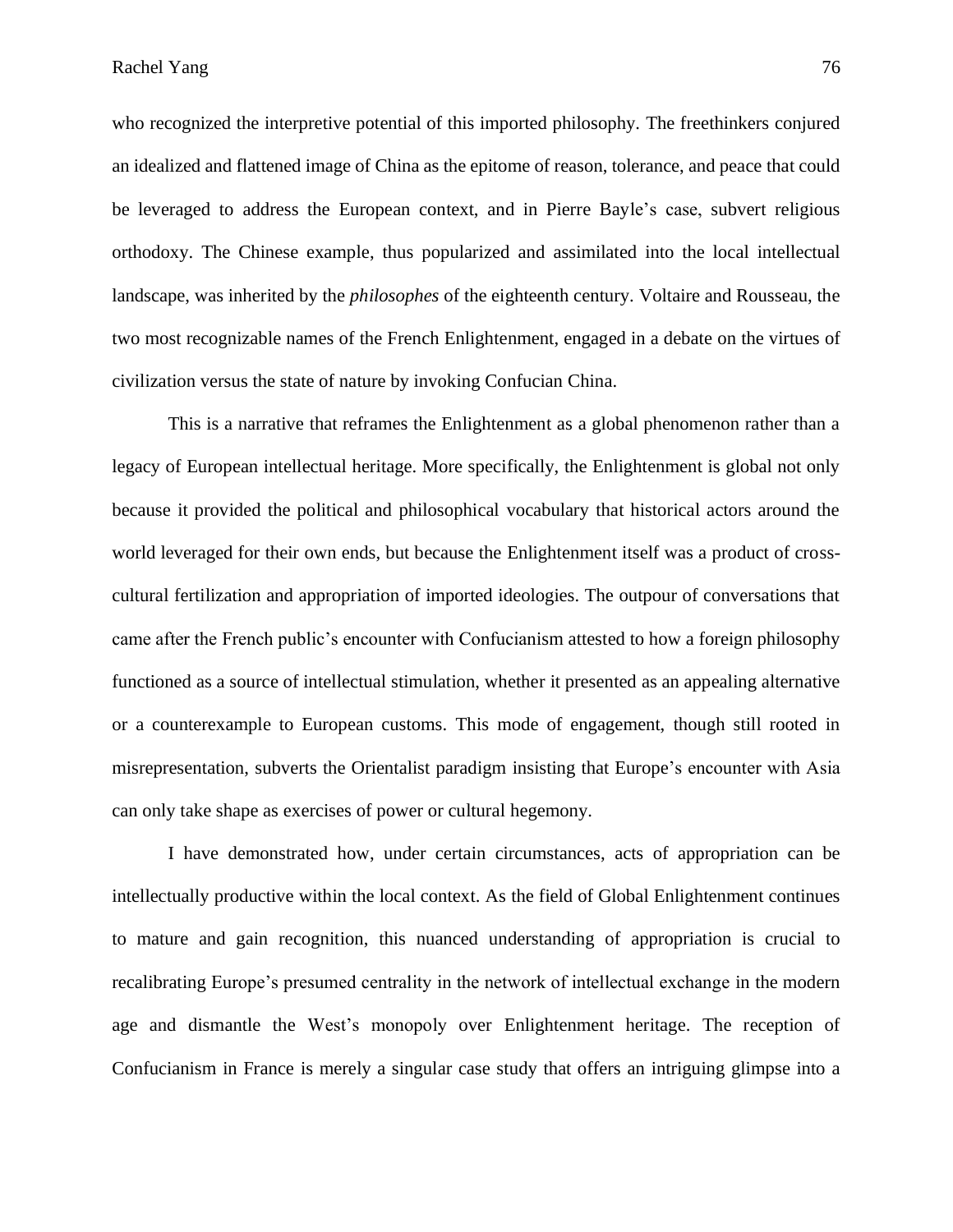who recognized the interpretive potential of this imported philosophy. The freethinkers conjured an idealized and flattened image of China as the epitome of reason, tolerance, and peace that could be leveraged to address the European context, and in Pierre Bayle's case, subvert religious orthodoxy. The Chinese example, thus popularized and assimilated into the local intellectual landscape, was inherited by the *philosophes* of the eighteenth century. Voltaire and Rousseau, the two most recognizable names of the French Enlightenment, engaged in a debate on the virtues of civilization versus the state of nature by invoking Confucian China.

This is a narrative that reframes the Enlightenment as a global phenomenon rather than a legacy of European intellectual heritage. More specifically, the Enlightenment is global not only because it provided the political and philosophical vocabulary that historical actors around the world leveraged for their own ends, but because the Enlightenment itself was a product of cross-cultural fertilization and appropriation of imported ideologies. The outpour of conversations that came after the French public's encounter with Confucianism attested to how a foreign philosophy functioned as a source of intellectual stimulation, whether it presented as an appealing alternative or a counterexample to European customs. This mode of engagement, though still rooted in misrepresentation, subverts the Orientalist paradigm insisting that Europe's encounter with Asia can only take shape as exercises of power or cultural hegemony.

I have demonstrated how, under certain circumstances, acts of appropriation can be intellectually productive within the local context. As the field of Global Enlightenment continues to mature and gain recognition, this nuanced understanding of appropriation is crucial to recalibrating Europe's presumed centrality in the network of intellectual exchange in the modern age and dismantle the West's monopoly over Enlightenment heritage. The reception of Confucianism in France is merely a singular case study that offers an intriguing glimpse into a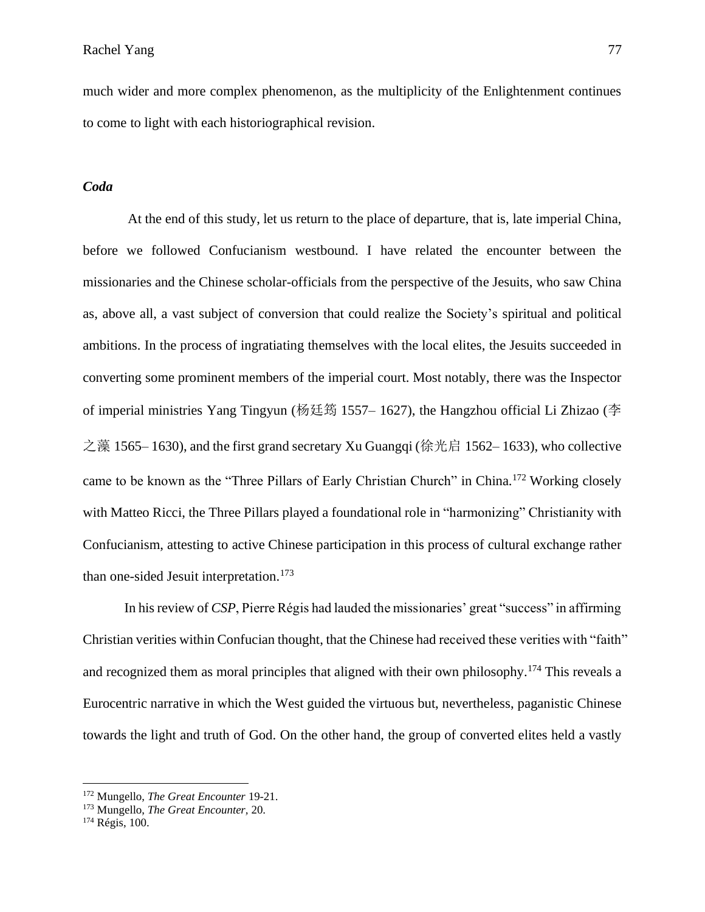much wider and more complex phenomenon, as the multiplicity of the Enlightenment continues to come to light with each historiographical revision.

### *Coda*

At the end of this study, let us return to the place of departure, that is, late imperial China, before we followed Confucianism westbound. I have related the encounter between the missionaries and the Chinese scholar-officials from the perspective of the Jesuits, who saw China as, above all, a vast subject of conversion that could realize the Society's spiritual and political ambitions. In the process of ingratiating themselves with the local elites, the Jesuits succeeded in converting some prominent members of the imperial court. Most notably, there was the Inspector of imperial ministries Yang Tingyun (杨廷筠 1557– 1627), the Hangzhou official Li Zhizao (李之藻 1565– 1630), and the first grand secretary Xu Guangqi (徐光启 1562– 1633), who collective came to be known as the "Three Pillars of Early Christian Church" in China.[172] Working closely with Matteo Ricci, the Three Pillars played a foundational role in "harmonizing" Christianity with Confucianism, attesting to active Chinese participation in this process of cultural exchange rather than one-sided Jesuit interpretation.[173]

In his review of *CSP*, Pierre Régis had lauded the missionaries' great "success" in affirming Christian verities within Confucian thought, that the Chinese had received these verities with "faith" and recognized them as moral principles that aligned with their own philosophy.[174] This reveals a Eurocentric narrative in which the West guided the virtuous but, nevertheless, paganistic Chinese towards the light and truth of God. On the other hand, the group of converted elites held a vastly

---

[172] Mungello, *The Great Encounter* 19-21.

[173] Mungello, *The Great Encounter,* 20.

[174] Régis, 100.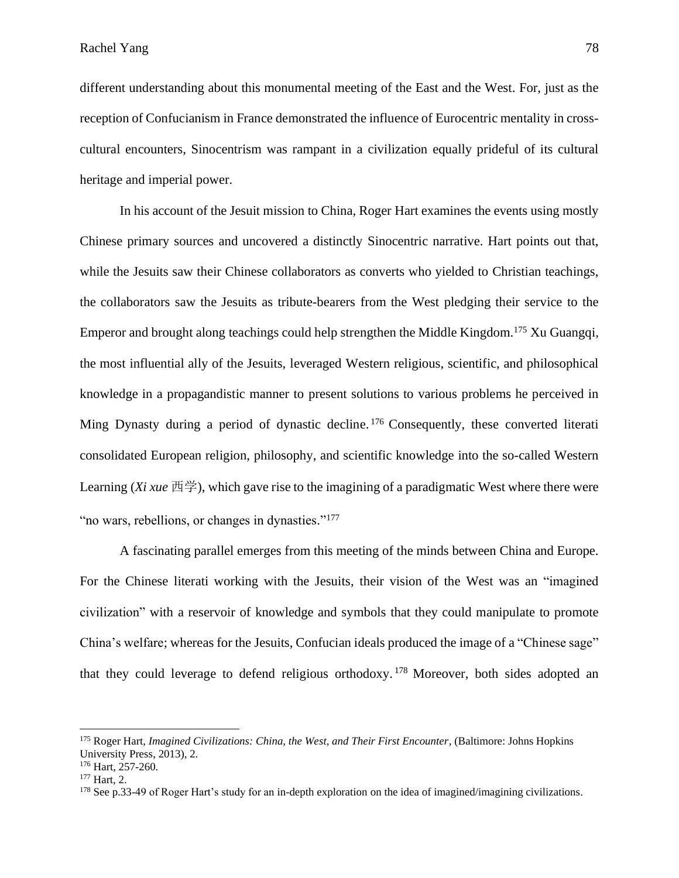different understanding about this monumental meeting of the East and the West. For, just as the reception of Confucianism in France demonstrated the influence of Eurocentric mentality in cross-cultural encounters, Sinocentrism was rampant in a civilization equally prideful of its cultural heritage and imperial power.

In his account of the Jesuit mission to China, Roger Hart examines the events using mostly Chinese primary sources and uncovered a distinctly Sinocentric narrative. Hart points out that, while the Jesuits saw their Chinese collaborators as converts who yielded to Christian teachings, the collaborators saw the Jesuits as tribute-bearers from the West pledging their service to the Emperor and brought along teachings could help strengthen the Middle Kingdom.[175] Xu Guangqi, the most influential ally of the Jesuits, leveraged Western religious, scientific, and philosophical knowledge in a propagandistic manner to present solutions to various problems he perceived in Ming Dynasty during a period of dynastic decline.[176] Consequently, these converted literati consolidated European religion, philosophy, and scientific knowledge into the so-called Western Learning (*Xi xue* 西学), which gave rise to the imagining of a paradigmatic West where there were "no wars, rebellions, or changes in dynasties."[177]

A fascinating parallel emerges from this meeting of the minds between China and Europe. For the Chinese literati working with the Jesuits, their vision of the West was an "imagined civilization" with a reservoir of knowledge and symbols that they could manipulate to promote China's welfare; whereas for the Jesuits, Confucian ideals produced the image of a "Chinese sage" that they could leverage to defend religious orthodoxy.[178] Moreover, both sides adopted an

---

[175] Roger Hart, *Imagined Civilizations: China, the West, and Their First Encounter*, (Baltimore: Johns Hopkins University Press, 2013), 2.

[176] Hart, 257-260.

[177] Hart, 2.

[178] See p.33-49 of Roger Hart's study for an in-depth exploration on the idea of imagined/imagining civilizations.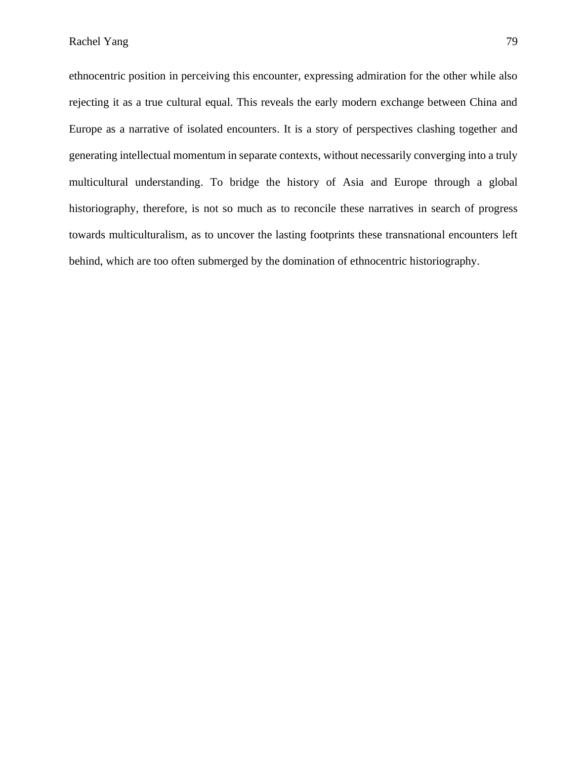ethnocentric position in perceiving this encounter, expressing admiration for the other while also rejecting it as a true cultural equal. This reveals the early modern exchange between China and Europe as a narrative of isolated encounters. It is a story of perspectives clashing together and generating intellectual momentum in separate contexts, without necessarily converging into a truly multicultural understanding. To bridge the history of Asia and Europe through a global historiography, therefore, is not so much as to reconcile these narratives in search of progress towards multiculturalism, as to uncover the lasting footprints these transnational encounters left behind, which are too often submerged by the domination of ethnocentric historiography.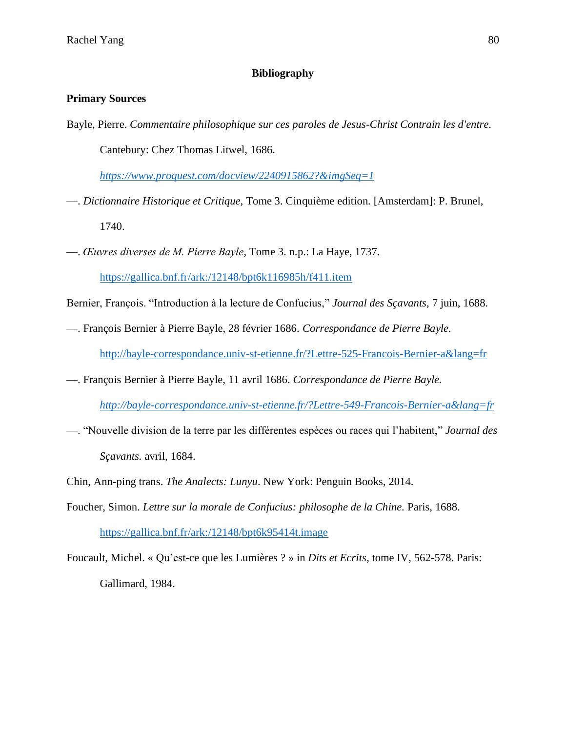# Bibliography

## Primary Sources

Bayle, Pierre. *Commentaire philosophique sur ces paroles de Jesus-Christ Contrain les d'entre*. Cantebury: Chez Thomas Litwel, 1686. *https://www.proquest.com/docview/2240915862?&imgSeq=1*

—. *Dictionnaire Historique et Critique*, Tome 3. Cinquième edition. [Amsterdam]: P. Brunel, 1740.

—. *Œuvres diverses de M. Pierre Bayle*, Tome 3. n.p.: La Haye, 1737. https://gallica.bnf.fr/ark:/12148/bpt6k116985h/f411.item

Bernier, François. "Introduction à la lecture de Confucius," *Journal des Sçavants*, 7 juin, 1688.

—. François Bernier à Pierre Bayle, 28 février 1686. *Correspondance de Pierre Bayle.* http://bayle-correspondance.univ-st-etienne.fr/?Lettre-525-Francois-Bernier-a&lang=fr

—. François Bernier à Pierre Bayle, 11 avril 1686. *Correspondance de Pierre Bayle.* *http://bayle-correspondance.univ-st-etienne.fr/?Lettre-549-Francois-Bernier-a&lang=fr*

—. "Nouvelle division de la terre par les différentes espèces ou races qui l'habitent," *Journal des Sçavants.* avril, 1684.

Chin, Ann-ping trans. *The Analects: Lunyu*. New York: Penguin Books, 2014.

Foucher, Simon. *Lettre sur la morale de Confucius: philosophe de la Chine.* Paris, 1688. https://gallica.bnf.fr/ark:/12148/bpt6k95414t.image

Foucault, Michel. « Qu'est-ce que les Lumières ? » in *Dits et Ecrits*, tome IV, 562-578. Paris: Gallimard, 1984.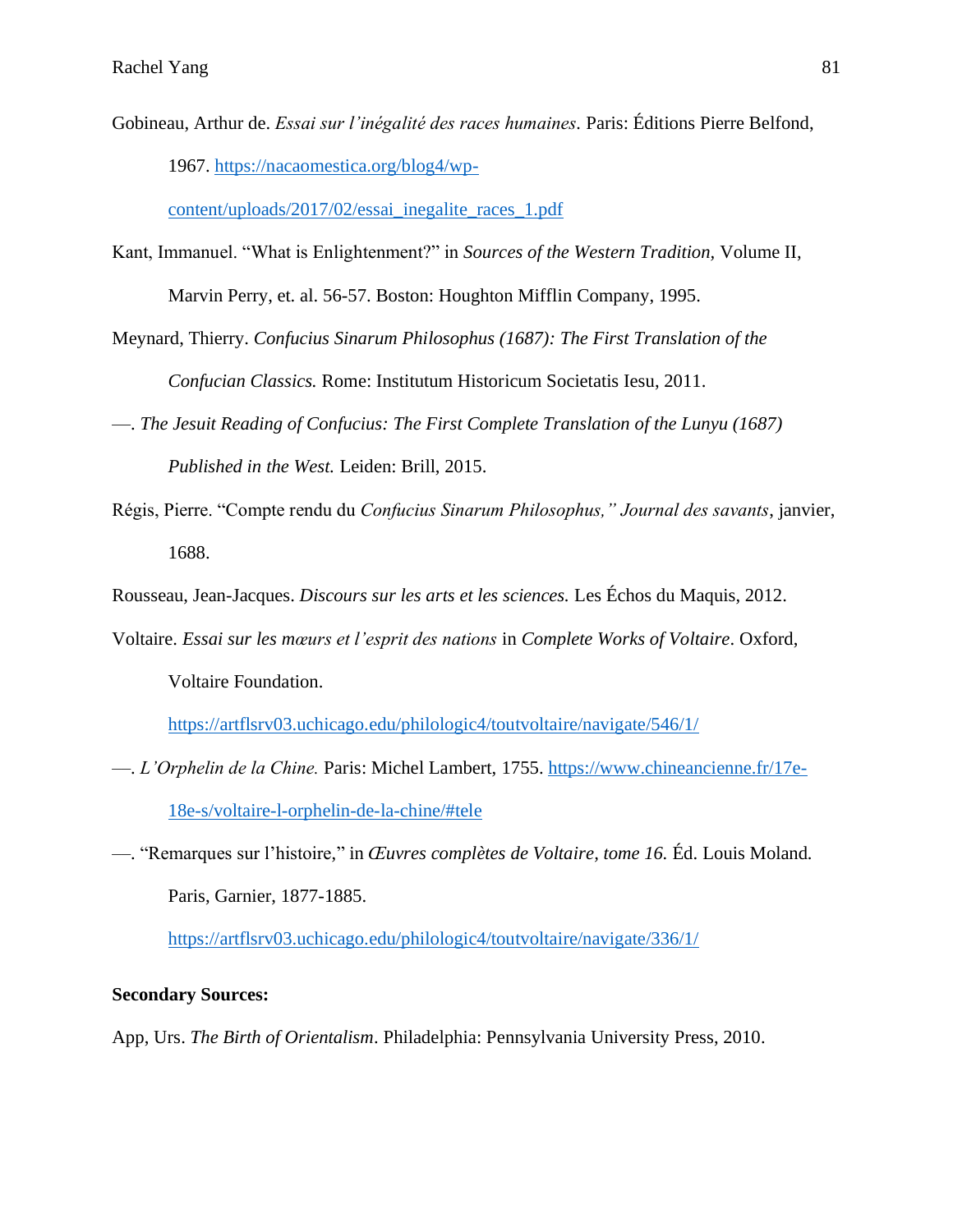Gobineau, Arthur de. *Essai sur l'inégalité des races humaines*. Paris: Éditions Pierre Belfond, 1967. https://nacaomestica.org/blog4/wp-content/uploads/2017/02/essai_inegalite_races_1.pdf

Kant, Immanuel. "What is Enlightenment?" in *Sources of the Western Tradition,* Volume II, Marvin Perry, et. al. 56-57. Boston: Houghton Mifflin Company, 1995.

Meynard, Thierry. *Confucius Sinarum Philosophus (1687): The First Translation of the Confucian Classics.* Rome: Institutum Historicum Societatis Iesu, 2011.

—. *The Jesuit Reading of Confucius: The First Complete Translation of the Lunyu (1687) Published in the West.* Leiden: Brill, 2015.

Régis, Pierre. "Compte rendu du *Confucius Sinarum Philosophus," Journal des savants*, janvier, 1688.

Rousseau, Jean-Jacques. *Discours sur les arts et les sciences.* Les Échos du Maquis, 2012.

Voltaire. *Essai sur les mœurs et l'esprit des nations* in *Complete Works of Voltaire*. Oxford, Voltaire Foundation. https://artflsrv03.uchicago.edu/philologic4/toutvoltaire/navigate/546/1/

—. *L'Orphelin de la Chine.* Paris: Michel Lambert, 1755. https://www.chineancienne.fr/17e-18e-s/voltaire-l-orphelin-de-la-chine/#tele

—. "Remarques sur l'histoire," in *Œuvres complètes de Voltaire, tome 16.* Éd. Louis Moland. Paris, Garnier, 1877-1885. https://artflsrv03.uchicago.edu/philologic4/toutvoltaire/navigate/336/1/

**Secondary Sources:**

App, Urs. *The Birth of Orientalism*. Philadelphia: Pennsylvania University Press, 2010.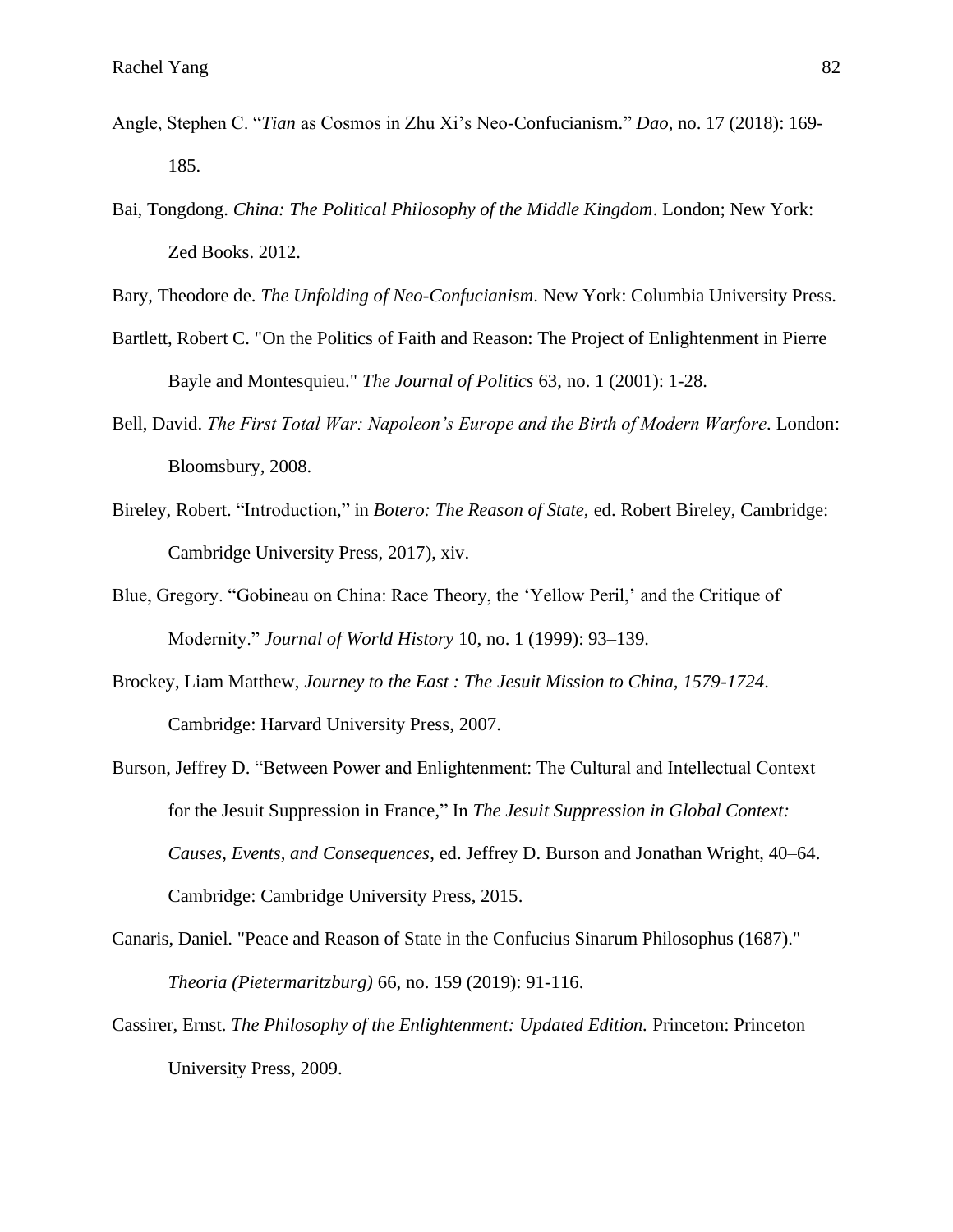Angle, Stephen C. "*Tian* as Cosmos in Zhu Xi's Neo-Confucianism." *Dao*, no. 17 (2018): 169-185.

Bai, Tongdong. *China: The Political Philosophy of the Middle Kingdom*. London; New York: Zed Books. 2012.

Bary, Theodore de. *The Unfolding of Neo-Confucianism*. New York: Columbia University Press.

Bartlett, Robert C. "On the Politics of Faith and Reason: The Project of Enlightenment in Pierre Bayle and Montesquieu." *The Journal of Politics* 63, no. 1 (2001): 1-28.

Bell, David. *The First Total War: Napoleon's Europe and the Birth of Modern Warfore*. London: Bloomsbury, 2008.

Bireley, Robert. "Introduction," in *Botero: The Reason of State*, ed. Robert Bireley, Cambridge: Cambridge University Press, 2017), xiv.

Blue, Gregory. "Gobineau on China: Race Theory, the 'Yellow Peril,' and the Critique of Modernity." *Journal of World History* 10, no. 1 (1999): 93–139.

Brockey, Liam Matthew, *Journey to the East : The Jesuit Mission to China, 1579-1724*. Cambridge: Harvard University Press, 2007.

Burson, Jeffrey D. "Between Power and Enlightenment: The Cultural and Intellectual Context for the Jesuit Suppression in France," In *The Jesuit Suppression in Global Context: Causes, Events, and Consequences*, ed. Jeffrey D. Burson and Jonathan Wright, 40–64. Cambridge: Cambridge University Press, 2015.

Canaris, Daniel. "Peace and Reason of State in the Confucius Sinarum Philosophus (1687)." *Theoria (Pietermaritzburg)* 66, no. 159 (2019): 91-116.

Cassirer, Ernst. *The Philosophy of the Enlightenment: Updated Edition.* Princeton: Princeton University Press, 2009.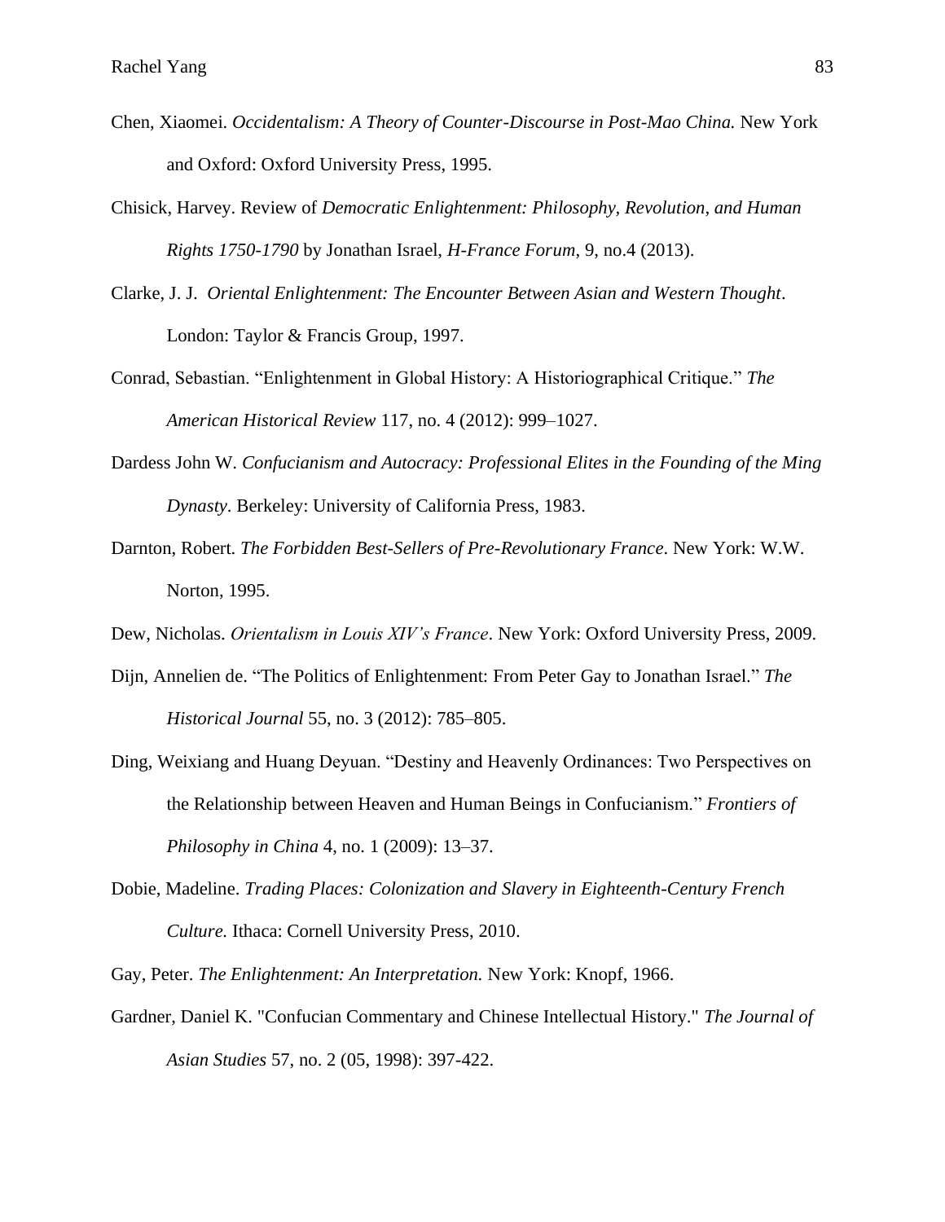Chen, Xiaomei. *Occidentalism: A Theory of Counter-Discourse in Post-Mao China.* New York and Oxford: Oxford University Press, 1995.

Chisick, Harvey. Review of *Democratic Enlightenment: Philosophy, Revolution, and Human Rights 1750-1790* by Jonathan Israel, *H-France Forum*, 9, no.4 (2013).

Clarke, J. J. *Oriental Enlightenment: The Encounter Between Asian and Western Thought*. London: Taylor & Francis Group, 1997.

Conrad, Sebastian. "Enlightenment in Global History: A Historiographical Critique." *The American Historical Review* 117, no. 4 (2012): 999–1027.

Dardess John W. *Confucianism and Autocracy: Professional Elites in the Founding of the Ming Dynasty*. Berkeley: University of California Press, 1983.

Darnton, Robert. *The Forbidden Best-Sellers of Pre-Revolutionary France*. New York: W.W. Norton, 1995.

Dew, Nicholas. *Orientalism in Louis XIV's France*. New York: Oxford University Press, 2009.

Dijn, Annelien de. "The Politics of Enlightenment: From Peter Gay to Jonathan Israel." *The Historical Journal* 55, no. 3 (2012): 785–805.

Ding, Weixiang and Huang Deyuan. "Destiny and Heavenly Ordinances: Two Perspectives on the Relationship between Heaven and Human Beings in Confucianism." *Frontiers of Philosophy in China* 4, no. 1 (2009): 13–37.

Dobie, Madeline. *Trading Places: Colonization and Slavery in Eighteenth-Century French Culture.* Ithaca: Cornell University Press, 2010.

Gay, Peter. *The Enlightenment: An Interpretation.* New York: Knopf, 1966.

Gardner, Daniel K. "Confucian Commentary and Chinese Intellectual History." *The Journal of Asian Studies* 57, no. 2 (05, 1998): 397-422.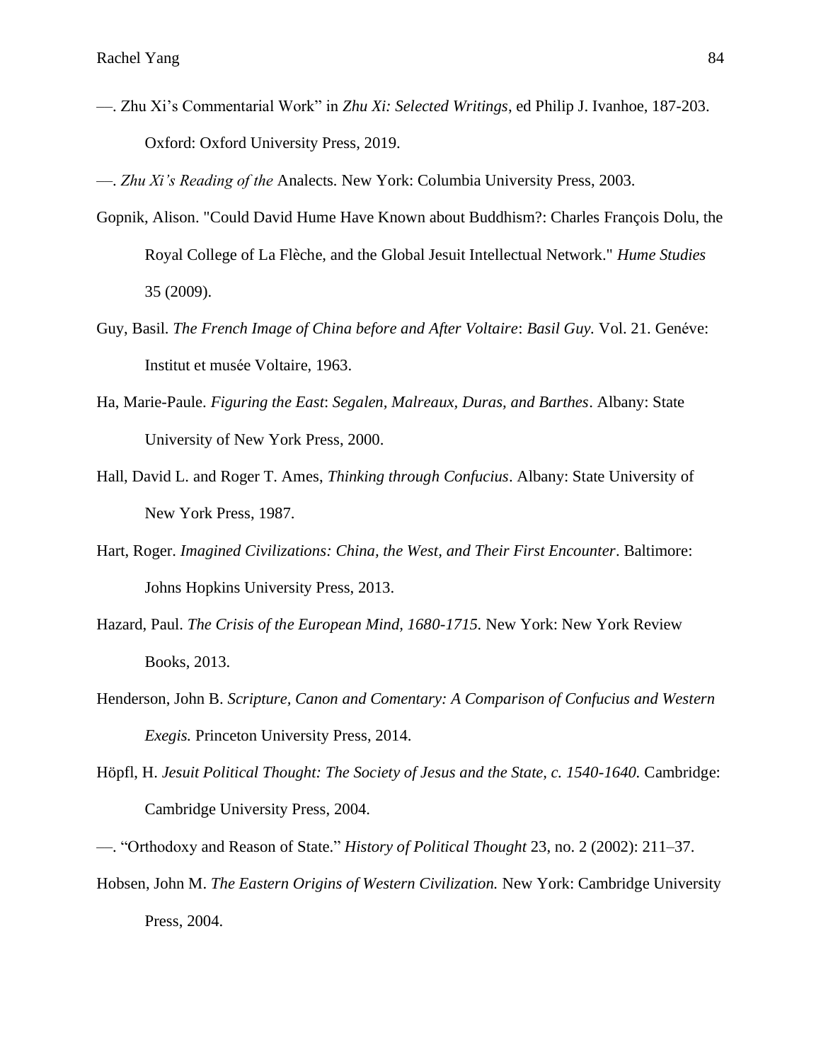—. Zhu Xi's Commentarial Work" in *Zhu Xi: Selected Writings*, ed Philip J. Ivanhoe, 187-203. Oxford: Oxford University Press, 2019.

—. *Zhu Xi's Reading of the* Analects. New York: Columbia University Press, 2003.

Gopnik, Alison. "Could David Hume Have Known about Buddhism?: Charles François Dolu, the Royal College of La Flèche, and the Global Jesuit Intellectual Network." *Hume Studies* 35 (2009).

Guy, Basil. *The French Image of China before and After Voltaire*: *Basil Guy.* Vol. 21. Genéve: Institut et musée Voltaire, 1963.

Ha, Marie-Paule. *Figuring the East*: *Segalen, Malreaux, Duras, and Barthes*. Albany: State University of New York Press, 2000.

Hall, David L. and Roger T. Ames, *Thinking through Confucius*. Albany: State University of New York Press, 1987.

Hart, Roger. *Imagined Civilizations: China, the West, and Their First Encounter*. Baltimore: Johns Hopkins University Press, 2013.

Hazard, Paul. *The Crisis of the European Mind, 1680-1715.* New York: New York Review Books, 2013.

Henderson, John B. *Scripture, Canon and Comentary: A Comparison of Confucius and Western Exegis.* Princeton University Press, 2014.

Höpfl, H. *Jesuit Political Thought: The Society of Jesus and the State, c. 1540-1640.* Cambridge: Cambridge University Press, 2004.

—. "Orthodoxy and Reason of State." *History of Political Thought* 23, no. 2 (2002): 211–37.

Hobsen, John M. *The Eastern Origins of Western Civilization.* New York: Cambridge University Press, 2004.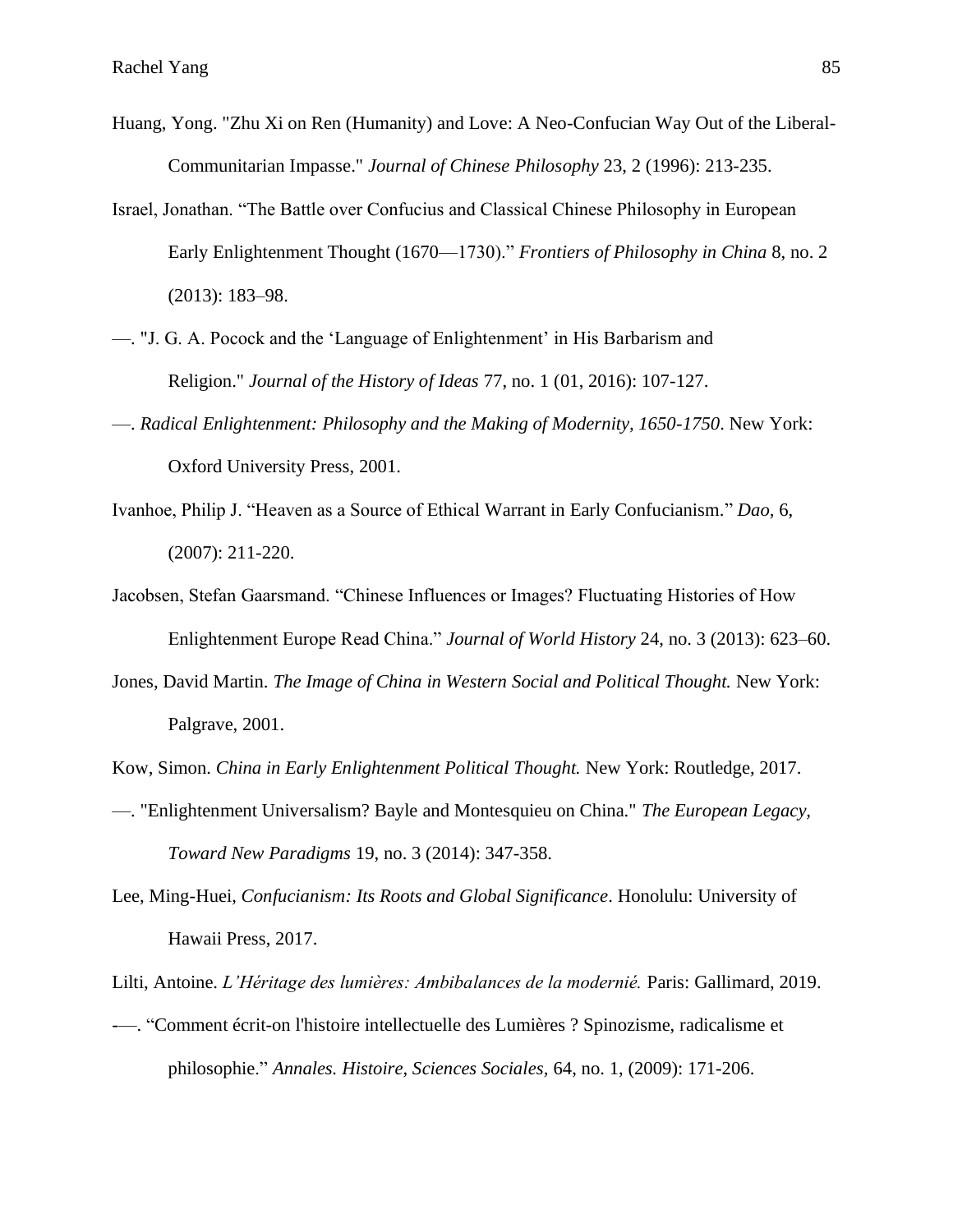Huang, Yong. "Zhu Xi on Ren (Humanity) and Love: A Neo-Confucian Way Out of the Liberal-Communitarian Impasse." *Journal of Chinese Philosophy* 23, 2 (1996): 213-235.

Israel, Jonathan. "The Battle over Confucius and Classical Chinese Philosophy in European Early Enlightenment Thought (1670—1730)." *Frontiers of Philosophy in China* 8, no. 2 (2013): 183–98.

—. "J. G. A. Pocock and the 'Language of Enlightenment' in His Barbarism and Religion." *Journal of the History of Ideas* 77, no. 1 (01, 2016): 107-127.

—. *Radical Enlightenment: Philosophy and the Making of Modernity, 1650-1750*. New York: Oxford University Press, 2001.

Ivanhoe, Philip J. "Heaven as a Source of Ethical Warrant in Early Confucianism." *Dao*, 6, (2007): 211-220.

Jacobsen, Stefan Gaarsmand. "Chinese Influences or Images? Fluctuating Histories of How Enlightenment Europe Read China." *Journal of World History* 24, no. 3 (2013): 623–60.

Jones, David Martin. *The Image of China in Western Social and Political Thought.* New York: Palgrave, 2001.

Kow, Simon. *China in Early Enlightenment Political Thought.* New York: Routledge, 2017.

—. "Enlightenment Universalism? Bayle and Montesquieu on China." *The European Legacy, Toward New Paradigms* 19, no. 3 (2014): 347-358.

Lee, Ming-Huei, *Confucianism: Its Roots and Global Significance*. Honolulu: University of Hawaii Press, 2017.

Lilti, Antoine. *L'Héritage des lumières: Ambibalances de la modernié.* Paris: Gallimard, 2019.

-—. "Comment écrit-on l'histoire intellectuelle des Lumières ? Spinozisme, radicalisme et philosophie." *Annales. Histoire, Sciences Sociales*, 64, no. 1, (2009): 171-206.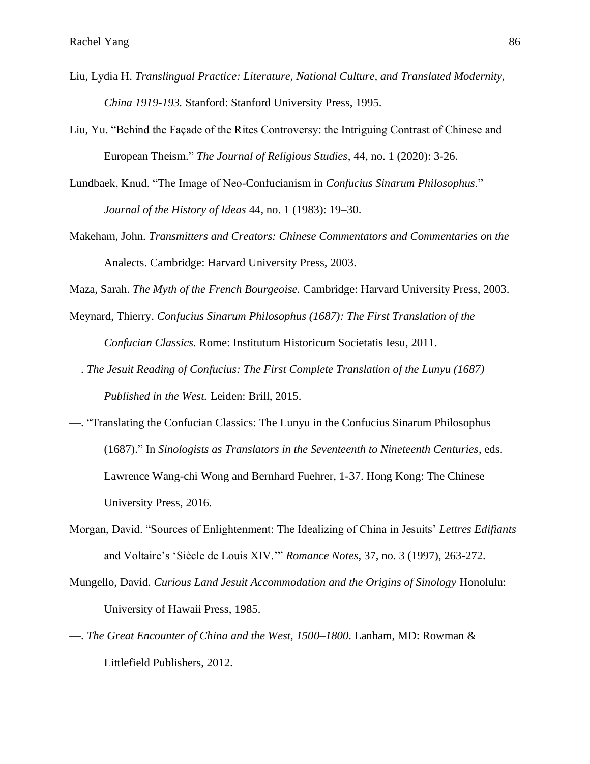Liu, Lydia H. *Translingual Practice: Literature, National Culture, and Translated Modernity, China 1919-193.* Stanford: Stanford University Press, 1995.

Liu, Yu. "Behind the Façade of the Rites Controversy: the Intriguing Contrast of Chinese and European Theism." *The Journal of Religious Studies*, 44, no. 1 (2020): 3-26.

Lundbaek, Knud. "The Image of Neo-Confucianism in *Confucius Sinarum Philosophus*." *Journal of the History of Ideas* 44, no. 1 (1983): 19–30.

Makeham, John. *Transmitters and Creators: Chinese Commentators and Commentaries on the* Analects. Cambridge: Harvard University Press, 2003.

Maza, Sarah. *The Myth of the French Bourgeoise.* Cambridge: Harvard University Press, 2003.

Meynard, Thierry. *Confucius Sinarum Philosophus (1687): The First Translation of the Confucian Classics.* Rome: Institutum Historicum Societatis Iesu, 2011.

—. *The Jesuit Reading of Confucius: The First Complete Translation of the Lunyu (1687) Published in the West.* Leiden: Brill, 2015.

—. "Translating the Confucian Classics: The Lunyu in the Confucius Sinarum Philosophus (1687)." In *Sinologists as Translators in the Seventeenth to Nineteenth Centuries*, eds. Lawrence Wang-chi Wong and Bernhard Fuehrer, 1-37. Hong Kong: The Chinese University Press, 2016.

Morgan, David. "Sources of Enlightenment: The Idealizing of China in Jesuits' *Lettres Edifiants* and Voltaire's 'Siècle de Louis XIV.'" *Romance Notes,* 37, no. 3 (1997), 263-272.

Mungello, David. *Curious Land Jesuit Accommodation and the Origins of Sinology* Honolulu: University of Hawaii Press, 1985.

—. *The Great Encounter of China and the West, 1500–1800.* Lanham, MD: Rowman & Littlefield Publishers, 2012.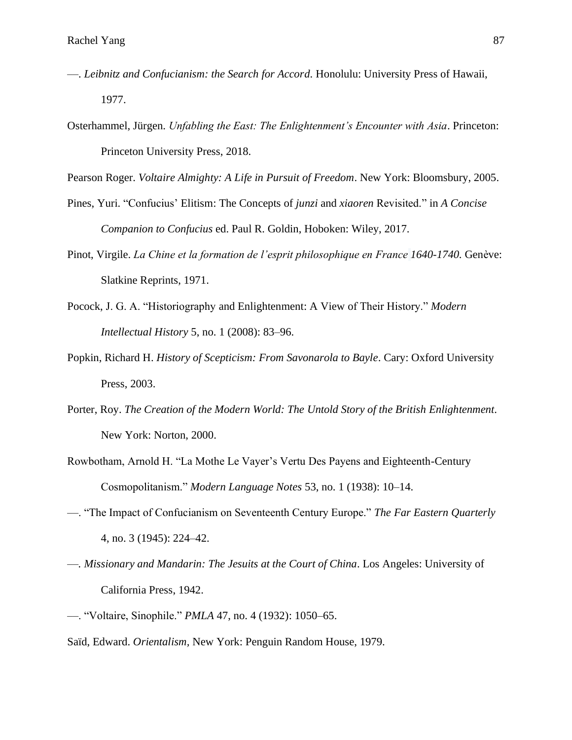—. *Leibnitz and Confucianism: the Search for Accord.* Honolulu: University Press of Hawaii, 1977.

Osterhammel, Jürgen. *Unfabling the East: The Enlightenment's Encounter with Asia*. Princeton: Princeton University Press, 2018.

Pearson Roger. *Voltaire Almighty: A Life in Pursuit of Freedom*. New York: Bloomsbury, 2005.

Pines, Yuri. "Confucius' Elitism: The Concepts of *junzi* and *xiaoren* Revisited." in *A Concise Companion to Confucius* ed. Paul R. Goldin, Hoboken: Wiley, 2017.

Pinot, Virgile. *La Chine et la formation de l'esprit philosophique en France 1640-1740*. Genève: Slatkine Reprints, 1971.

Pocock, J. G. A. "Historiography and Enlightenment: A View of Their History." *Modern Intellectual History* 5, no. 1 (2008): 83–96.

Popkin, Richard H. *History of Scepticism: From Savonarola to Bayle*. Cary: Oxford University Press, 2003.

Porter, Roy. *The Creation of the Modern World: The Untold Story of the British Enlightenment*. New York: Norton, 2000.

Rowbotham, Arnold H. "La Mothe Le Vayer's Vertu Des Payens and Eighteenth-Century Cosmopolitanism." *Modern Language Notes* 53, no. 1 (1938): 10–14.

—. "The Impact of Confucianism on Seventeenth Century Europe." *The Far Eastern Quarterly* 4, no. 3 (1945): 224–42.

—. *Missionary and Mandarin: The Jesuits at the Court of China*. Los Angeles: University of California Press, 1942.

—. "Voltaire, Sinophile." *PMLA* 47, no. 4 (1932): 1050–65.

Saïd, Edward. *Orientalism*, New York: Penguin Random House, 1979.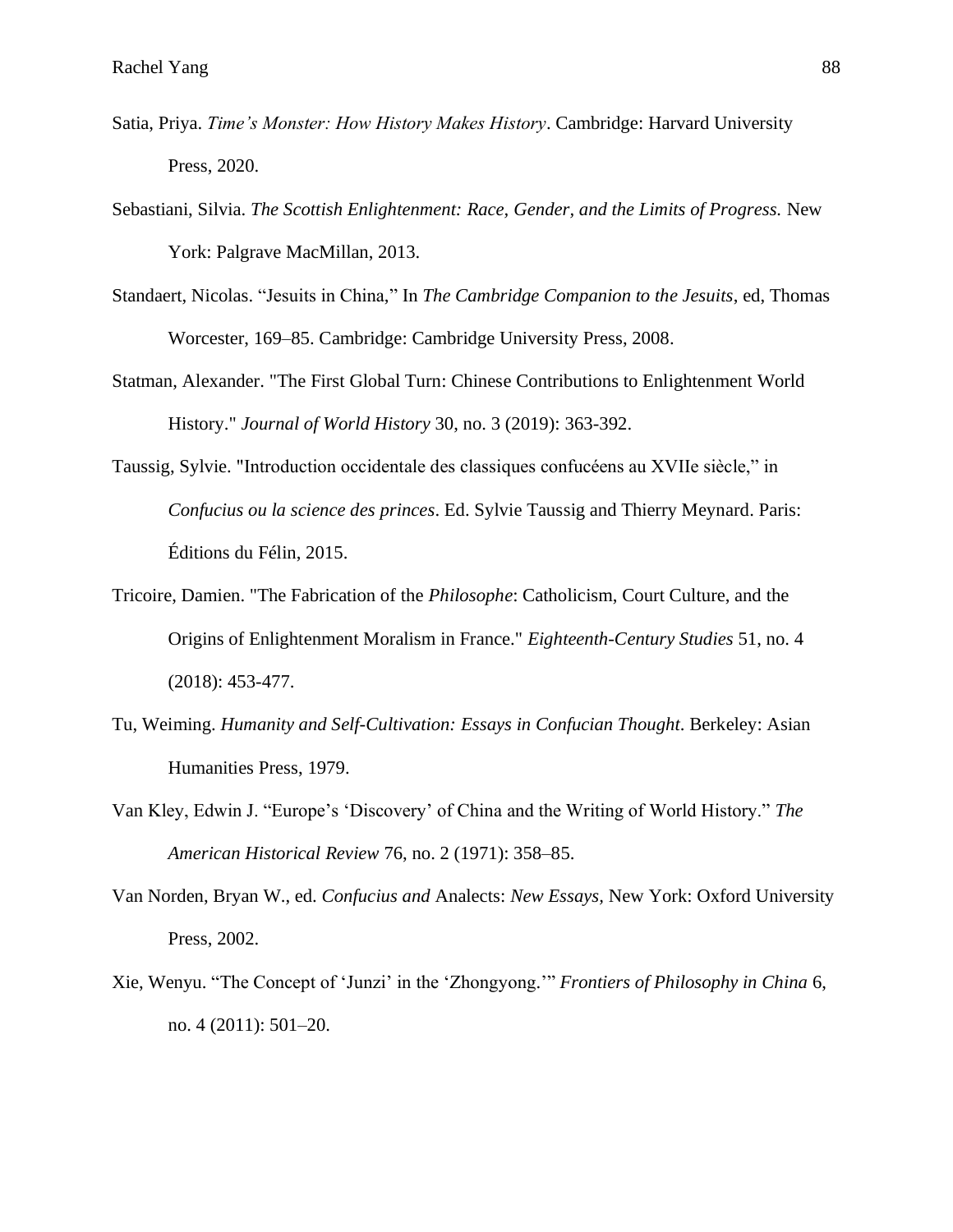Satia, Priya. *Time's Monster: How History Makes History*. Cambridge: Harvard University Press, 2020.

Sebastiani, Silvia. *The Scottish Enlightenment: Race, Gender, and the Limits of Progress.* New York: Palgrave MacMillan, 2013.

Standaert, Nicolas. "Jesuits in China," In *The Cambridge Companion to the Jesuits*, ed, Thomas Worcester, 169–85. Cambridge: Cambridge University Press, 2008.

Statman, Alexander. "The First Global Turn: Chinese Contributions to Enlightenment World History." *Journal of World History* 30, no. 3 (2019): 363-392.

Taussig, Sylvie. "Introduction occidentale des classiques confucéens au XVIIe siècle," in *Confucius ou la science des princes*. Ed. Sylvie Taussig and Thierry Meynard. Paris: Éditions du Félin, 2015.

Tricoire, Damien. "The Fabrication of the *Philosophe*: Catholicism, Court Culture, and the Origins of Enlightenment Moralism in France." *Eighteenth-Century Studies* 51, no. 4 (2018): 453-477.

Tu, Weiming. *Humanity and Self-Cultivation: Essays in Confucian Thought*. Berkeley: Asian Humanities Press, 1979.

Van Kley, Edwin J. "Europe's 'Discovery' of China and the Writing of World History." *The American Historical Review* 76, no. 2 (1971): 358–85.

Van Norden, Bryan W., ed. *Confucius and* Analects: *New Essays,* New York: Oxford University Press, 2002.

Xie, Wenyu. "The Concept of 'Junzi' in the 'Zhongyong.'" *Frontiers of Philosophy in China* 6, no. 4 (2011): 501–20.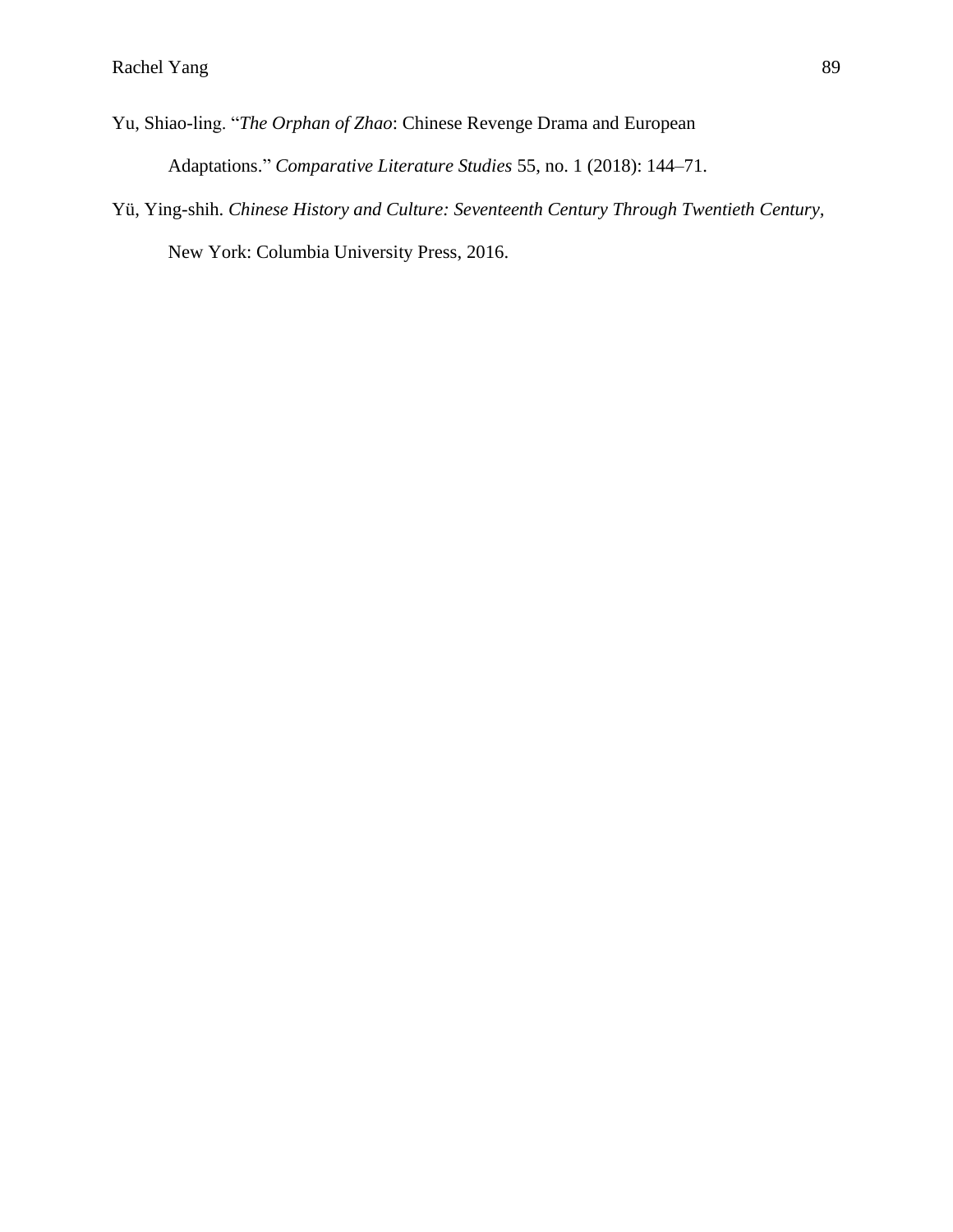Yu, Shiao-ling. "*The Orphan of Zhao*: Chinese Revenge Drama and European Adaptations." *Comparative Literature Studies* 55, no. 1 (2018): 144–71.

Yü, Ying-shih. *Chinese History and Culture: Seventeenth Century Through Twentieth Century*, New York: Columbia University Press, 2016.